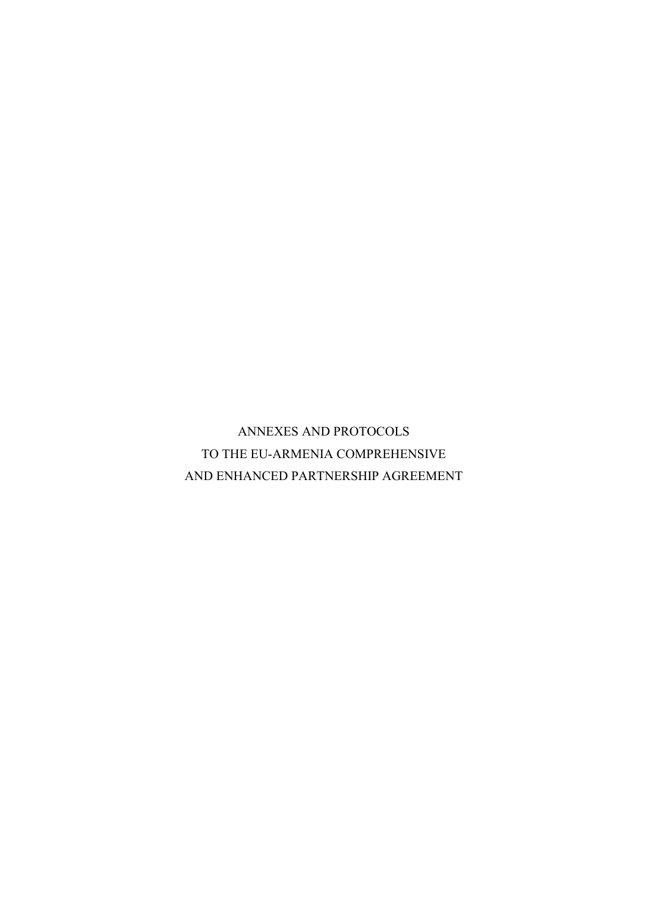# ANNEXES AND PROTOCOLS
# TO THE EU-ARMENIA COMPREHENSIVE
# AND ENHANCED PARTNERSHIP AGREEMENT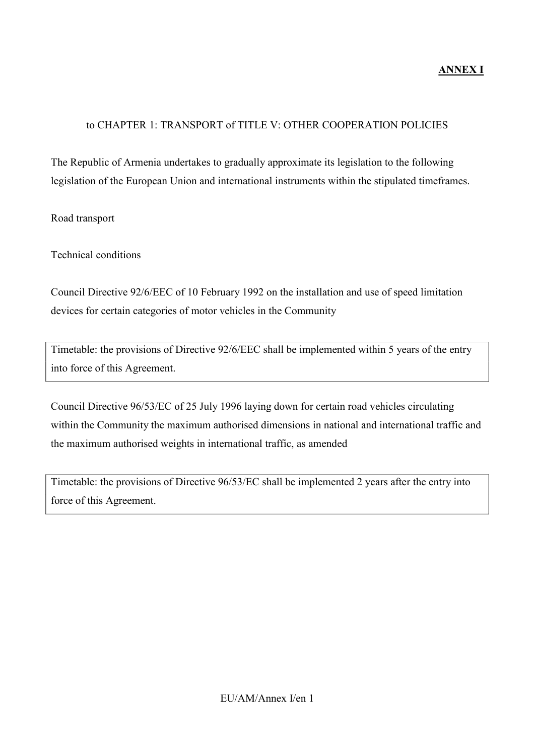**ANNEX I**

to CHAPTER 1: TRANSPORT of TITLE V: OTHER COOPERATION POLICIES

The Republic of Armenia undertakes to gradually approximate its legislation to the following legislation of the European Union and international instruments within the stipulated timeframes.

Road transport

Technical conditions

Council Directive 92/6/EEC of 10 February 1992 on the installation and use of speed limitation devices for certain categories of motor vehicles in the Community

| Timetable: the provisions of Directive 92/6/EEC shall be implemented within 5 years of the entry into force of this Agreement. |
|---|

Council Directive 96/53/EC of 25 July 1996 laying down for certain road vehicles circulating within the Community the maximum authorised dimensions in national and international traffic and the maximum authorised weights in international traffic, as amended

| Timetable: the provisions of Directive 96/53/EC shall be implemented 2 years after the entry into force of this Agreement. |
|---|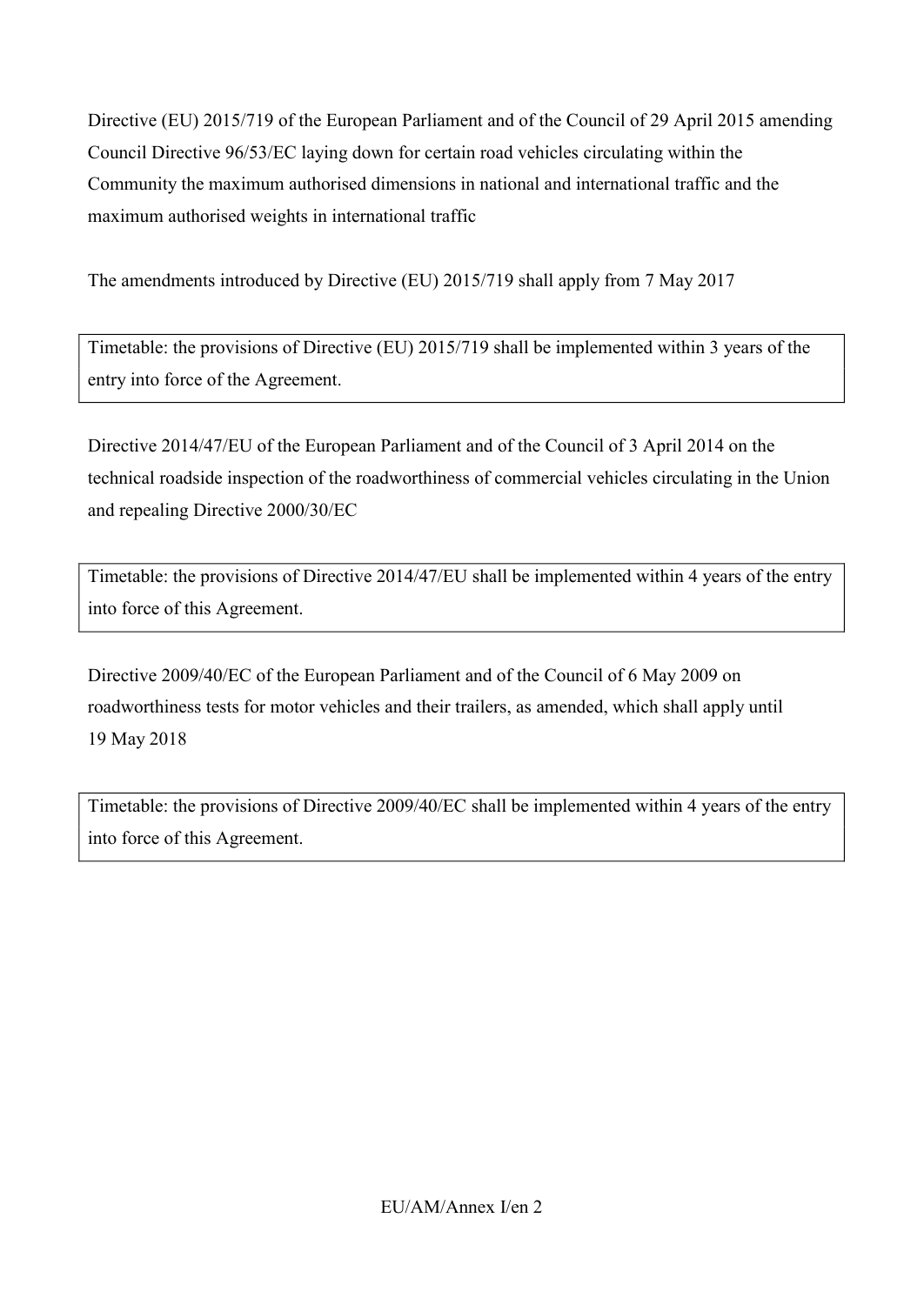Directive (EU) 2015/719 of the European Parliament and of the Council of 29 April 2015 amending Council Directive 96/53/EC laying down for certain road vehicles circulating within the Community the maximum authorised dimensions in national and international traffic and the maximum authorised weights in international traffic

The amendments introduced by Directive (EU) 2015/719 shall apply from 7 May 2017

| Timetable: the provisions of Directive (EU) 2015/719 shall be implemented within 3 years of the entry into force of the Agreement. |
|---|

Directive 2014/47/EU of the European Parliament and of the Council of 3 April 2014 on the technical roadside inspection of the roadworthiness of commercial vehicles circulating in the Union and repealing Directive 2000/30/EC

| Timetable: the provisions of Directive 2014/47/EU shall be implemented within 4 years of the entry into force of this Agreement. |
|---|

Directive 2009/40/EC of the European Parliament and of the Council of 6 May 2009 on roadworthiness tests for motor vehicles and their trailers, as amended, which shall apply until 19 May 2018

| Timetable: the provisions of Directive 2009/40/EC shall be implemented within 4 years of the entry into force of this Agreement. |
|---|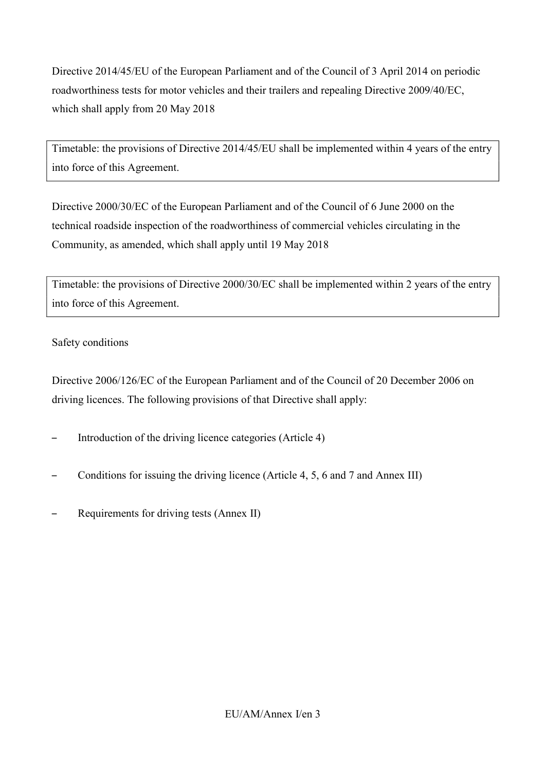Directive 2014/45/EU of the European Parliament and of the Council of 3 April 2014 on periodic roadworthiness tests for motor vehicles and their trailers and repealing Directive 2009/40/EC, which shall apply from 20 May 2018

| Timetable: the provisions of Directive 2014/45/EU shall be implemented within 4 years of the entry into force of this Agreement. |
| --- |

Directive 2000/30/EC of the European Parliament and of the Council of 6 June 2000 on the technical roadside inspection of the roadworthiness of commercial vehicles circulating in the Community, as amended, which shall apply until 19 May 2018

| Timetable: the provisions of Directive 2000/30/EC shall be implemented within 2 years of the entry into force of this Agreement. |
| --- |

Safety conditions

Directive 2006/126/EC of the European Parliament and of the Council of 20 December 2006 on driving licences. The following provisions of that Directive shall apply:

- Introduction of the driving licence categories (Article 4)
- Conditions for issuing the driving licence (Article 4, 5, 6 and 7 and Annex III)
- Requirements for driving tests (Annex II)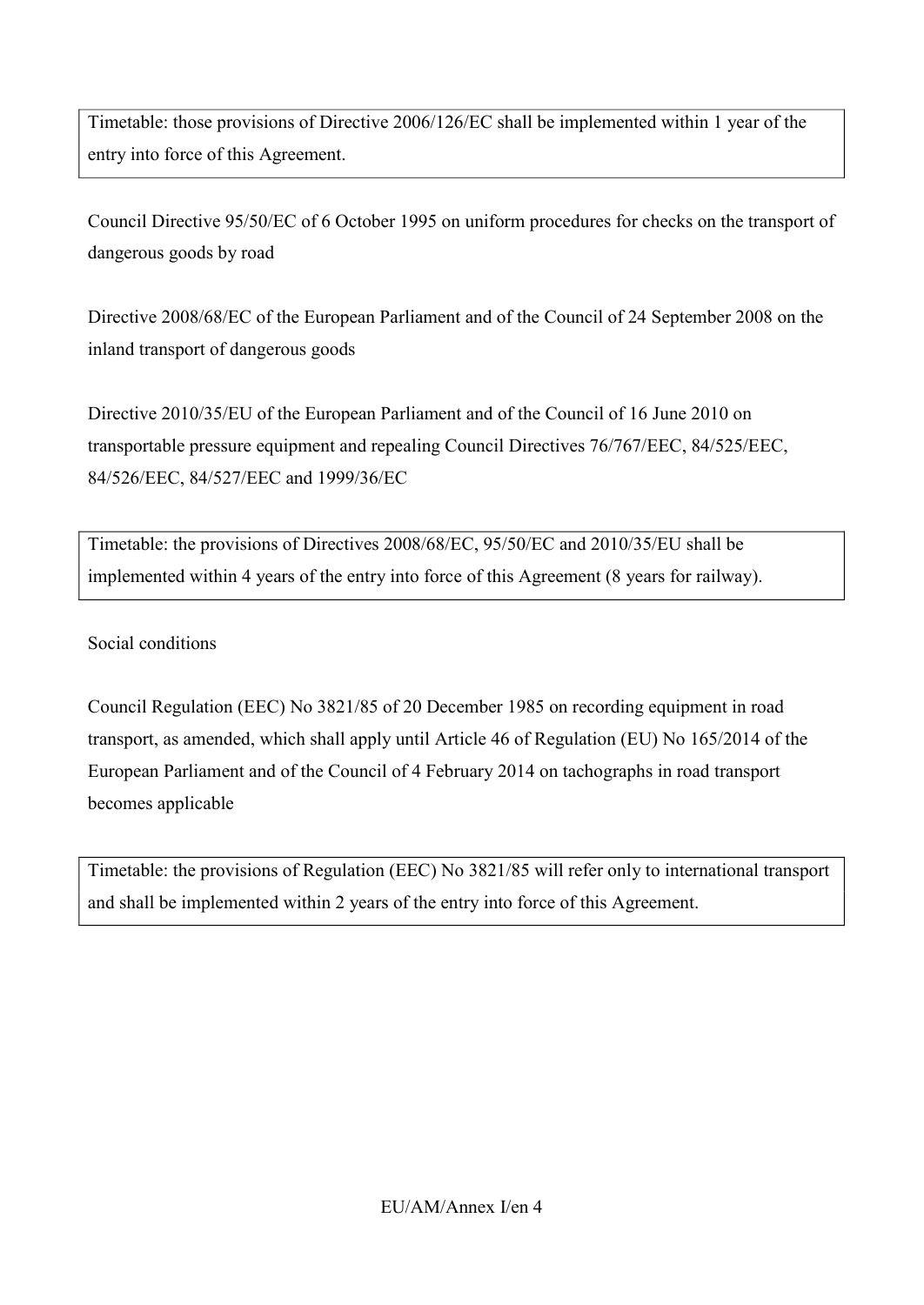Timetable: those provisions of Directive 2006/126/EC shall be implemented within 1 year of the entry into force of this Agreement.

Council Directive 95/50/EC of 6 October 1995 on uniform procedures for checks on the transport of dangerous goods by road

Directive 2008/68/EC of the European Parliament and of the Council of 24 September 2008 on the inland transport of dangerous goods

Directive 2010/35/EU of the European Parliament and of the Council of 16 June 2010 on transportable pressure equipment and repealing Council Directives 76/767/EEC, 84/525/EEC, 84/526/EEC, 84/527/EEC and 1999/36/EC

Timetable: the provisions of Directives 2008/68/EC, 95/50/EC and 2010/35/EU shall be implemented within 4 years of the entry into force of this Agreement (8 years for railway).

Social conditions

Council Regulation (EEC) No 3821/85 of 20 December 1985 on recording equipment in road transport, as amended, which shall apply until Article 46 of Regulation (EU) No 165/2014 of the European Parliament and of the Council of 4 February 2014 on tachographs in road transport becomes applicable

Timetable: the provisions of Regulation (EEC) No 3821/85 will refer only to international transport and shall be implemented within 2 years of the entry into force of this Agreement.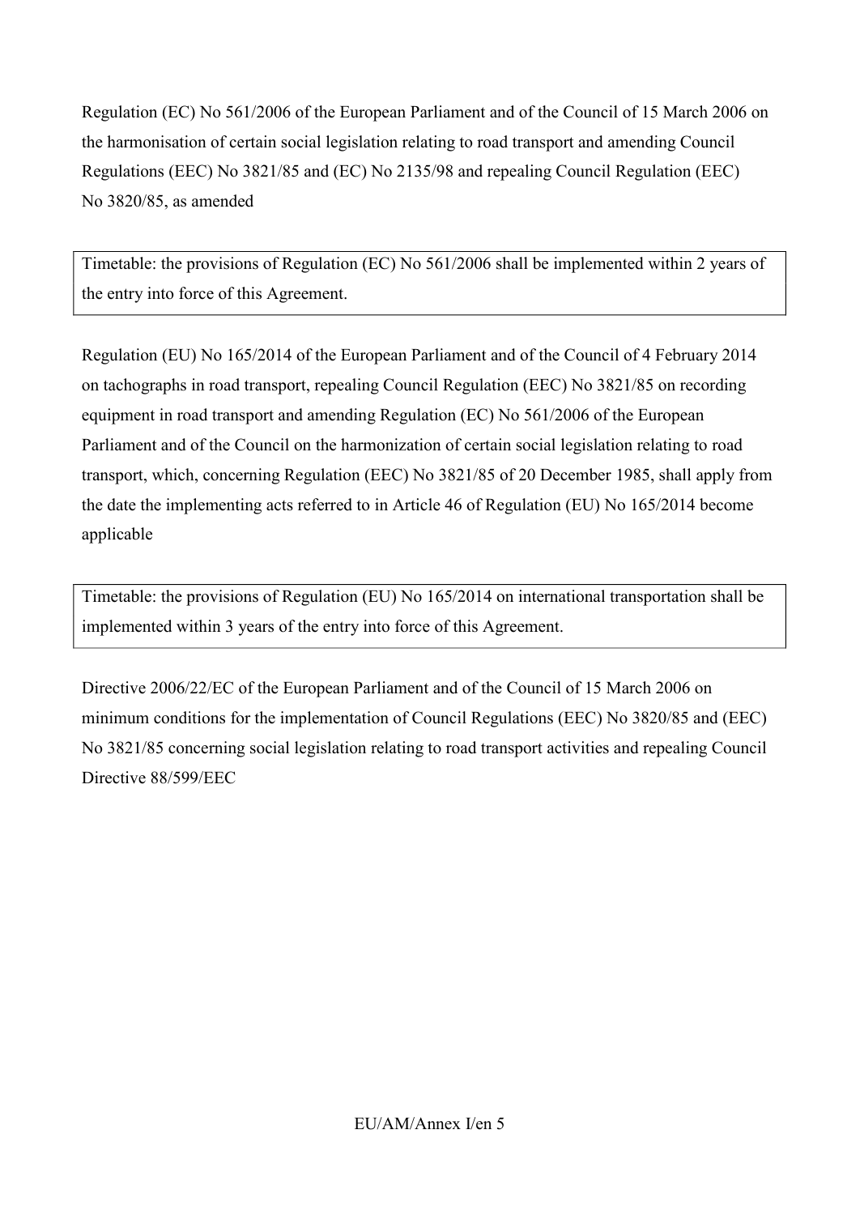Regulation (EC) No 561/2006 of the European Parliament and of the Council of 15 March 2006 on the harmonisation of certain social legislation relating to road transport and amending Council Regulations (EEC) No 3821/85 and (EC) No 2135/98 and repealing Council Regulation (EEC) No 3820/85, as amended

| Timetable: the provisions of Regulation (EC) No 561/2006 shall be implemented within 2 years of the entry into force of this Agreement. |
| --- |

Regulation (EU) No 165/2014 of the European Parliament and of the Council of 4 February 2014 on tachographs in road transport, repealing Council Regulation (EEC) No 3821/85 on recording equipment in road transport and amending Regulation (EC) No 561/2006 of the European Parliament and of the Council on the harmonization of certain social legislation relating to road transport, which, concerning Regulation (EEC) No 3821/85 of 20 December 1985, shall apply from the date the implementing acts referred to in Article 46 of Regulation (EU) No 165/2014 become applicable

| Timetable: the provisions of Regulation (EU) No 165/2014 on international transportation shall be implemented within 3 years of the entry into force of this Agreement. |
| --- |

Directive 2006/22/EC of the European Parliament and of the Council of 15 March 2006 on minimum conditions for the implementation of Council Regulations (EEC) No 3820/85 and (EEC) No 3821/85 concerning social legislation relating to road transport activities and repealing Council Directive 88/599/EEC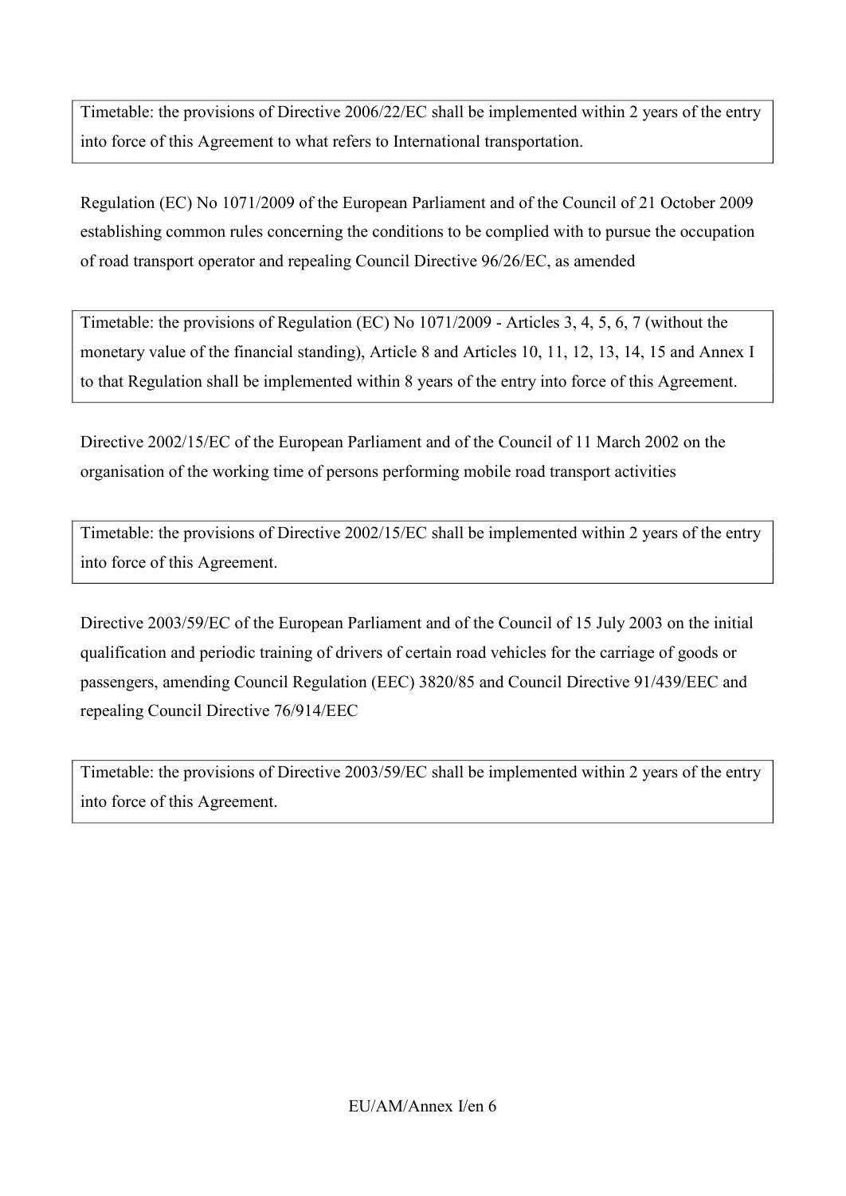Timetable: the provisions of Directive 2006/22/EC shall be implemented within 2 years of the entry into force of this Agreement to what refers to International transportation.

Regulation (EC) No 1071/2009 of the European Parliament and of the Council of 21 October 2009 establishing common rules concerning the conditions to be complied with to pursue the occupation of road transport operator and repealing Council Directive 96/26/EC, as amended

Timetable: the provisions of Regulation (EC) No 1071/2009 - Articles 3, 4, 5, 6, 7 (without the monetary value of the financial standing), Article 8 and Articles 10, 11, 12, 13, 14, 15 and Annex I to that Regulation shall be implemented within 8 years of the entry into force of this Agreement.

Directive 2002/15/EC of the European Parliament and of the Council of 11 March 2002 on the organisation of the working time of persons performing mobile road transport activities

Timetable: the provisions of Directive 2002/15/EC shall be implemented within 2 years of the entry into force of this Agreement.

Directive 2003/59/EC of the European Parliament and of the Council of 15 July 2003 on the initial qualification and periodic training of drivers of certain road vehicles for the carriage of goods or passengers, amending Council Regulation (EEC) 3820/85 and Council Directive 91/439/EEC and repealing Council Directive 76/914/EEC

Timetable: the provisions of Directive 2003/59/EC shall be implemented within 2 years of the entry into force of this Agreement.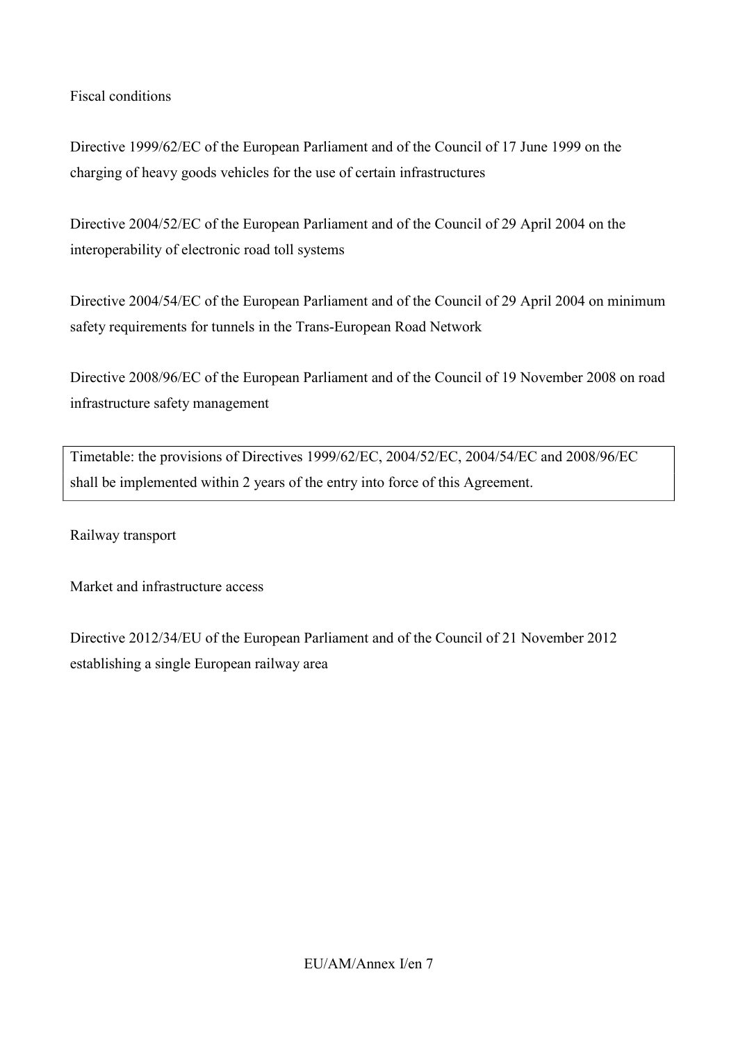Fiscal conditions

Directive 1999/62/EC of the European Parliament and of the Council of 17 June 1999 on the charging of heavy goods vehicles for the use of certain infrastructures

Directive 2004/52/EC of the European Parliament and of the Council of 29 April 2004 on the interoperability of electronic road toll systems

Directive 2004/54/EC of the European Parliament and of the Council of 29 April 2004 on minimum safety requirements for tunnels in the Trans-European Road Network

Directive 2008/96/EC of the European Parliament and of the Council of 19 November 2008 on road infrastructure safety management

| Timetable: the provisions of Directives 1999/62/EC, 2004/52/EC, 2004/54/EC and 2008/96/EC shall be implemented within 2 years of the entry into force of this Agreement. |
| --- |

Railway transport

Market and infrastructure access

Directive 2012/34/EU of the European Parliament and of the Council of 21 November 2012 establishing a single European railway area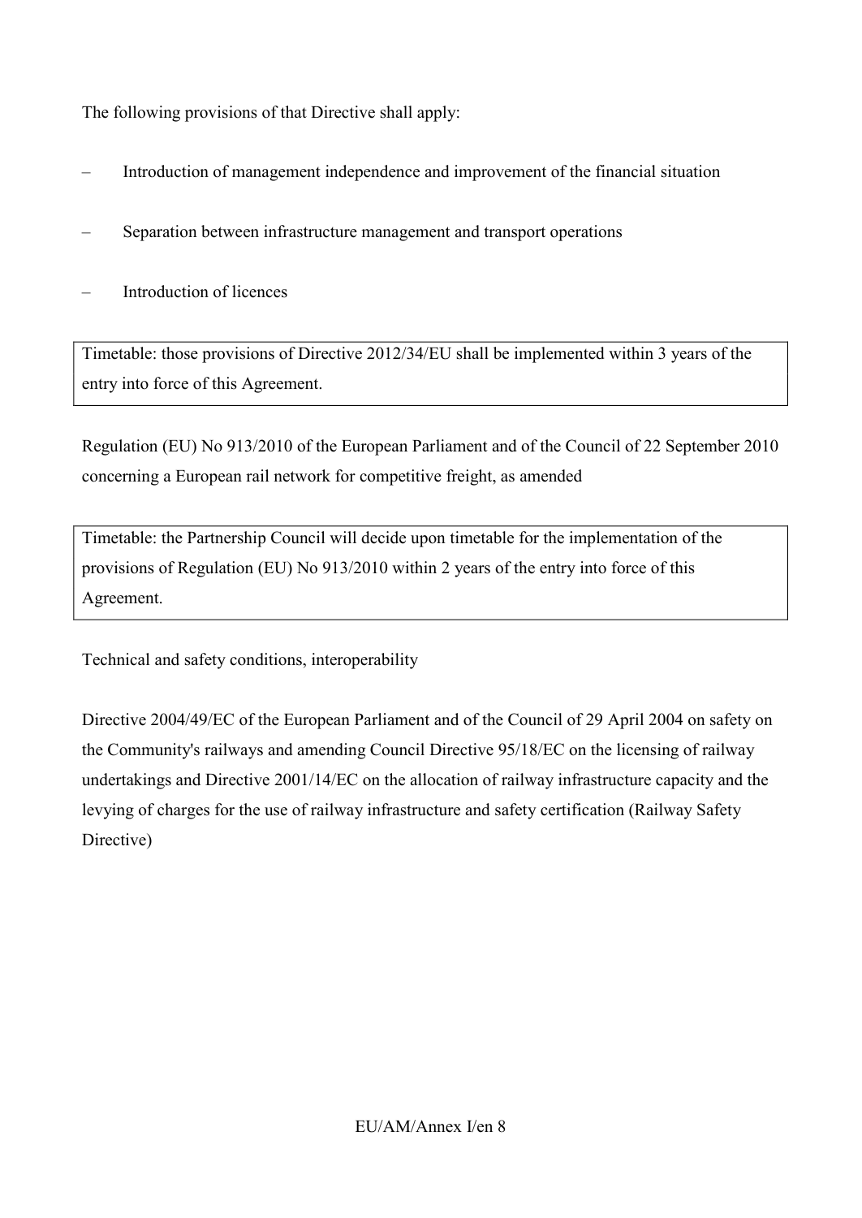The following provisions of that Directive shall apply:

– Introduction of management independence and improvement of the financial situation

– Separation between infrastructure management and transport operations

– Introduction of licences

| Timetable: those provisions of Directive 2012/34/EU shall be implemented within 3 years of the entry into force of this Agreement. |
|---|

Regulation (EU) No 913/2010 of the European Parliament and of the Council of 22 September 2010 concerning a European rail network for competitive freight, as amended

| Timetable: the Partnership Council will decide upon timetable for the implementation of the provisions of Regulation (EU) No 913/2010 within 2 years of the entry into force of this Agreement. |
|---|

Technical and safety conditions, interoperability

Directive 2004/49/EC of the European Parliament and of the Council of 29 April 2004 on safety on the Community's railways and amending Council Directive 95/18/EC on the licensing of railway undertakings and Directive 2001/14/EC on the allocation of railway infrastructure capacity and the levying of charges for the use of railway infrastructure and safety certification (Railway Safety Directive)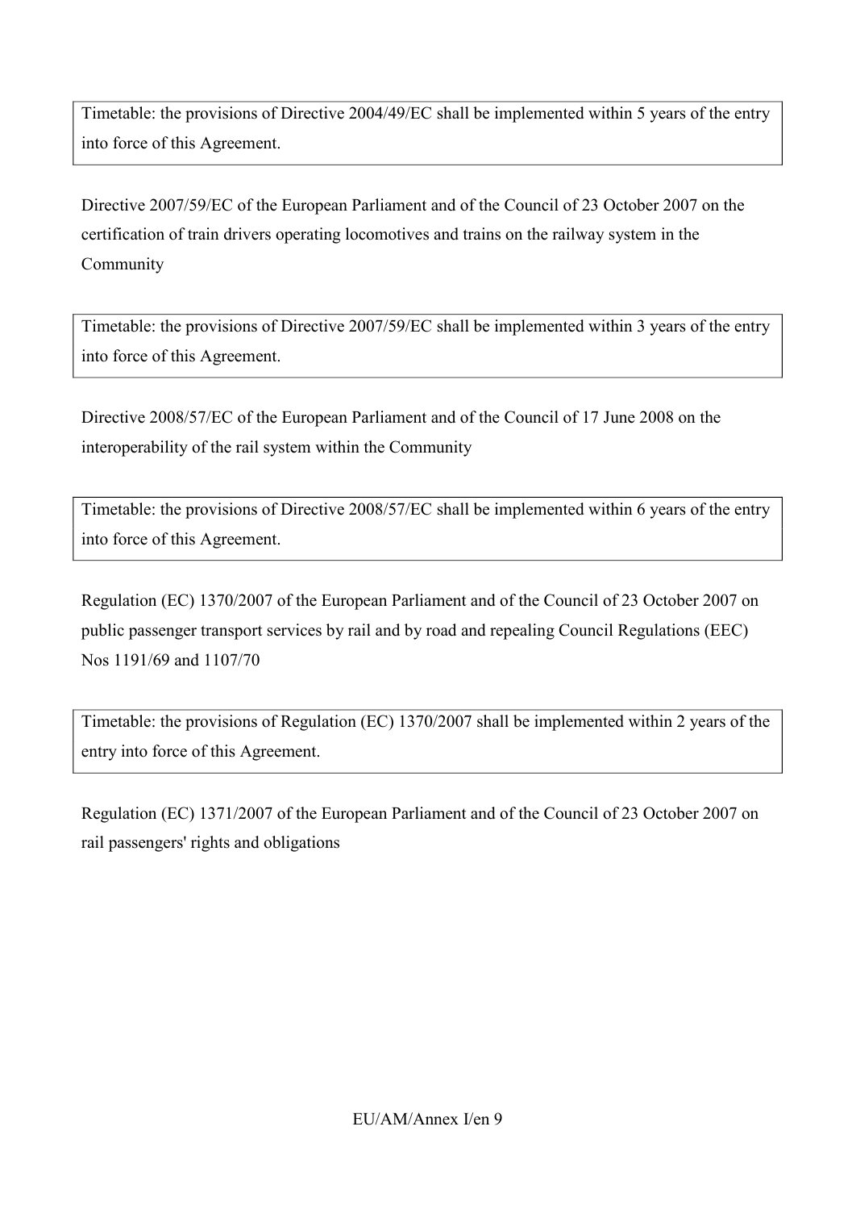Timetable: the provisions of Directive 2004/49/EC shall be implemented within 5 years of the entry into force of this Agreement.

Directive 2007/59/EC of the European Parliament and of the Council of 23 October 2007 on the certification of train drivers operating locomotives and trains on the railway system in the Community

Timetable: the provisions of Directive 2007/59/EC shall be implemented within 3 years of the entry into force of this Agreement.

Directive 2008/57/EC of the European Parliament and of the Council of 17 June 2008 on the interoperability of the rail system within the Community

Timetable: the provisions of Directive 2008/57/EC shall be implemented within 6 years of the entry into force of this Agreement.

Regulation (EC) 1370/2007 of the European Parliament and of the Council of 23 October 2007 on public passenger transport services by rail and by road and repealing Council Regulations (EEC) Nos 1191/69 and 1107/70

Timetable: the provisions of Regulation (EC) 1370/2007 shall be implemented within 2 years of the entry into force of this Agreement.

Regulation (EC) 1371/2007 of the European Parliament and of the Council of 23 October 2007 on rail passengers' rights and obligations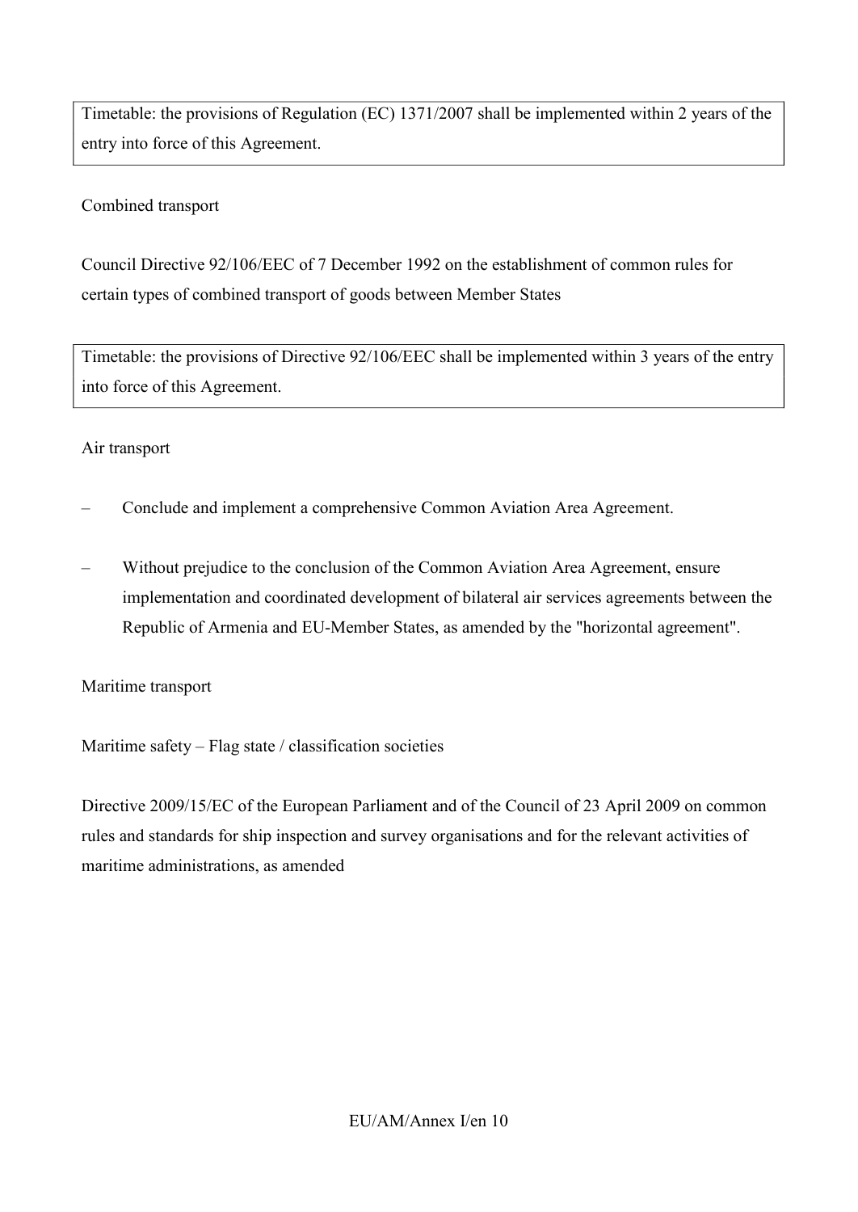Timetable: the provisions of Regulation (EC) 1371/2007 shall be implemented within 2 years of the entry into force of this Agreement.

Combined transport

Council Directive 92/106/EEC of 7 December 1992 on the establishment of common rules for certain types of combined transport of goods between Member States

Timetable: the provisions of Directive 92/106/EEC shall be implemented within 3 years of the entry into force of this Agreement.

Air transport

– Conclude and implement a comprehensive Common Aviation Area Agreement.

– Without prejudice to the conclusion of the Common Aviation Area Agreement, ensure implementation and coordinated development of bilateral air services agreements between the Republic of Armenia and EU-Member States, as amended by the "horizontal agreement".

Maritime transport

Maritime safety – Flag state / classification societies

Directive 2009/15/EC of the European Parliament and of the Council of 23 April 2009 on common rules and standards for ship inspection and survey organisations and for the relevant activities of maritime administrations, as amended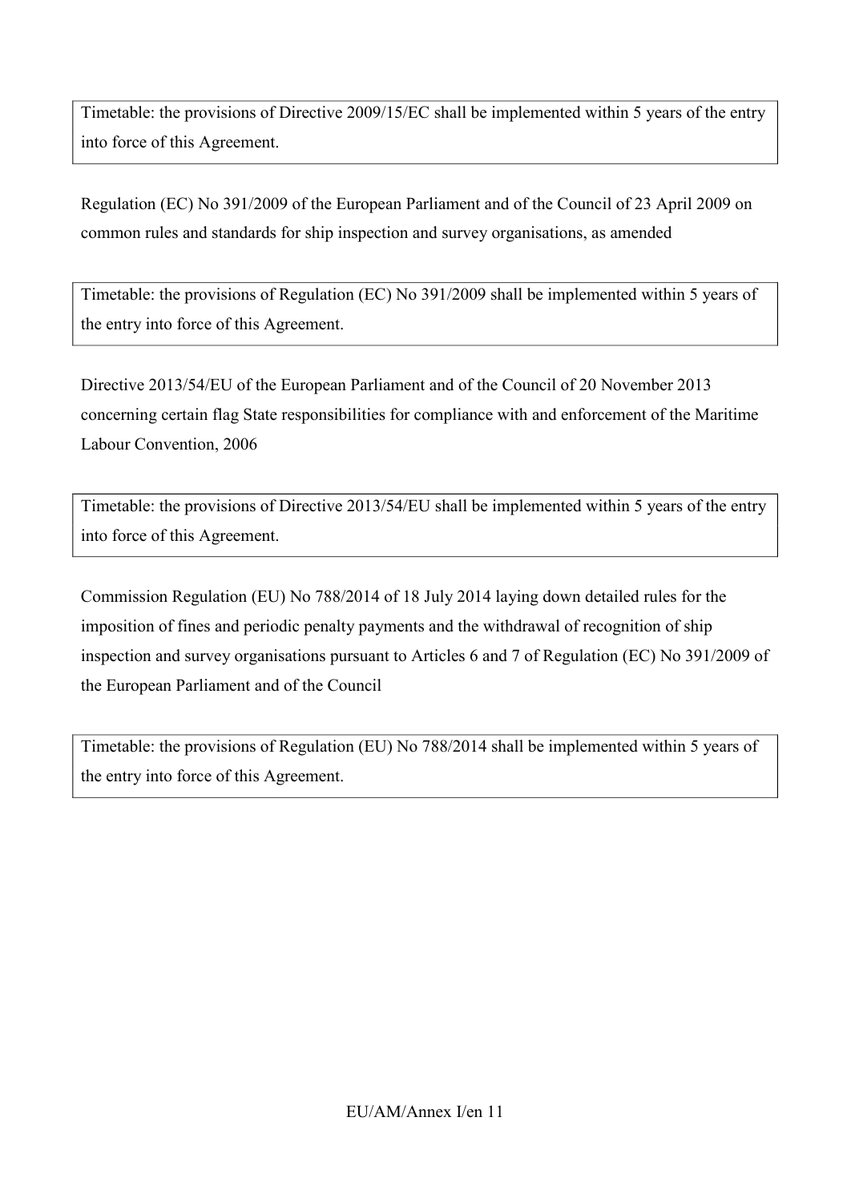Timetable: the provisions of Directive 2009/15/EC shall be implemented within 5 years of the entry into force of this Agreement.

Regulation (EC) No 391/2009 of the European Parliament and of the Council of 23 April 2009 on common rules and standards for ship inspection and survey organisations, as amended

Timetable: the provisions of Regulation (EC) No 391/2009 shall be implemented within 5 years of the entry into force of this Agreement.

Directive 2013/54/EU of the European Parliament and of the Council of 20 November 2013 concerning certain flag State responsibilities for compliance with and enforcement of the Maritime Labour Convention, 2006

Timetable: the provisions of Directive 2013/54/EU shall be implemented within 5 years of the entry into force of this Agreement.

Commission Regulation (EU) No 788/2014 of 18 July 2014 laying down detailed rules for the imposition of fines and periodic penalty payments and the withdrawal of recognition of ship inspection and survey organisations pursuant to Articles 6 and 7 of Regulation (EC) No 391/2009 of the European Parliament and of the Council

Timetable: the provisions of Regulation (EU) No 788/2014 shall be implemented within 5 years of the entry into force of this Agreement.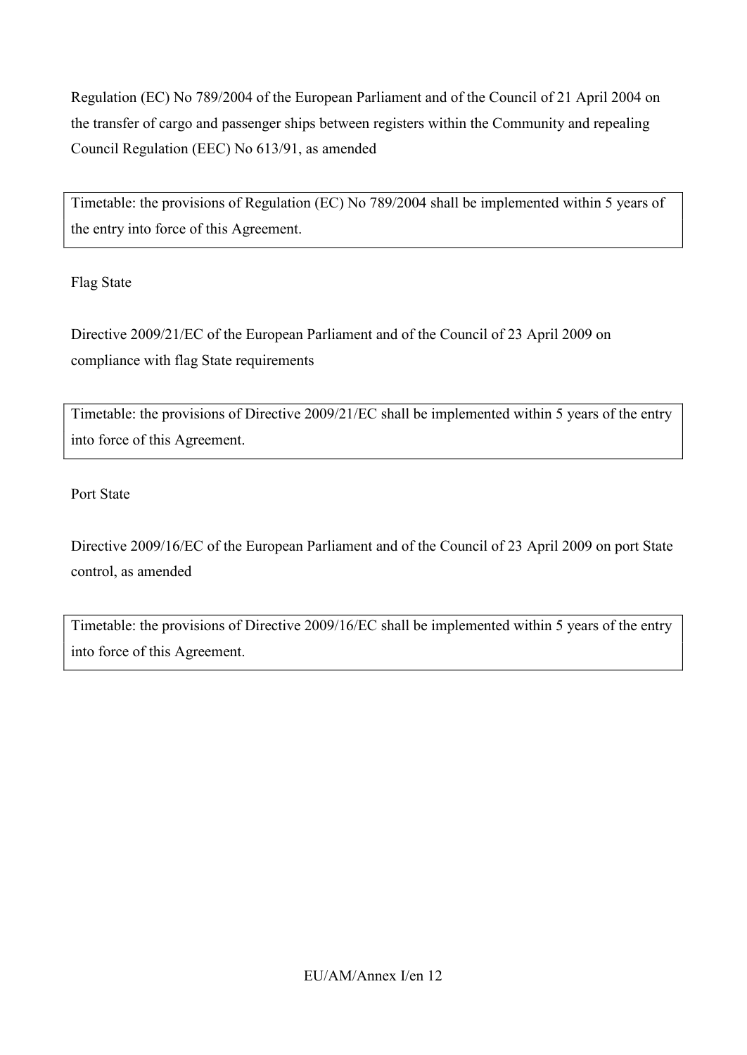Regulation (EC) No 789/2004 of the European Parliament and of the Council of 21 April 2004 on the transfer of cargo and passenger ships between registers within the Community and repealing Council Regulation (EEC) No 613/91, as amended

| Timetable: the provisions of Regulation (EC) No 789/2004 shall be implemented within 5 years of the entry into force of this Agreement. |
|---|

Flag State

Directive 2009/21/EC of the European Parliament and of the Council of 23 April 2009 on compliance with flag State requirements

| Timetable: the provisions of Directive 2009/21/EC shall be implemented within 5 years of the entry into force of this Agreement. |
|---|

Port State

Directive 2009/16/EC of the European Parliament and of the Council of 23 April 2009 on port State control, as amended

| Timetable: the provisions of Directive 2009/16/EC shall be implemented within 5 years of the entry into force of this Agreement. |
|---|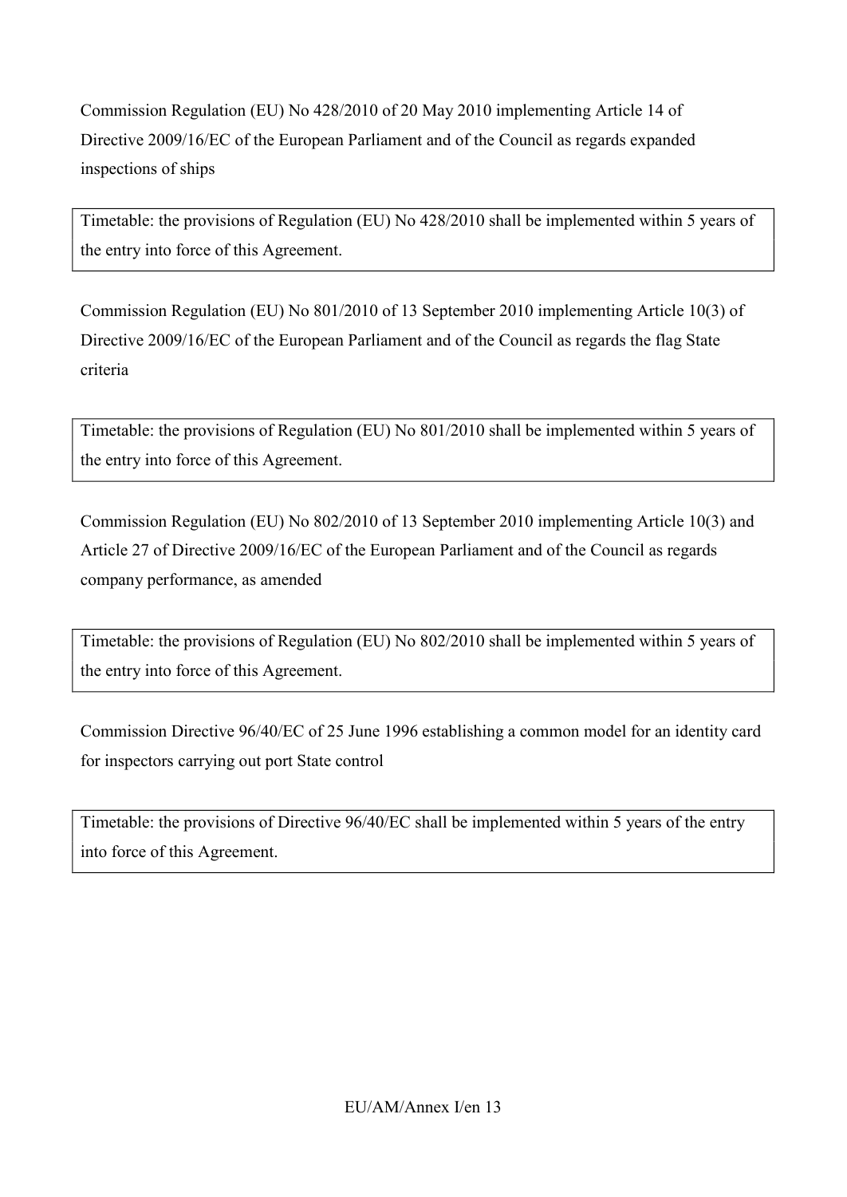Commission Regulation (EU) No 428/2010 of 20 May 2010 implementing Article 14 of Directive 2009/16/EC of the European Parliament and of the Council as regards expanded inspections of ships

| Timetable: the provisions of Regulation (EU) No 428/2010 shall be implemented within 5 years of the entry into force of this Agreement. |
| --- |

Commission Regulation (EU) No 801/2010 of 13 September 2010 implementing Article 10(3) of Directive 2009/16/EC of the European Parliament and of the Council as regards the flag State criteria

| Timetable: the provisions of Regulation (EU) No 801/2010 shall be implemented within 5 years of the entry into force of this Agreement. |
| --- |

Commission Regulation (EU) No 802/2010 of 13 September 2010 implementing Article 10(3) and Article 27 of Directive 2009/16/EC of the European Parliament and of the Council as regards company performance, as amended

| Timetable: the provisions of Regulation (EU) No 802/2010 shall be implemented within 5 years of the entry into force of this Agreement. |
| --- |

Commission Directive 96/40/EC of 25 June 1996 establishing a common model for an identity card for inspectors carrying out port State control

| Timetable: the provisions of Directive 96/40/EC shall be implemented within 5 years of the entry into force of this Agreement. |
| --- |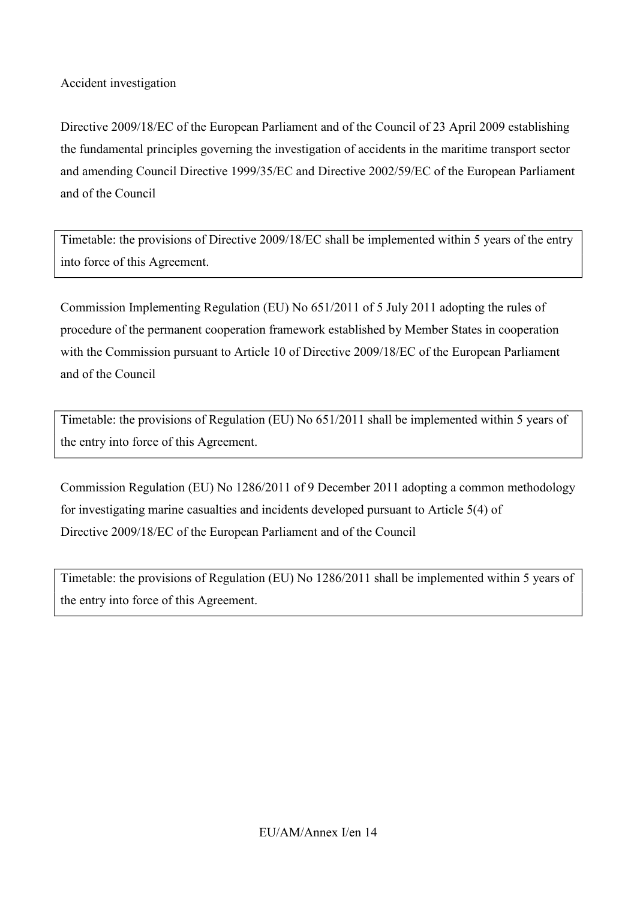Accident investigation

Directive 2009/18/EC of the European Parliament and of the Council of 23 April 2009 establishing the fundamental principles governing the investigation of accidents in the maritime transport sector and amending Council Directive 1999/35/EC and Directive 2002/59/EC of the European Parliament and of the Council

| Timetable: the provisions of Directive 2009/18/EC shall be implemented within 5 years of the entry into force of this Agreement. |
|---|

Commission Implementing Regulation (EU) No 651/2011 of 5 July 2011 adopting the rules of procedure of the permanent cooperation framework established by Member States in cooperation with the Commission pursuant to Article 10 of Directive 2009/18/EC of the European Parliament and of the Council

| Timetable: the provisions of Regulation (EU) No 651/2011 shall be implemented within 5 years of the entry into force of this Agreement. |
|---|

Commission Regulation (EU) No 1286/2011 of 9 December 2011 adopting a common methodology for investigating marine casualties and incidents developed pursuant to Article 5(4) of Directive 2009/18/EC of the European Parliament and of the Council

| Timetable: the provisions of Regulation (EU) No 1286/2011 shall be implemented within 5 years of the entry into force of this Agreement. |
|---|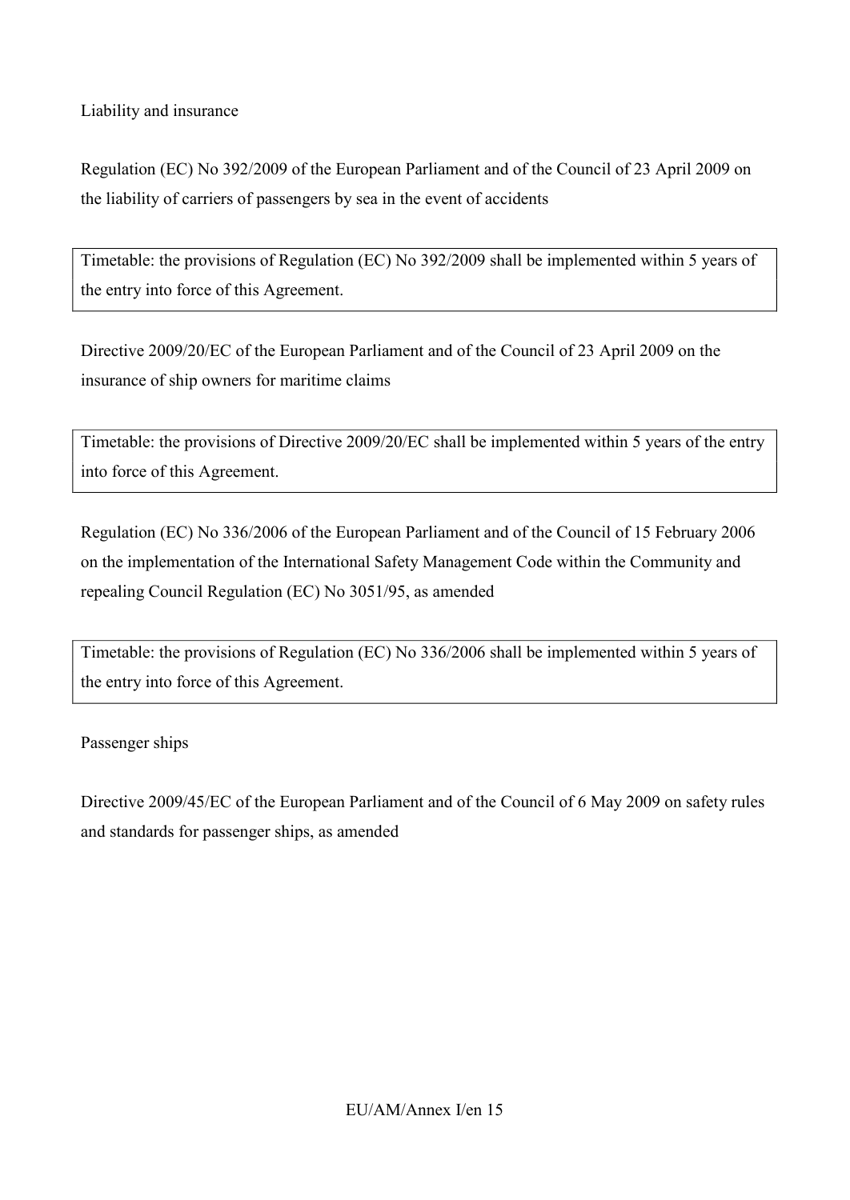Liability and insurance

Regulation (EC) No 392/2009 of the European Parliament and of the Council of 23 April 2009 on the liability of carriers of passengers by sea in the event of accidents

| Timetable: the provisions of Regulation (EC) No 392/2009 shall be implemented within 5 years of the entry into force of this Agreement. |
| --- |

Directive 2009/20/EC of the European Parliament and of the Council of 23 April 2009 on the insurance of ship owners for maritime claims

| Timetable: the provisions of Directive 2009/20/EC shall be implemented within 5 years of the entry into force of this Agreement. |
| --- |

Regulation (EC) No 336/2006 of the European Parliament and of the Council of 15 February 2006 on the implementation of the International Safety Management Code within the Community and repealing Council Regulation (EC) No 3051/95, as amended

| Timetable: the provisions of Regulation (EC) No 336/2006 shall be implemented within 5 years of the entry into force of this Agreement. |
| --- |

Passenger ships

Directive 2009/45/EC of the European Parliament and of the Council of 6 May 2009 on safety rules and standards for passenger ships, as amended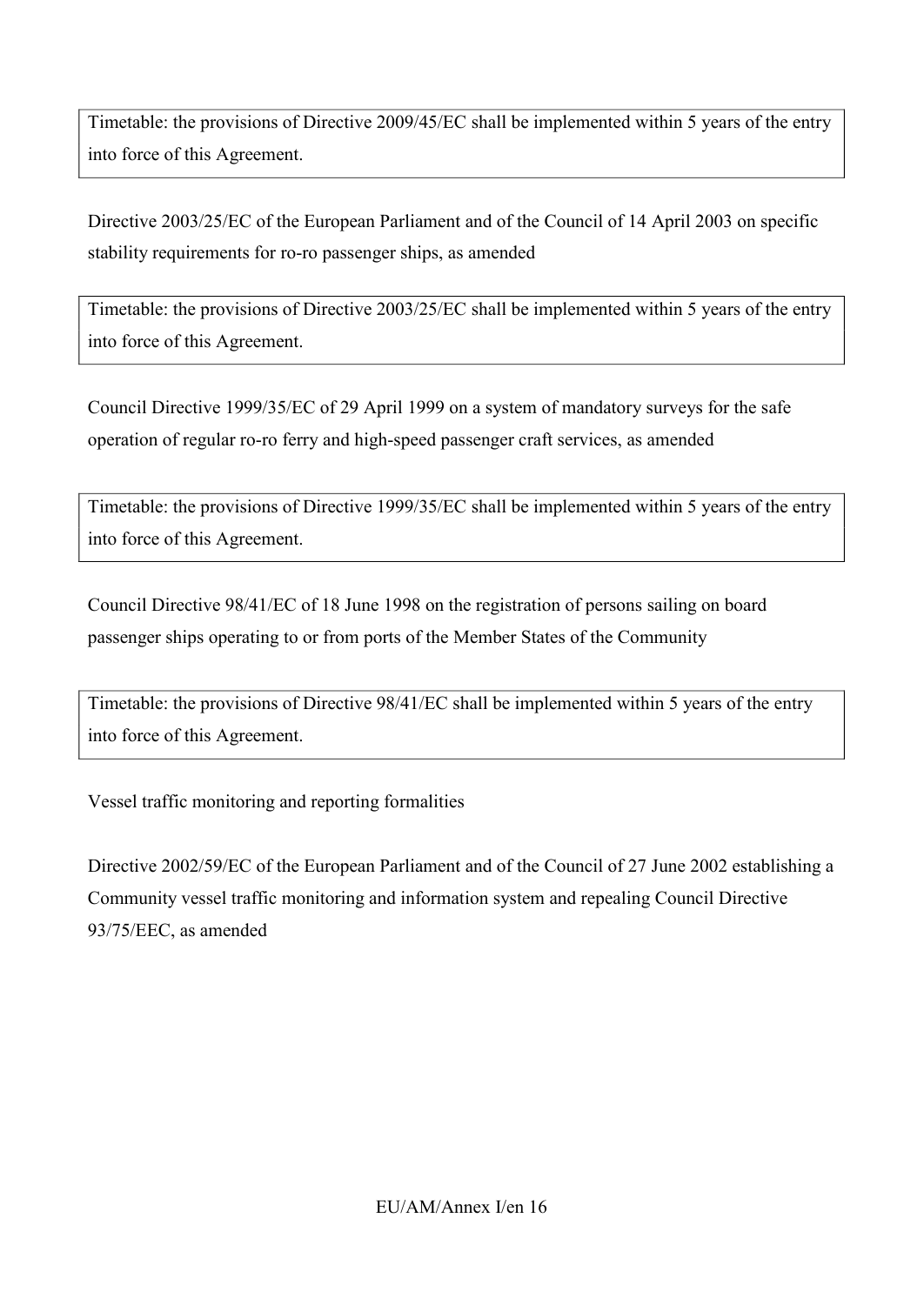Timetable: the provisions of Directive 2009/45/EC shall be implemented within 5 years of the entry into force of this Agreement.

Directive 2003/25/EC of the European Parliament and of the Council of 14 April 2003 on specific stability requirements for ro-ro passenger ships, as amended

Timetable: the provisions of Directive 2003/25/EC shall be implemented within 5 years of the entry into force of this Agreement.

Council Directive 1999/35/EC of 29 April 1999 on a system of mandatory surveys for the safe operation of regular ro-ro ferry and high-speed passenger craft services, as amended

Timetable: the provisions of Directive 1999/35/EC shall be implemented within 5 years of the entry into force of this Agreement.

Council Directive 98/41/EC of 18 June 1998 on the registration of persons sailing on board passenger ships operating to or from ports of the Member States of the Community

Timetable: the provisions of Directive 98/41/EC shall be implemented within 5 years of the entry into force of this Agreement.

Vessel traffic monitoring and reporting formalities

Directive 2002/59/EC of the European Parliament and of the Council of 27 June 2002 establishing a Community vessel traffic monitoring and information system and repealing Council Directive 93/75/EEC, as amended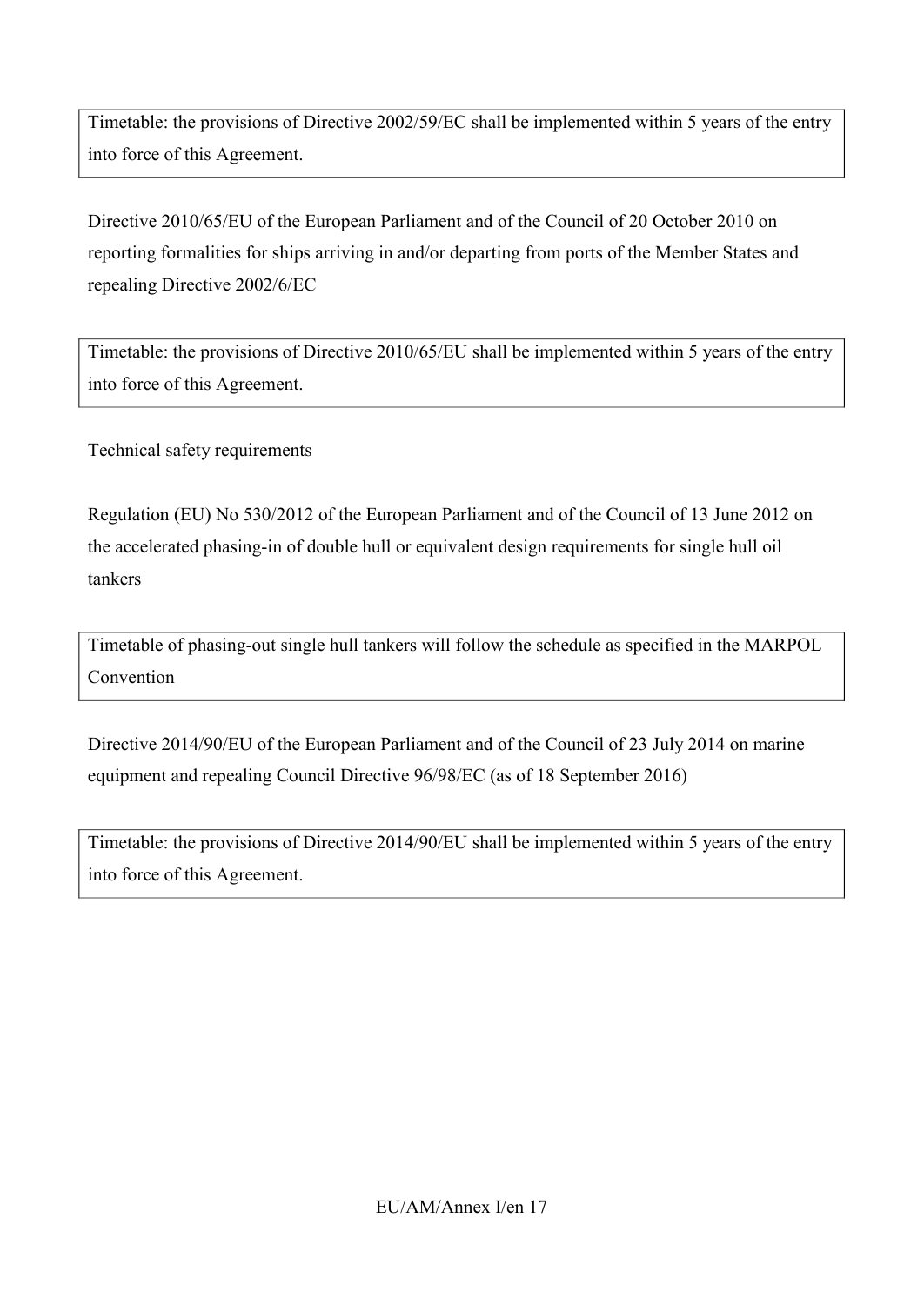Timetable: the provisions of Directive 2002/59/EC shall be implemented within 5 years of the entry into force of this Agreement.

Directive 2010/65/EU of the European Parliament and of the Council of 20 October 2010 on reporting formalities for ships arriving in and/or departing from ports of the Member States and repealing Directive 2002/6/EC

Timetable: the provisions of Directive 2010/65/EU shall be implemented within 5 years of the entry into force of this Agreement.

Technical safety requirements

Regulation (EU) No 530/2012 of the European Parliament and of the Council of 13 June 2012 on the accelerated phasing-in of double hull or equivalent design requirements for single hull oil tankers

Timetable of phasing-out single hull tankers will follow the schedule as specified in the MARPOL Convention

Directive 2014/90/EU of the European Parliament and of the Council of 23 July 2014 on marine equipment and repealing Council Directive 96/98/EC (as of 18 September 2016)

Timetable: the provisions of Directive 2014/90/EU shall be implemented within 5 years of the entry into force of this Agreement.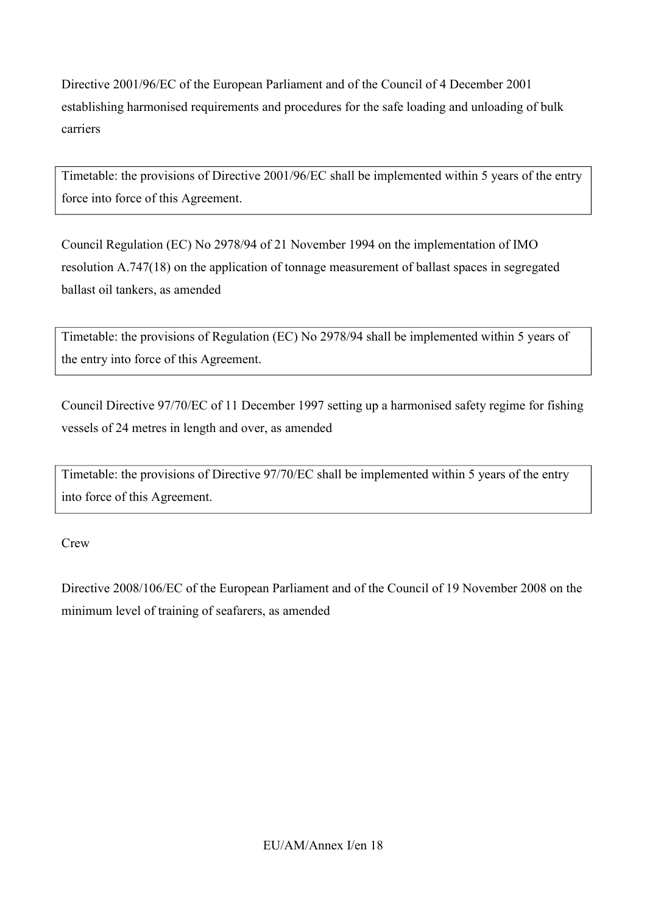Directive 2001/96/EC of the European Parliament and of the Council of 4 December 2001 establishing harmonised requirements and procedures for the safe loading and unloading of bulk carriers

| Timetable: the provisions of Directive 2001/96/EC shall be implemented within 5 years of the entry force into force of this Agreement. |
|---|

Council Regulation (EC) No 2978/94 of 21 November 1994 on the implementation of IMO resolution A.747(18) on the application of tonnage measurement of ballast spaces in segregated ballast oil tankers, as amended

| Timetable: the provisions of Regulation (EC) No 2978/94 shall be implemented within 5 years of the entry into force of this Agreement. |
|---|

Council Directive 97/70/EC of 11 December 1997 setting up a harmonised safety regime for fishing vessels of 24 metres in length and over, as amended

| Timetable: the provisions of Directive 97/70/EC shall be implemented within 5 years of the entry into force of this Agreement. |
|---|

Crew

Directive 2008/106/EC of the European Parliament and of the Council of 19 November 2008 on the minimum level of training of seafarers, as amended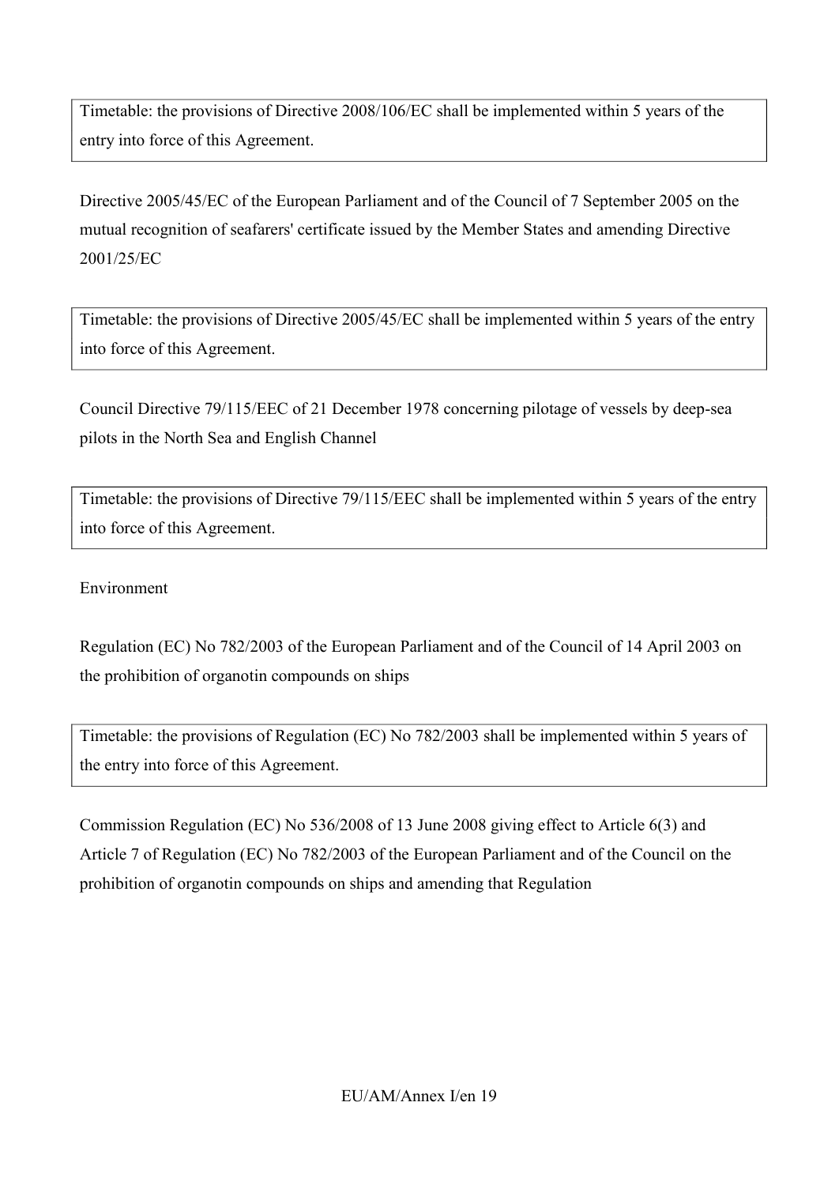Timetable: the provisions of Directive 2008/106/EC shall be implemented within 5 years of the entry into force of this Agreement.

Directive 2005/45/EC of the European Parliament and of the Council of 7 September 2005 on the mutual recognition of seafarers' certificate issued by the Member States and amending Directive 2001/25/EC

Timetable: the provisions of Directive 2005/45/EC shall be implemented within 5 years of the entry into force of this Agreement.

Council Directive 79/115/EEC of 21 December 1978 concerning pilotage of vessels by deep-sea pilots in the North Sea and English Channel

Timetable: the provisions of Directive 79/115/EEC shall be implemented within 5 years of the entry into force of this Agreement.

Environment

Regulation (EC) No 782/2003 of the European Parliament and of the Council of 14 April 2003 on the prohibition of organotin compounds on ships

Timetable: the provisions of Regulation (EC) No 782/2003 shall be implemented within 5 years of the entry into force of this Agreement.

Commission Regulation (EC) No 536/2008 of 13 June 2008 giving effect to Article 6(3) and Article 7 of Regulation (EC) No 782/2003 of the European Parliament and of the Council on the prohibition of organotin compounds on ships and amending that Regulation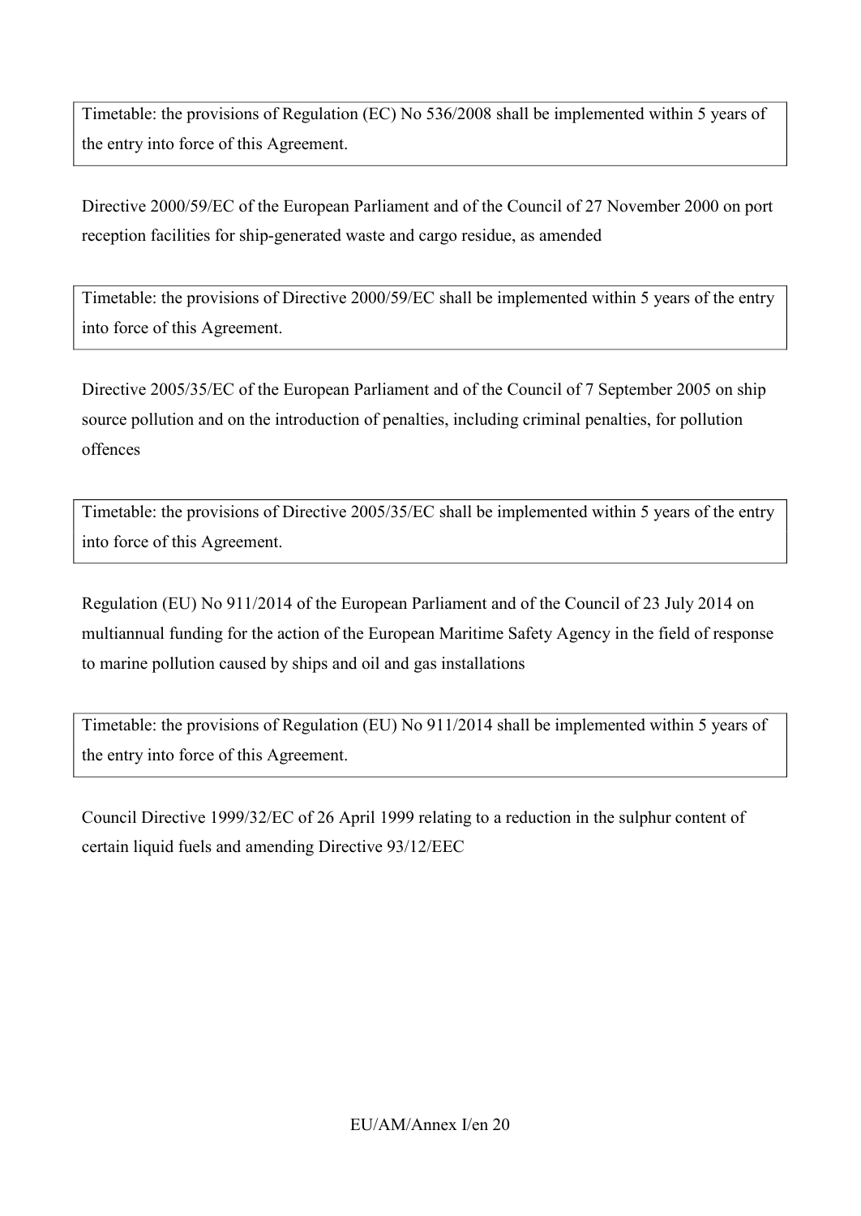Timetable: the provisions of Regulation (EC) No 536/2008 shall be implemented within 5 years of the entry into force of this Agreement.

Directive 2000/59/EC of the European Parliament and of the Council of 27 November 2000 on port reception facilities for ship-generated waste and cargo residue, as amended

Timetable: the provisions of Directive 2000/59/EC shall be implemented within 5 years of the entry into force of this Agreement.

Directive 2005/35/EC of the European Parliament and of the Council of 7 September 2005 on ship source pollution and on the introduction of penalties, including criminal penalties, for pollution offences

Timetable: the provisions of Directive 2005/35/EC shall be implemented within 5 years of the entry into force of this Agreement.

Regulation (EU) No 911/2014 of the European Parliament and of the Council of 23 July 2014 on multiannual funding for the action of the European Maritime Safety Agency in the field of response to marine pollution caused by ships and oil and gas installations

Timetable: the provisions of Regulation (EU) No 911/2014 shall be implemented within 5 years of the entry into force of this Agreement.

Council Directive 1999/32/EC of 26 April 1999 relating to a reduction in the sulphur content of certain liquid fuels and amending Directive 93/12/EEC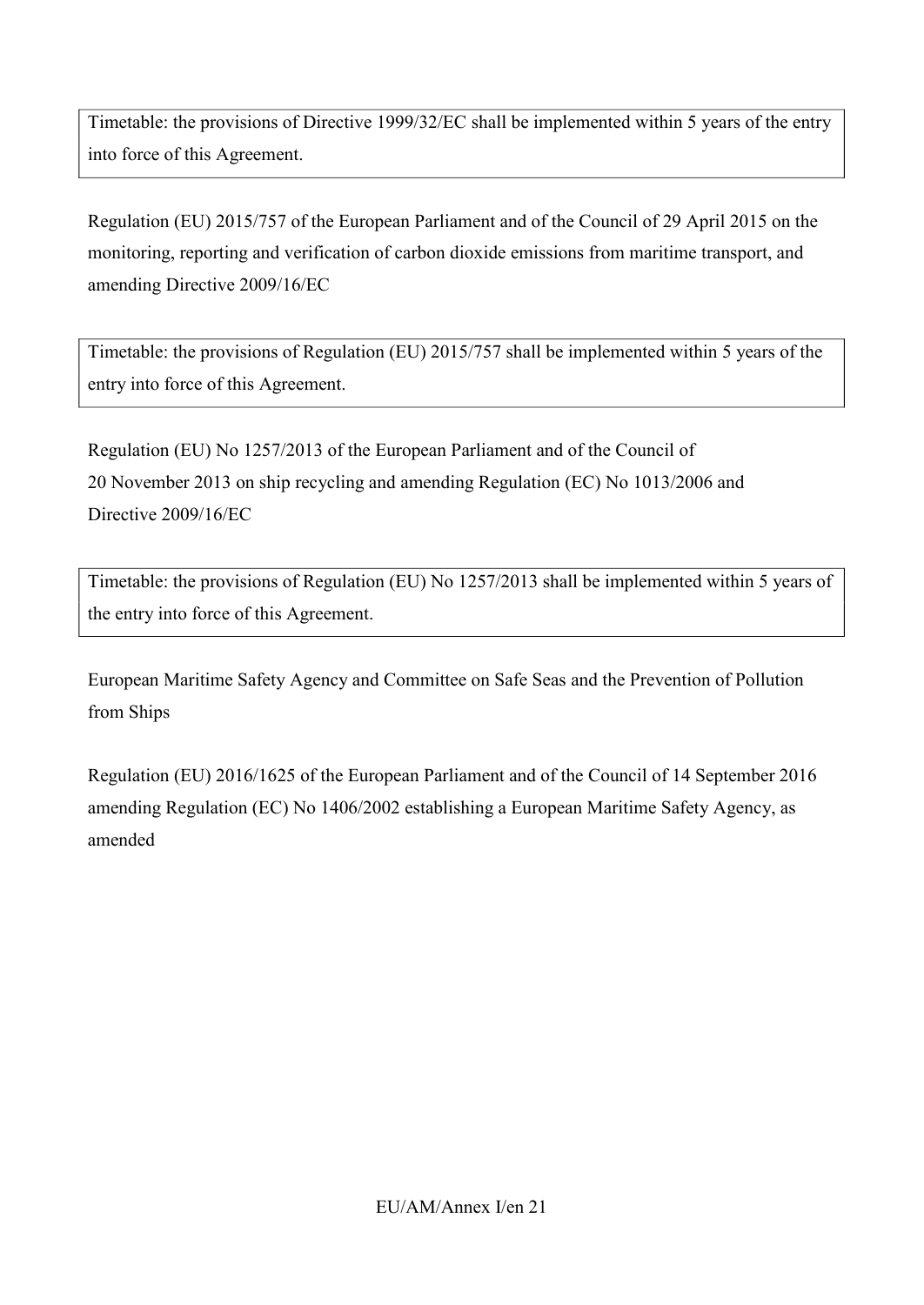Timetable: the provisions of Directive 1999/32/EC shall be implemented within 5 years of the entry into force of this Agreement.

Regulation (EU) 2015/757 of the European Parliament and of the Council of 29 April 2015 on the monitoring, reporting and verification of carbon dioxide emissions from maritime transport, and amending Directive 2009/16/EC

Timetable: the provisions of Regulation (EU) 2015/757 shall be implemented within 5 years of the entry into force of this Agreement.

Regulation (EU) No 1257/2013 of the European Parliament and of the Council of 20 November 2013 on ship recycling and amending Regulation (EC) No 1013/2006 and Directive 2009/16/EC

Timetable: the provisions of Regulation (EU) No 1257/2013 shall be implemented within 5 years of the entry into force of this Agreement.

European Maritime Safety Agency and Committee on Safe Seas and the Prevention of Pollution from Ships

Regulation (EU) 2016/1625 of the European Parliament and of the Council of 14 September 2016 amending Regulation (EC) No 1406/2002 establishing a European Maritime Safety Agency, as amended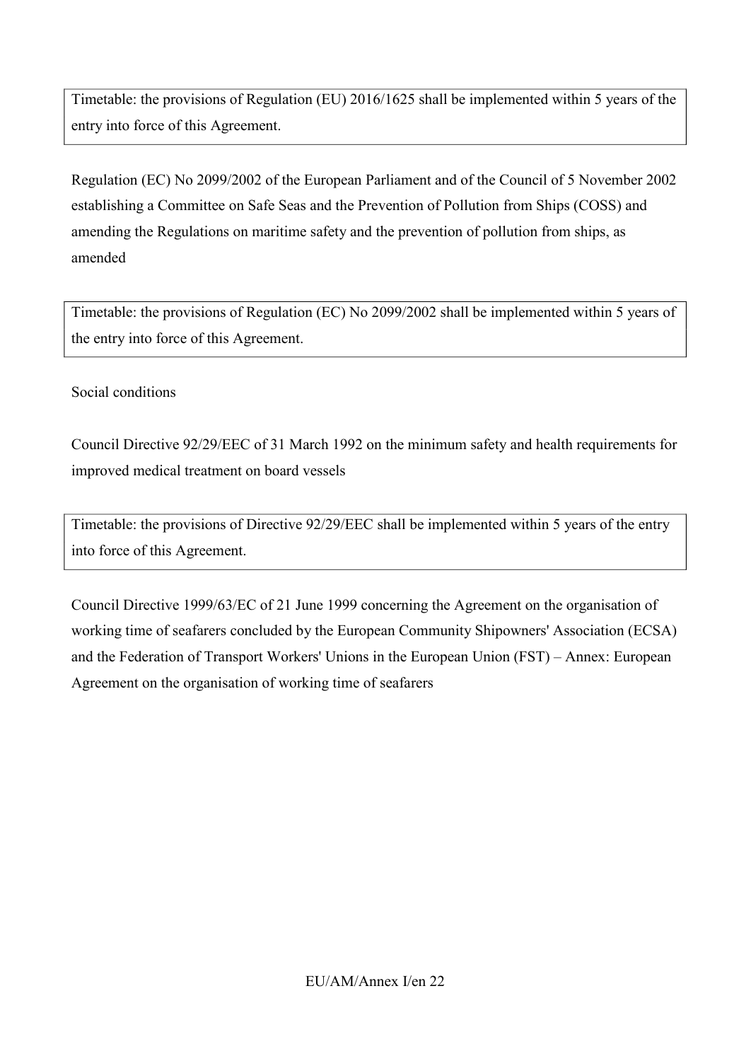| Timetable: the provisions of Regulation (EU) 2016/1625 shall be implemented within 5 years of the entry into force of this Agreement. |
|---|

Regulation (EC) No 2099/2002 of the European Parliament and of the Council of 5 November 2002 establishing a Committee on Safe Seas and the Prevention of Pollution from Ships (COSS) and amending the Regulations on maritime safety and the prevention of pollution from ships, as amended

| Timetable: the provisions of Regulation (EC) No 2099/2002 shall be implemented within 5 years of the entry into force of this Agreement. |
|---|

Social conditions

Council Directive 92/29/EEC of 31 March 1992 on the minimum safety and health requirements for improved medical treatment on board vessels

| Timetable: the provisions of Directive 92/29/EEC shall be implemented within 5 years of the entry into force of this Agreement. |
|---|

Council Directive 1999/63/EC of 21 June 1999 concerning the Agreement on the organisation of working time of seafarers concluded by the European Community Shipowners' Association (ECSA) and the Federation of Transport Workers' Unions in the European Union (FST) – Annex: European Agreement on the organisation of working time of seafarers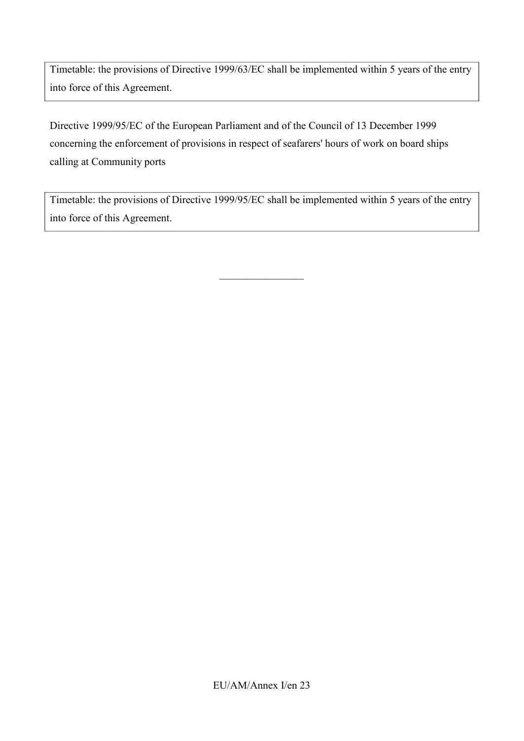Timetable: the provisions of Directive 1999/63/EC shall be implemented within 5 years of the entry into force of this Agreement.

Directive 1999/95/EC of the European Parliament and of the Council of 13 December 1999 concerning the enforcement of provisions in respect of seafarers' hours of work on board ships calling at Community ports

Timetable: the provisions of Directive 1999/95/EC shall be implemented within 5 years of the entry into force of this Agreement.

________________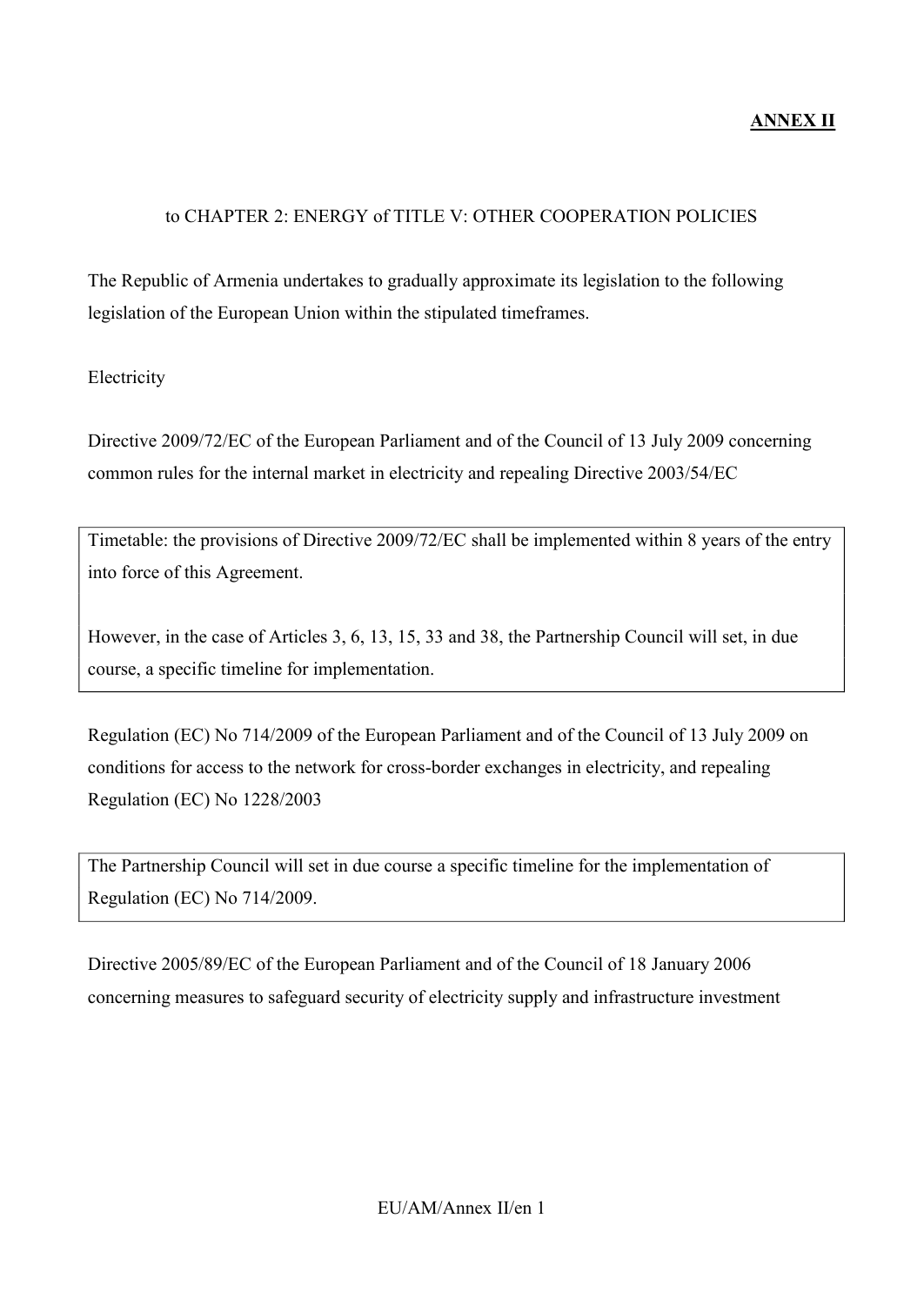**ANNEX II**

to CHAPTER 2: ENERGY of TITLE V: OTHER COOPERATION POLICIES

The Republic of Armenia undertakes to gradually approximate its legislation to the following legislation of the European Union within the stipulated timeframes.

Electricity

Directive 2009/72/EC of the European Parliament and of the Council of 13 July 2009 concerning common rules for the internal market in electricity and repealing Directive 2003/54/EC

| Timetable: the provisions of Directive 2009/72/EC shall be implemented within 8 years of the entry into force of this Agreement.<br><br>However, in the case of Articles 3, 6, 13, 15, 33 and 38, the Partnership Council will set, in due course, a specific timeline for implementation. |
|---|

Regulation (EC) No 714/2009 of the European Parliament and of the Council of 13 July 2009 on conditions for access to the network for cross-border exchanges in electricity, and repealing Regulation (EC) No 1228/2003

| The Partnership Council will set in due course a specific timeline for the implementation of Regulation (EC) No 714/2009. |
|---|

Directive 2005/89/EC of the European Parliament and of the Council of 18 January 2006 concerning measures to safeguard security of electricity supply and infrastructure investment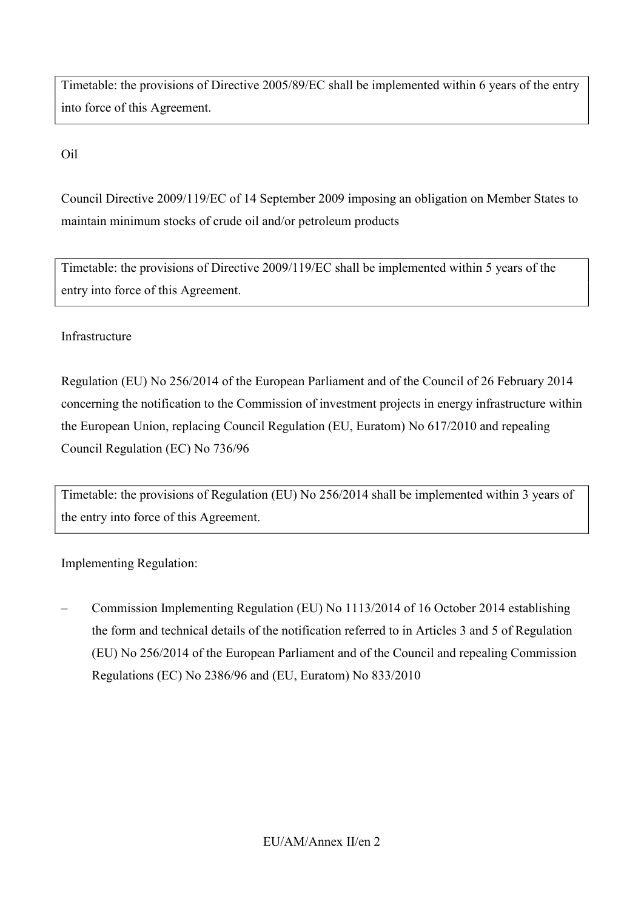Timetable: the provisions of Directive 2005/89/EC shall be implemented within 6 years of the entry into force of this Agreement.

Oil

Council Directive 2009/119/EC of 14 September 2009 imposing an obligation on Member States to maintain minimum stocks of crude oil and/or petroleum products

Timetable: the provisions of Directive 2009/119/EC shall be implemented within 5 years of the entry into force of this Agreement.

Infrastructure

Regulation (EU) No 256/2014 of the European Parliament and of the Council of 26 February 2014 concerning the notification to the Commission of investment projects in energy infrastructure within the European Union, replacing Council Regulation (EU, Euratom) No 617/2010 and repealing Council Regulation (EC) No 736/96

Timetable: the provisions of Regulation (EU) No 256/2014 shall be implemented within 3 years of the entry into force of this Agreement.

Implementing Regulation:

– Commission Implementing Regulation (EU) No 1113/2014 of 16 October 2014 establishing the form and technical details of the notification referred to in Articles 3 and 5 of Regulation (EU) No 256/2014 of the European Parliament and of the Council and repealing Commission Regulations (EC) No 2386/96 and (EU, Euratom) No 833/2010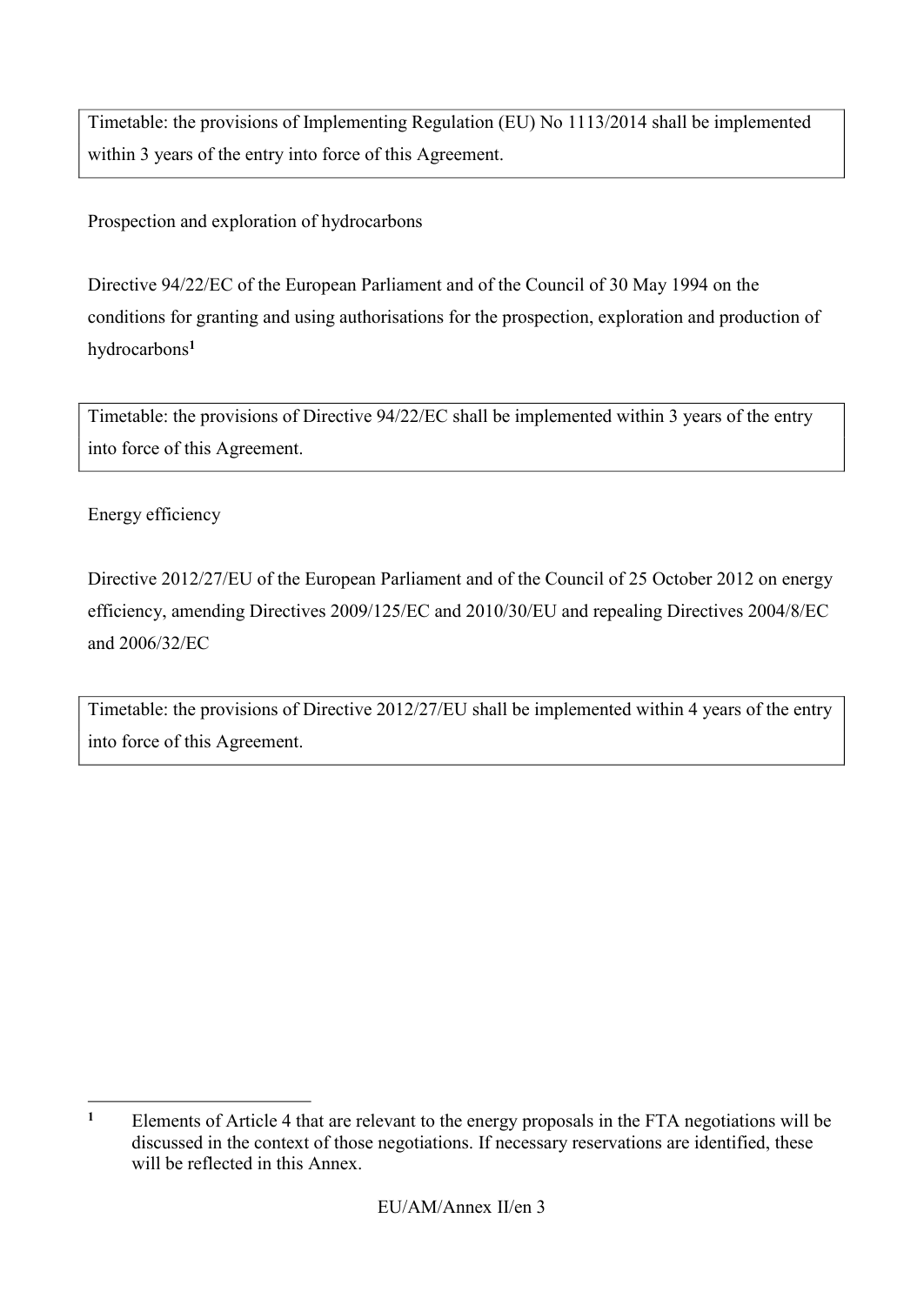Timetable: the provisions of Implementing Regulation (EU) No 1113/2014 shall be implemented within 3 years of the entry into force of this Agreement.

Prospection and exploration of hydrocarbons

Directive 94/22/EC of the European Parliament and of the Council of 30 May 1994 on the conditions for granting and using authorisations for the prospection, exploration and production of hydrocarbons[1]

Timetable: the provisions of Directive 94/22/EC shall be implemented within 3 years of the entry into force of this Agreement.

Energy efficiency

Directive 2012/27/EU of the European Parliament and of the Council of 25 October 2012 on energy efficiency, amending Directives 2009/125/EC and 2010/30/EU and repealing Directives 2004/8/EC and 2006/32/EC

Timetable: the provisions of Directive 2012/27/EU shall be implemented within 4 years of the entry into force of this Agreement.

---

[1] Elements of Article 4 that are relevant to the energy proposals in the FTA negotiations will be discussed in the context of those negotiations. If necessary reservations are identified, these will be reflected in this Annex.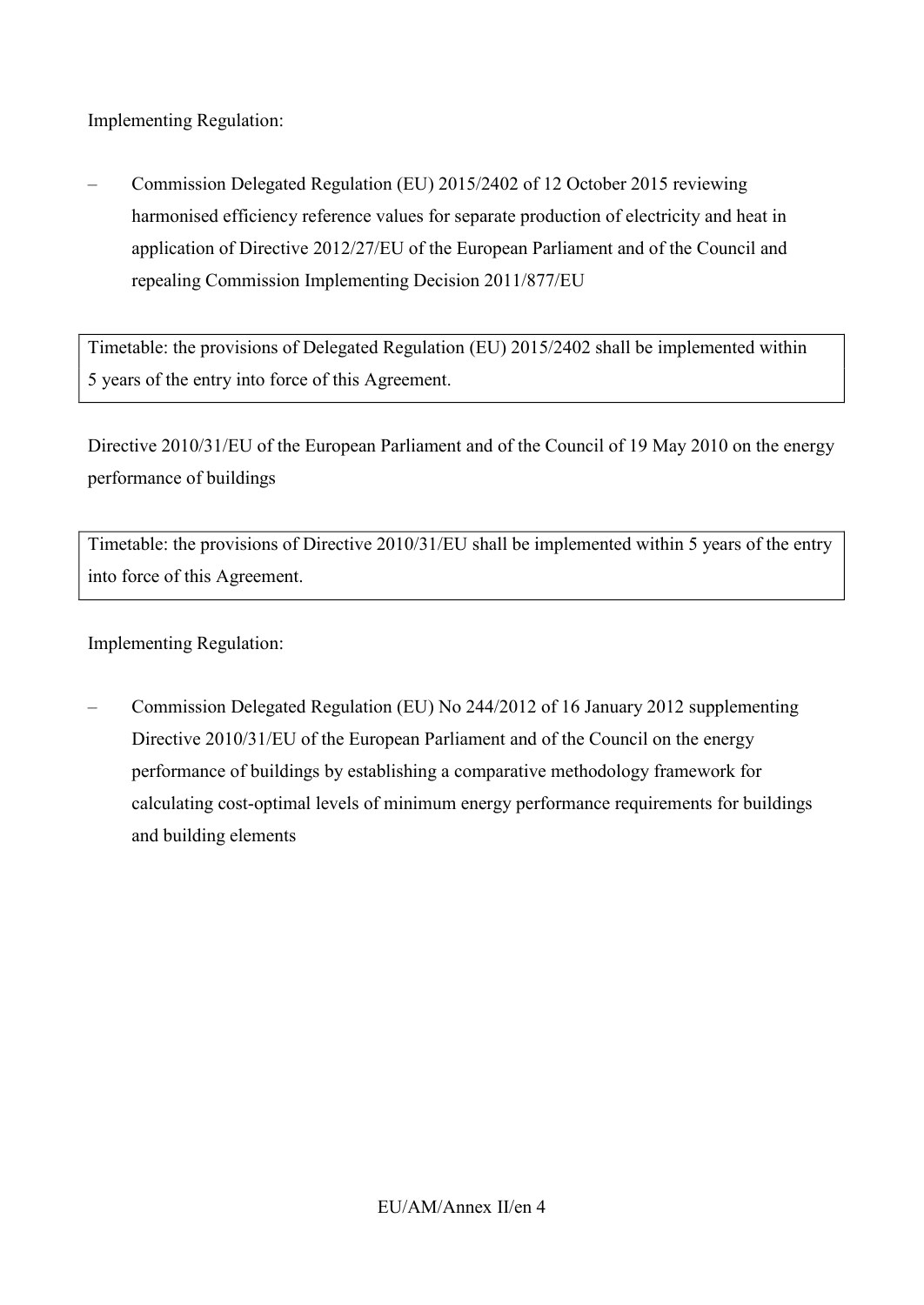Implementing Regulation:

– Commission Delegated Regulation (EU) 2015/2402 of 12 October 2015 reviewing harmonised efficiency reference values for separate production of electricity and heat in application of Directive 2012/27/EU of the European Parliament and of the Council and repealing Commission Implementing Decision 2011/877/EU

| Timetable: the provisions of Delegated Regulation (EU) 2015/2402 shall be implemented within 5 years of the entry into force of this Agreement. |
| --- |

Directive 2010/31/EU of the European Parliament and of the Council of 19 May 2010 on the energy performance of buildings

| Timetable: the provisions of Directive 2010/31/EU shall be implemented within 5 years of the entry into force of this Agreement. |
| --- |

Implementing Regulation:

– Commission Delegated Regulation (EU) No 244/2012 of 16 January 2012 supplementing Directive 2010/31/EU of the European Parliament and of the Council on the energy performance of buildings by establishing a comparative methodology framework for calculating cost-optimal levels of minimum energy performance requirements for buildings and building elements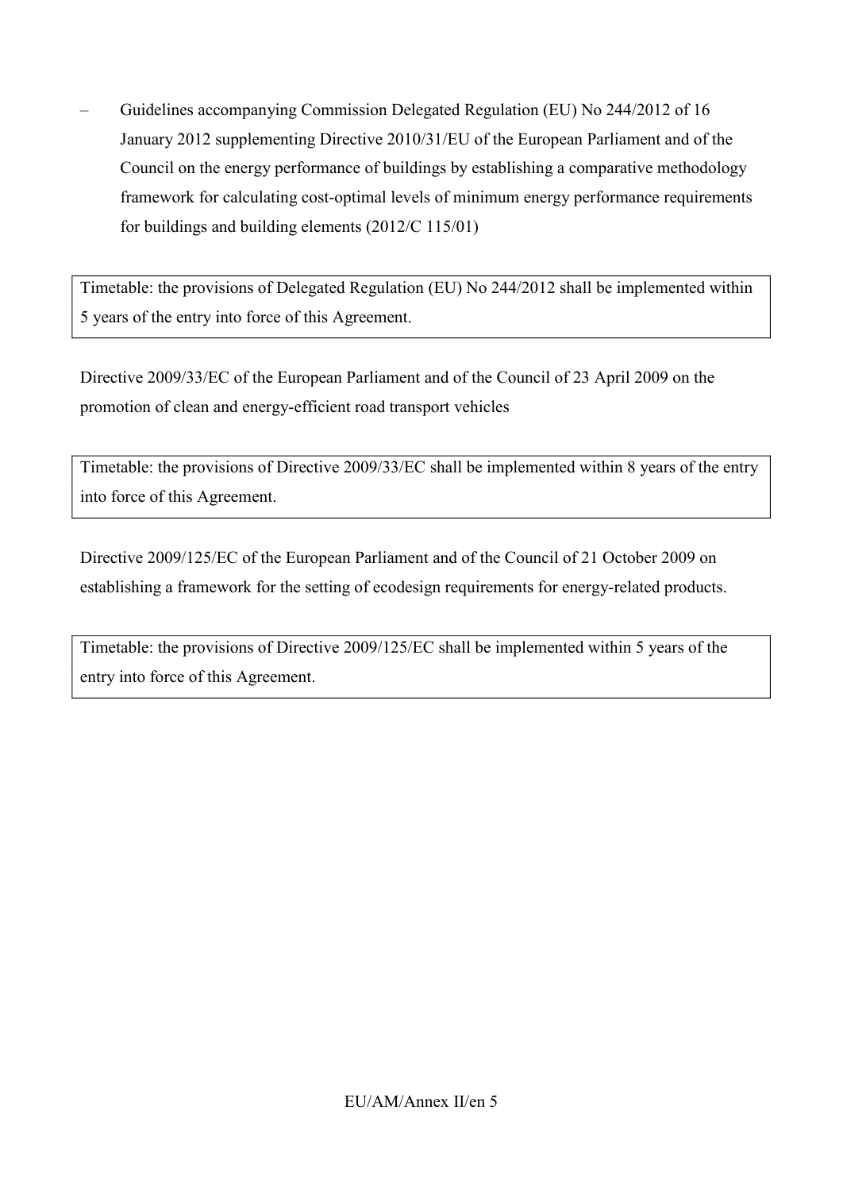- Guidelines accompanying Commission Delegated Regulation (EU) No 244/2012 of 16 January 2012 supplementing Directive 2010/31/EU of the European Parliament and of the Council on the energy performance of buildings by establishing a comparative methodology framework for calculating cost-optimal levels of minimum energy performance requirements for buildings and building elements (2012/C 115/01)

| Timetable: the provisions of Delegated Regulation (EU) No 244/2012 shall be implemented within 5 years of the entry into force of this Agreement. |
|---|

Directive 2009/33/EC of the European Parliament and of the Council of 23 April 2009 on the promotion of clean and energy-efficient road transport vehicles

| Timetable: the provisions of Directive 2009/33/EC shall be implemented within 8 years of the entry into force of this Agreement. |
|---|

Directive 2009/125/EC of the European Parliament and of the Council of 21 October 2009 on establishing a framework for the setting of ecodesign requirements for energy-related products.

| Timetable: the provisions of Directive 2009/125/EC shall be implemented within 5 years of the entry into force of this Agreement. |
|---|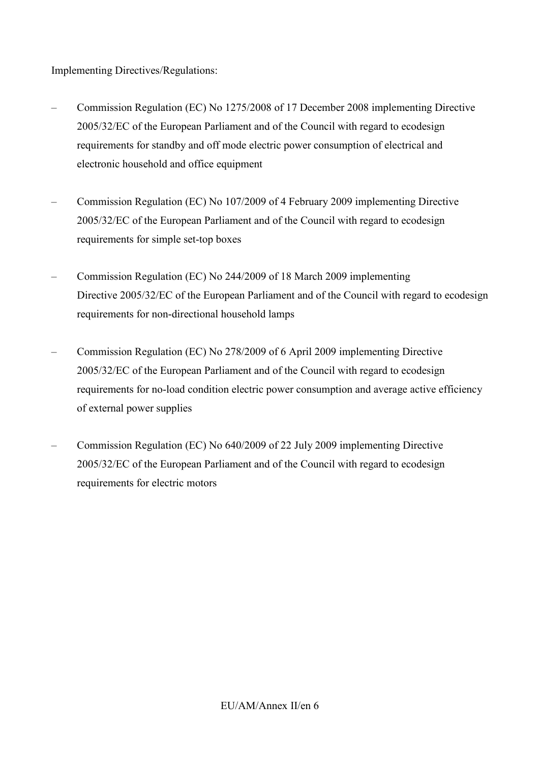Implementing Directives/Regulations:

- Commission Regulation (EC) No 1275/2008 of 17 December 2008 implementing Directive 2005/32/EC of the European Parliament and of the Council with regard to ecodesign requirements for standby and off mode electric power consumption of electrical and electronic household and office equipment
- Commission Regulation (EC) No 107/2009 of 4 February 2009 implementing Directive 2005/32/EC of the European Parliament and of the Council with regard to ecodesign requirements for simple set-top boxes
- Commission Regulation (EC) No 244/2009 of 18 March 2009 implementing Directive 2005/32/EC of the European Parliament and of the Council with regard to ecodesign requirements for non-directional household lamps
- Commission Regulation (EC) No 278/2009 of 6 April 2009 implementing Directive 2005/32/EC of the European Parliament and of the Council with regard to ecodesign requirements for no-load condition electric power consumption and average active efficiency of external power supplies
- Commission Regulation (EC) No 640/2009 of 22 July 2009 implementing Directive 2005/32/EC of the European Parliament and of the Council with regard to ecodesign requirements for electric motors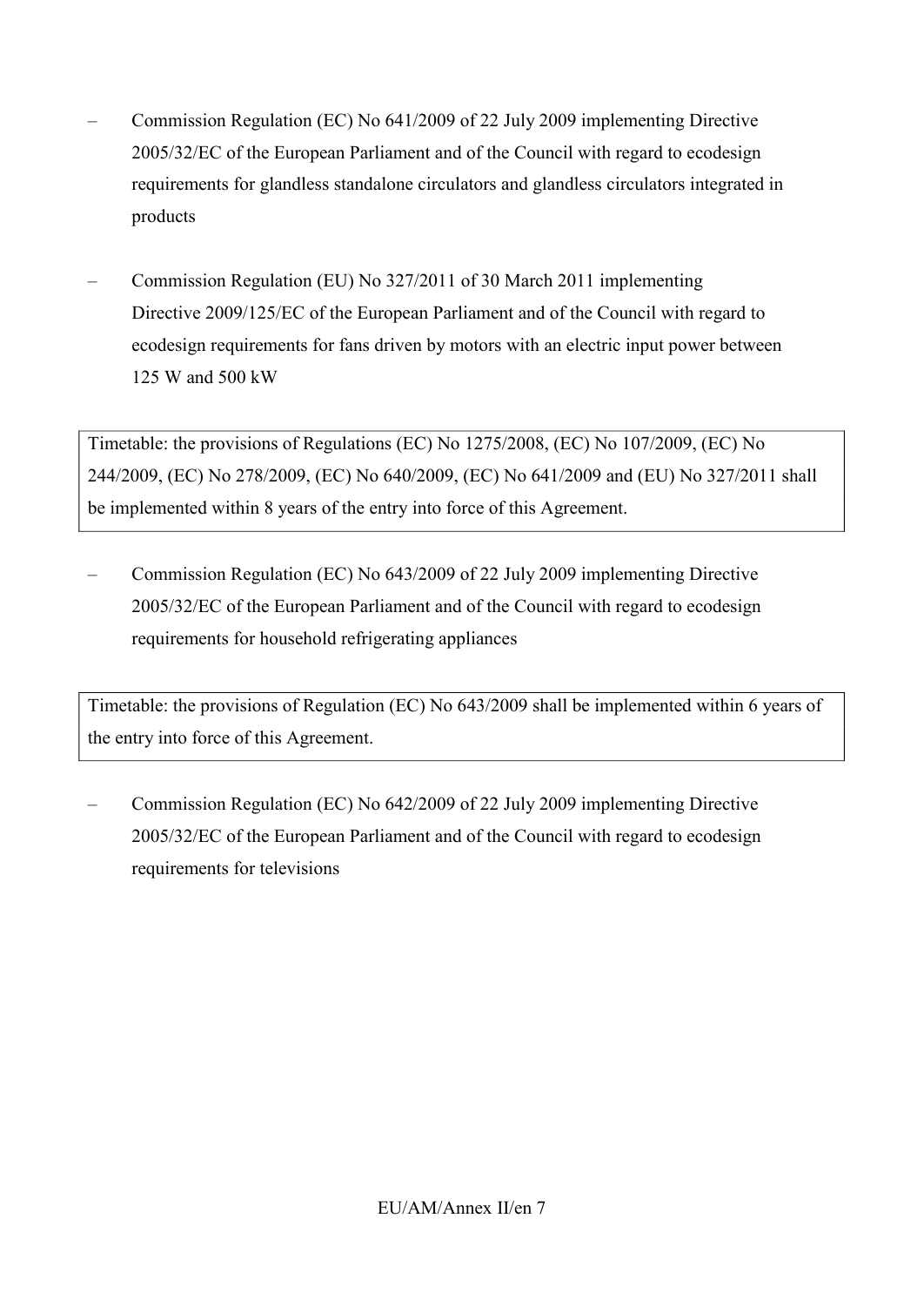– Commission Regulation (EC) No 641/2009 of 22 July 2009 implementing Directive 2005/32/EC of the European Parliament and of the Council with regard to ecodesign requirements for glandless standalone circulators and glandless circulators integrated in products

– Commission Regulation (EU) No 327/2011 of 30 March 2011 implementing Directive 2009/125/EC of the European Parliament and of the Council with regard to ecodesign requirements for fans driven by motors with an electric input power between 125 W and 500 kW

| Timetable: the provisions of Regulations (EC) No 1275/2008, (EC) No 107/2009, (EC) No 244/2009, (EC) No 278/2009, (EC) No 640/2009, (EC) No 641/2009 and (EU) No 327/2011 shall be implemented within 8 years of the entry into force of this Agreement. |
| --- |

– Commission Regulation (EC) No 643/2009 of 22 July 2009 implementing Directive 2005/32/EC of the European Parliament and of the Council with regard to ecodesign requirements for household refrigerating appliances

| Timetable: the provisions of Regulation (EC) No 643/2009 shall be implemented within 6 years of the entry into force of this Agreement. |
| --- |

– Commission Regulation (EC) No 642/2009 of 22 July 2009 implementing Directive 2005/32/EC of the European Parliament and of the Council with regard to ecodesign requirements for televisions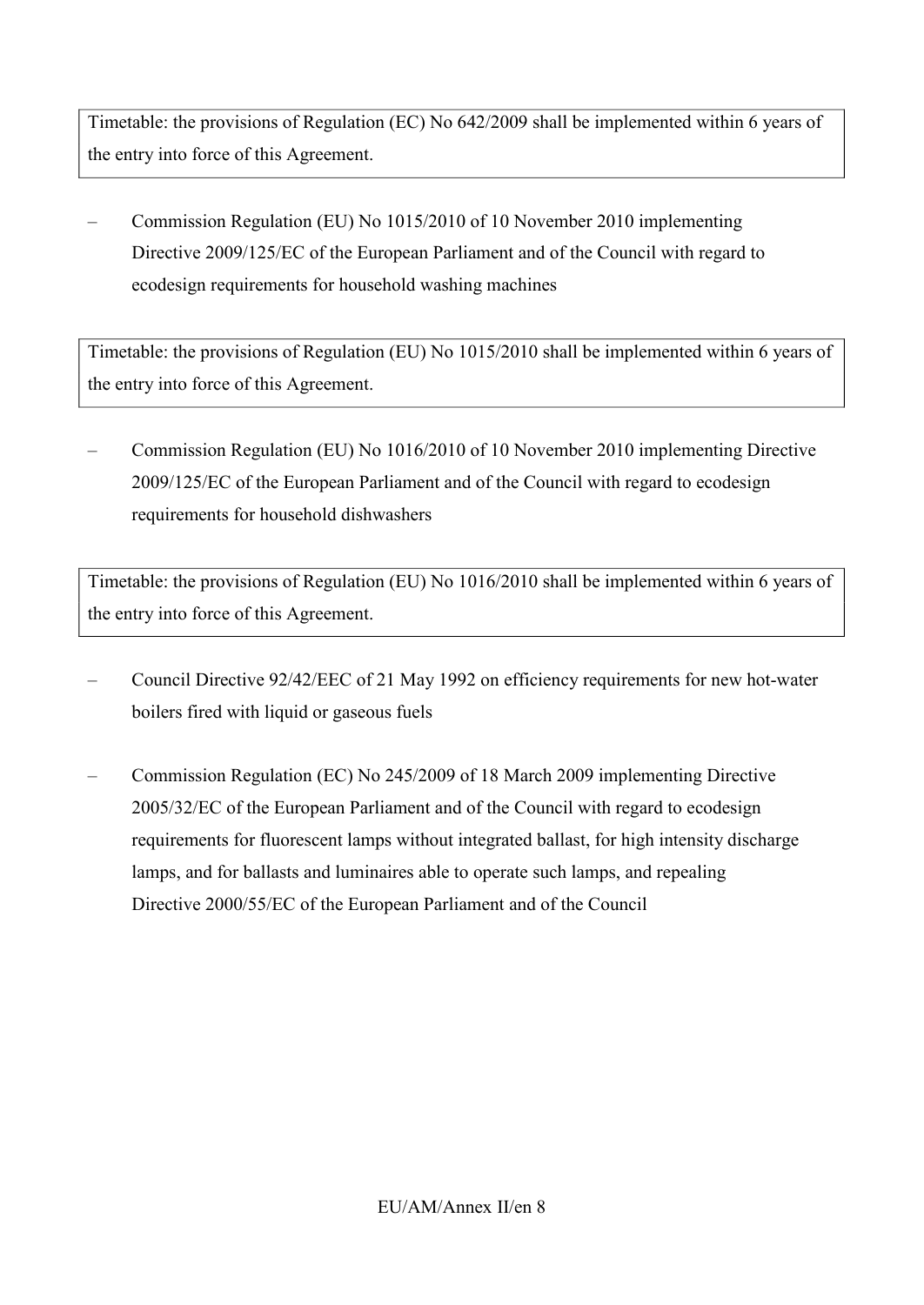Timetable: the provisions of Regulation (EC) No 642/2009 shall be implemented within 6 years of the entry into force of this Agreement.

– Commission Regulation (EU) No 1015/2010 of 10 November 2010 implementing Directive 2009/125/EC of the European Parliament and of the Council with regard to ecodesign requirements for household washing machines

Timetable: the provisions of Regulation (EU) No 1015/2010 shall be implemented within 6 years of the entry into force of this Agreement.

– Commission Regulation (EU) No 1016/2010 of 10 November 2010 implementing Directive 2009/125/EC of the European Parliament and of the Council with regard to ecodesign requirements for household dishwashers

Timetable: the provisions of Regulation (EU) No 1016/2010 shall be implemented within 6 years of the entry into force of this Agreement.

– Council Directive 92/42/EEC of 21 May 1992 on efficiency requirements for new hot-water boilers fired with liquid or gaseous fuels

– Commission Regulation (EC) No 245/2009 of 18 March 2009 implementing Directive 2005/32/EC of the European Parliament and of the Council with regard to ecodesign requirements for fluorescent lamps without integrated ballast, for high intensity discharge lamps, and for ballasts and luminaires able to operate such lamps, and repealing Directive 2000/55/EC of the European Parliament and of the Council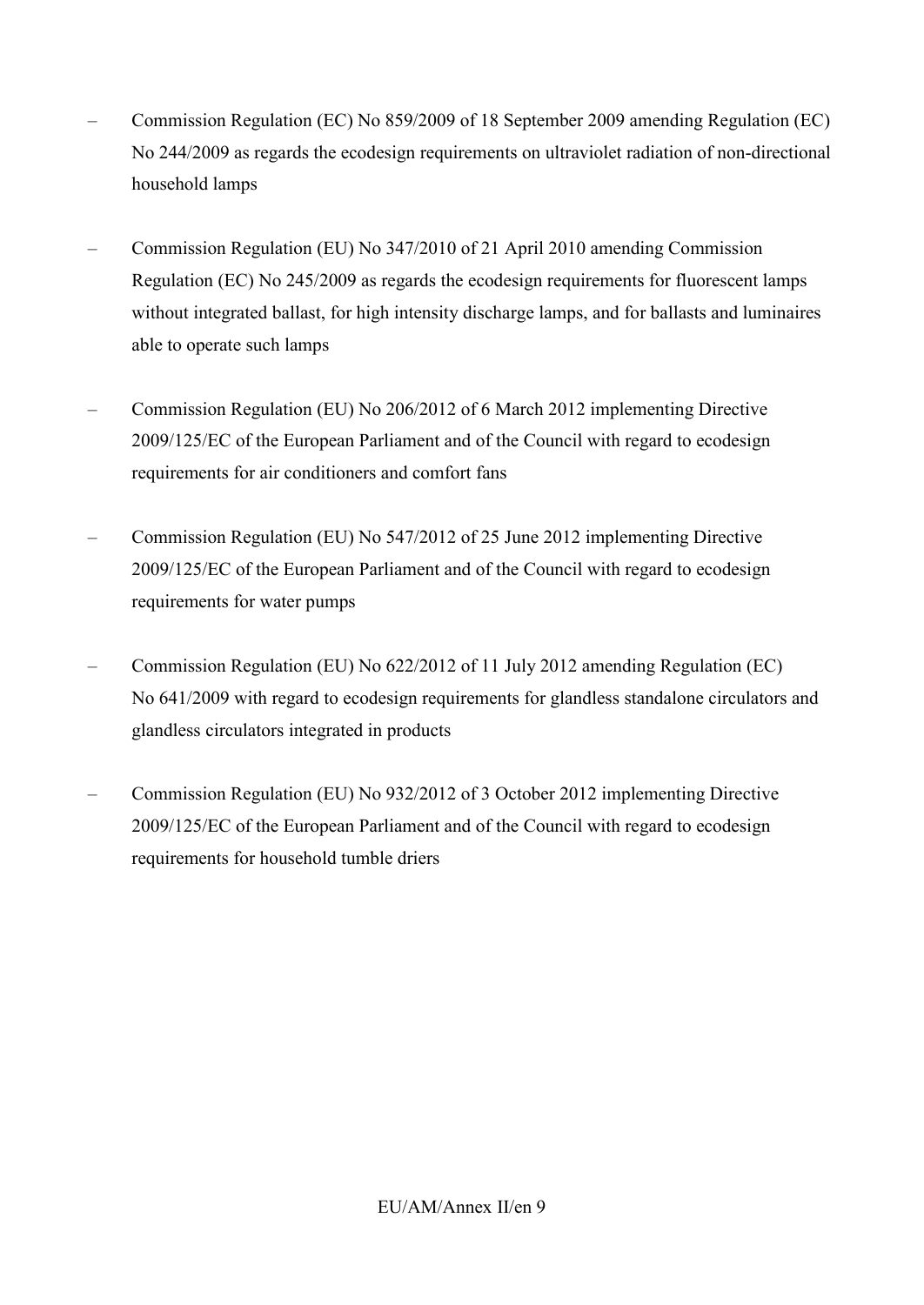- Commission Regulation (EC) No 859/2009 of 18 September 2009 amending Regulation (EC) No 244/2009 as regards the ecodesign requirements on ultraviolet radiation of non-directional household lamps

- Commission Regulation (EU) No 347/2010 of 21 April 2010 amending Commission Regulation (EC) No 245/2009 as regards the ecodesign requirements for fluorescent lamps without integrated ballast, for high intensity discharge lamps, and for ballasts and luminaires able to operate such lamps

- Commission Regulation (EU) No 206/2012 of 6 March 2012 implementing Directive 2009/125/EC of the European Parliament and of the Council with regard to ecodesign requirements for air conditioners and comfort fans

- Commission Regulation (EU) No 547/2012 of 25 June 2012 implementing Directive 2009/125/EC of the European Parliament and of the Council with regard to ecodesign requirements for water pumps

- Commission Regulation (EU) No 622/2012 of 11 July 2012 amending Regulation (EC) No 641/2009 with regard to ecodesign requirements for glandless standalone circulators and glandless circulators integrated in products

- Commission Regulation (EU) No 932/2012 of 3 October 2012 implementing Directive 2009/125/EC of the European Parliament and of the Council with regard to ecodesign requirements for household tumble driers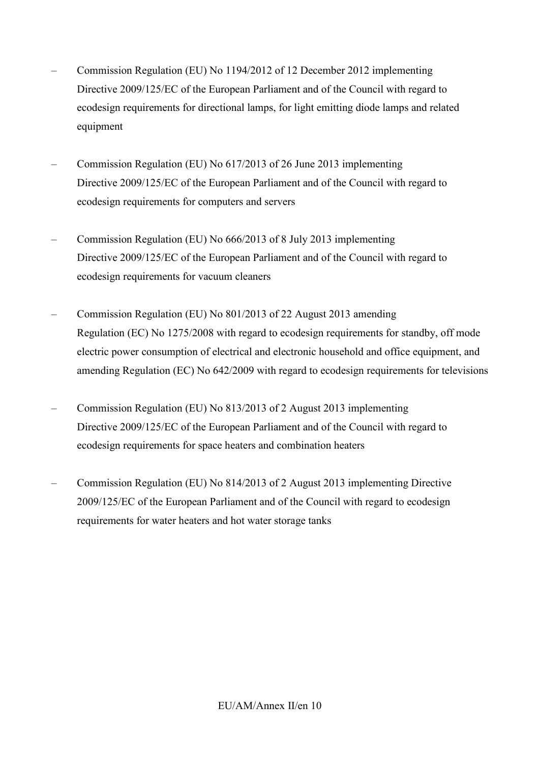- Commission Regulation (EU) No 1194/2012 of 12 December 2012 implementing Directive 2009/125/EC of the European Parliament and of the Council with regard to ecodesign requirements for directional lamps, for light emitting diode lamps and related equipment

- Commission Regulation (EU) No 617/2013 of 26 June 2013 implementing Directive 2009/125/EC of the European Parliament and of the Council with regard to ecodesign requirements for computers and servers

- Commission Regulation (EU) No 666/2013 of 8 July 2013 implementing Directive 2009/125/EC of the European Parliament and of the Council with regard to ecodesign requirements for vacuum cleaners

- Commission Regulation (EU) No 801/2013 of 22 August 2013 amending Regulation (EC) No 1275/2008 with regard to ecodesign requirements for standby, off mode electric power consumption of electrical and electronic household and office equipment, and amending Regulation (EC) No 642/2009 with regard to ecodesign requirements for televisions

- Commission Regulation (EU) No 813/2013 of 2 August 2013 implementing Directive 2009/125/EC of the European Parliament and of the Council with regard to ecodesign requirements for space heaters and combination heaters

- Commission Regulation (EU) No 814/2013 of 2 August 2013 implementing Directive 2009/125/EC of the European Parliament and of the Council with regard to ecodesign requirements for water heaters and hot water storage tanks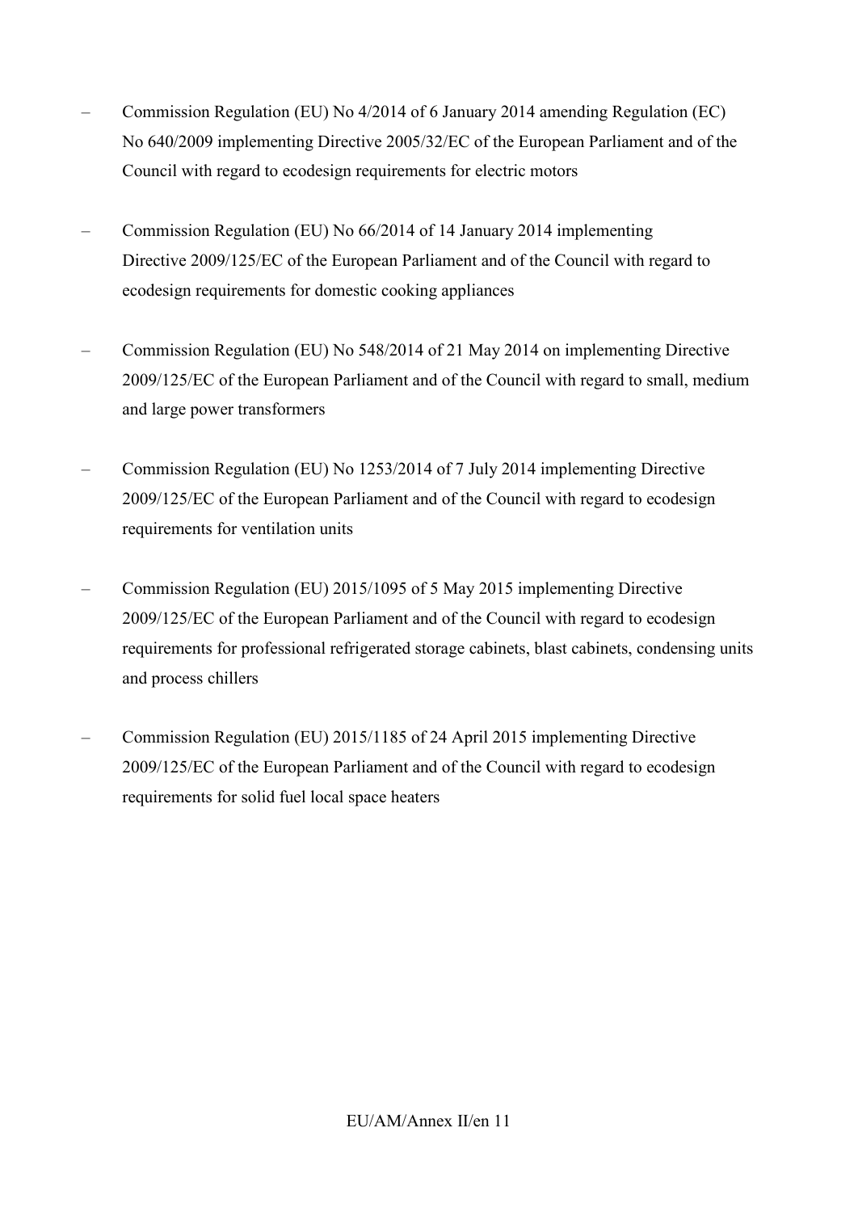– Commission Regulation (EU) No 4/2014 of 6 January 2014 amending Regulation (EC) No 640/2009 implementing Directive 2005/32/EC of the European Parliament and of the Council with regard to ecodesign requirements for electric motors

– Commission Regulation (EU) No 66/2014 of 14 January 2014 implementing Directive 2009/125/EC of the European Parliament and of the Council with regard to ecodesign requirements for domestic cooking appliances

– Commission Regulation (EU) No 548/2014 of 21 May 2014 on implementing Directive 2009/125/EC of the European Parliament and of the Council with regard to small, medium and large power transformers

– Commission Regulation (EU) No 1253/2014 of 7 July 2014 implementing Directive 2009/125/EC of the European Parliament and of the Council with regard to ecodesign requirements for ventilation units

– Commission Regulation (EU) 2015/1095 of 5 May 2015 implementing Directive 2009/125/EC of the European Parliament and of the Council with regard to ecodesign requirements for professional refrigerated storage cabinets, blast cabinets, condensing units and process chillers

– Commission Regulation (EU) 2015/1185 of 24 April 2015 implementing Directive 2009/125/EC of the European Parliament and of the Council with regard to ecodesign requirements for solid fuel local space heaters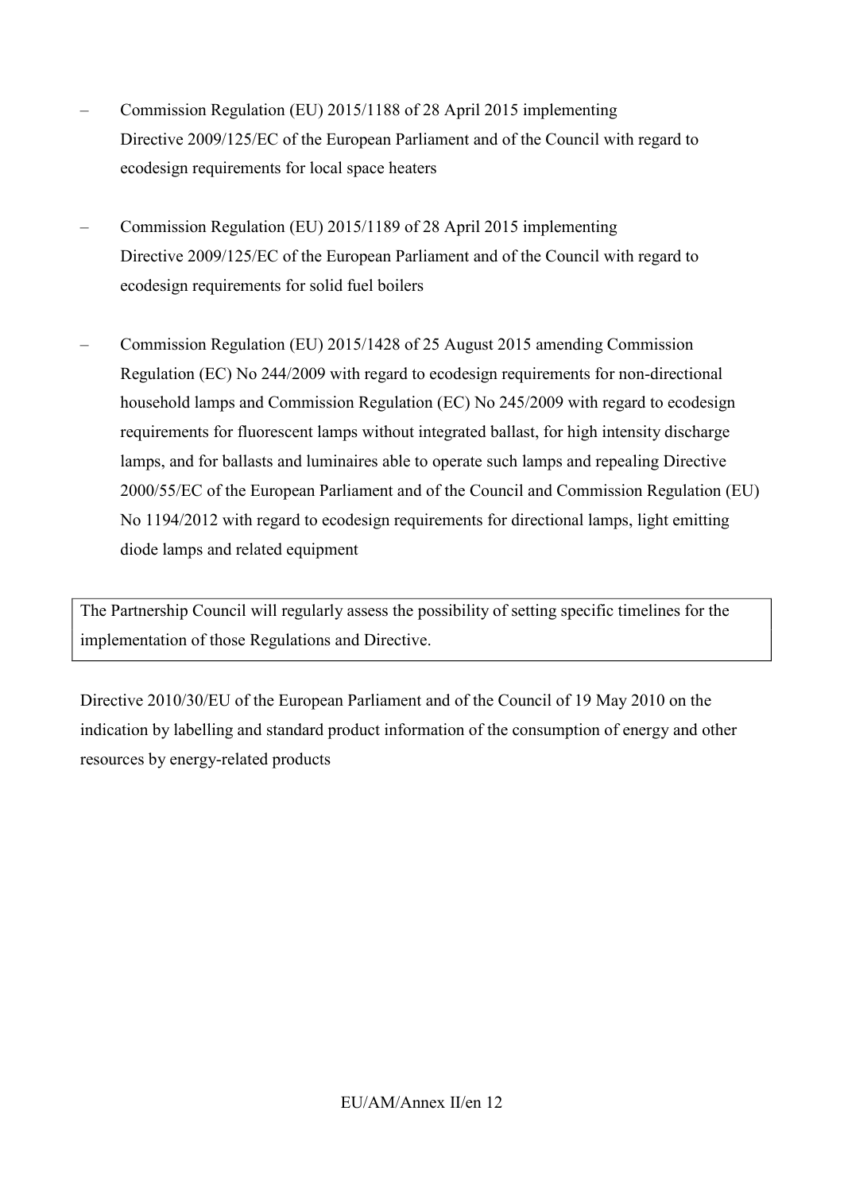- Commission Regulation (EU) 2015/1188 of 28 April 2015 implementing Directive 2009/125/EC of the European Parliament and of the Council with regard to ecodesign requirements for local space heaters

- Commission Regulation (EU) 2015/1189 of 28 April 2015 implementing Directive 2009/125/EC of the European Parliament and of the Council with regard to ecodesign requirements for solid fuel boilers

- Commission Regulation (EU) 2015/1428 of 25 August 2015 amending Commission Regulation (EC) No 244/2009 with regard to ecodesign requirements for non-directional household lamps and Commission Regulation (EC) No 245/2009 with regard to ecodesign requirements for fluorescent lamps without integrated ballast, for high intensity discharge lamps, and for ballasts and luminaires able to operate such lamps and repealing Directive 2000/55/EC of the European Parliament and of the Council and Commission Regulation (EU) No 1194/2012 with regard to ecodesign requirements for directional lamps, light emitting diode lamps and related equipment

| The Partnership Council will regularly assess the possibility of setting specific timelines for the implementation of those Regulations and Directive. |
|---|

Directive 2010/30/EU of the European Parliament and of the Council of 19 May 2010 on the indication by labelling and standard product information of the consumption of energy and other resources by energy-related products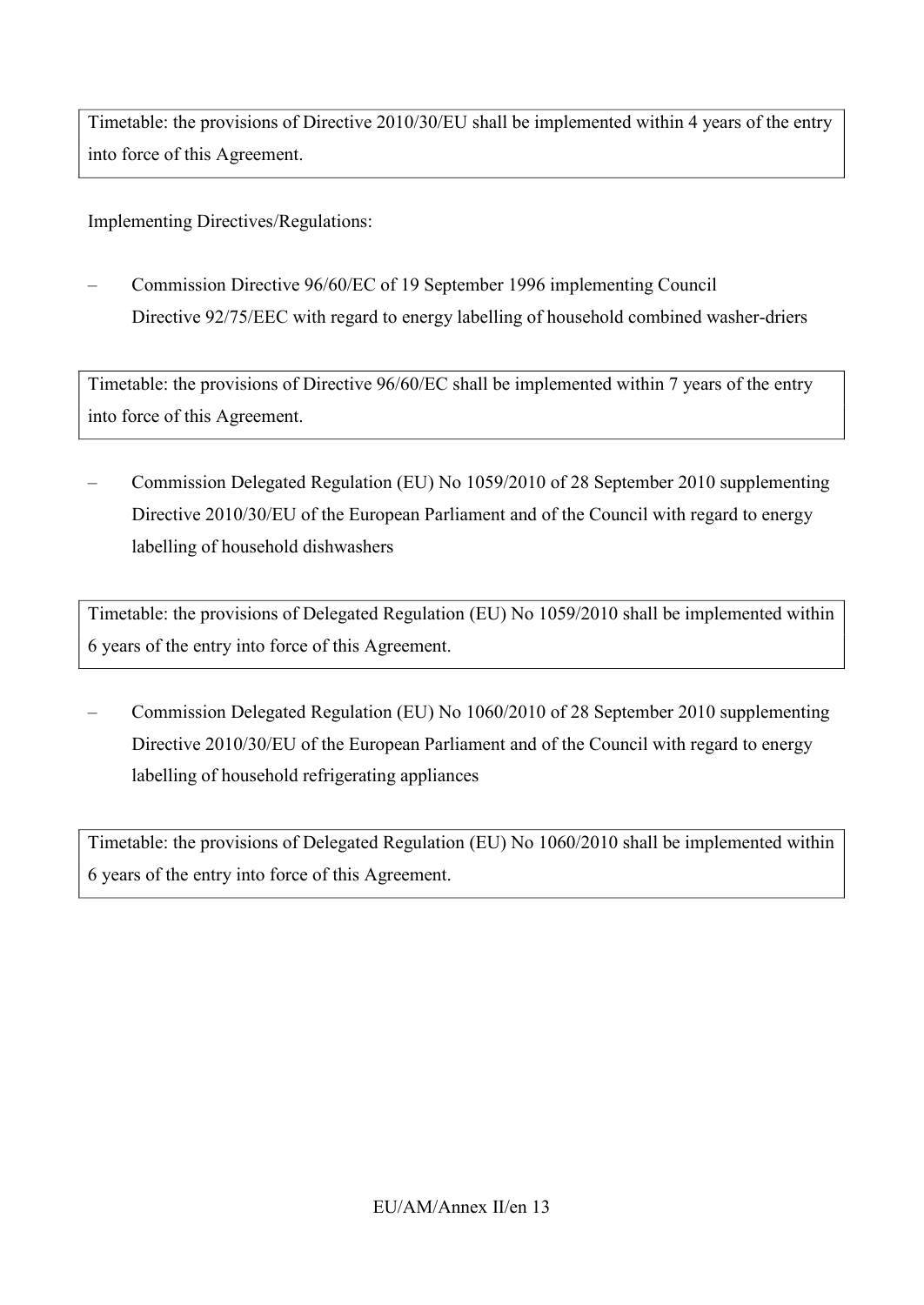Timetable: the provisions of Directive 2010/30/EU shall be implemented within 4 years of the entry into force of this Agreement.

Implementing Directives/Regulations:

– Commission Directive 96/60/EC of 19 September 1996 implementing Council Directive 92/75/EEC with regard to energy labelling of household combined washer-driers

Timetable: the provisions of Directive 96/60/EC shall be implemented within 7 years of the entry into force of this Agreement.

– Commission Delegated Regulation (EU) No 1059/2010 of 28 September 2010 supplementing Directive 2010/30/EU of the European Parliament and of the Council with regard to energy labelling of household dishwashers

Timetable: the provisions of Delegated Regulation (EU) No 1059/2010 shall be implemented within 6 years of the entry into force of this Agreement.

– Commission Delegated Regulation (EU) No 1060/2010 of 28 September 2010 supplementing Directive 2010/30/EU of the European Parliament and of the Council with regard to energy labelling of household refrigerating appliances

Timetable: the provisions of Delegated Regulation (EU) No 1060/2010 shall be implemented within 6 years of the entry into force of this Agreement.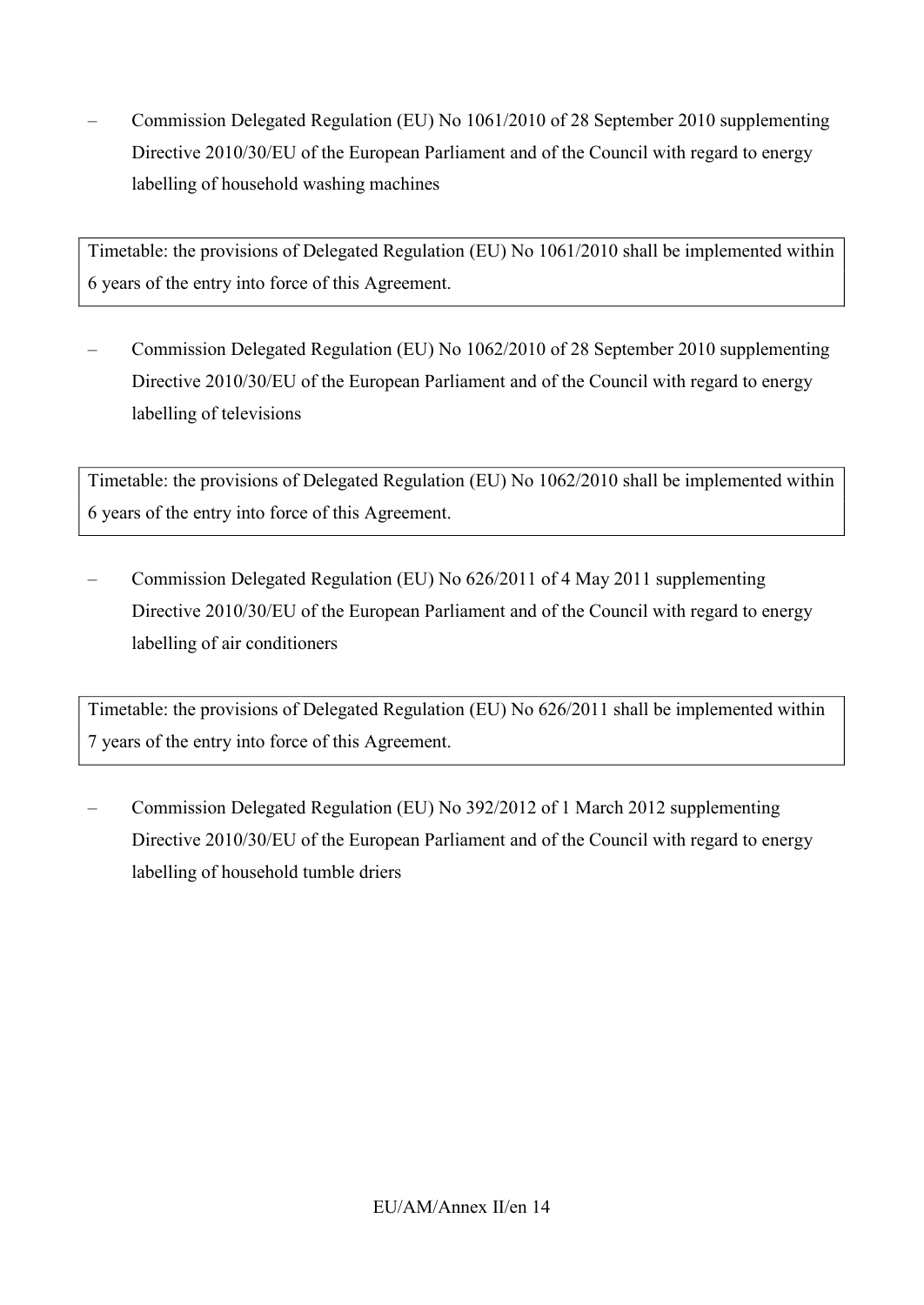– Commission Delegated Regulation (EU) No 1061/2010 of 28 September 2010 supplementing Directive 2010/30/EU of the European Parliament and of the Council with regard to energy labelling of household washing machines

| Timetable: the provisions of Delegated Regulation (EU) No 1061/2010 shall be implemented within 6 years of the entry into force of this Agreement. |
| --- |

– Commission Delegated Regulation (EU) No 1062/2010 of 28 September 2010 supplementing Directive 2010/30/EU of the European Parliament and of the Council with regard to energy labelling of televisions

| Timetable: the provisions of Delegated Regulation (EU) No 1062/2010 shall be implemented within 6 years of the entry into force of this Agreement. |
| --- |

– Commission Delegated Regulation (EU) No 626/2011 of 4 May 2011 supplementing Directive 2010/30/EU of the European Parliament and of the Council with regard to energy labelling of air conditioners

| Timetable: the provisions of Delegated Regulation (EU) No 626/2011 shall be implemented within 7 years of the entry into force of this Agreement. |
| --- |

– Commission Delegated Regulation (EU) No 392/2012 of 1 March 2012 supplementing Directive 2010/30/EU of the European Parliament and of the Council with regard to energy labelling of household tumble driers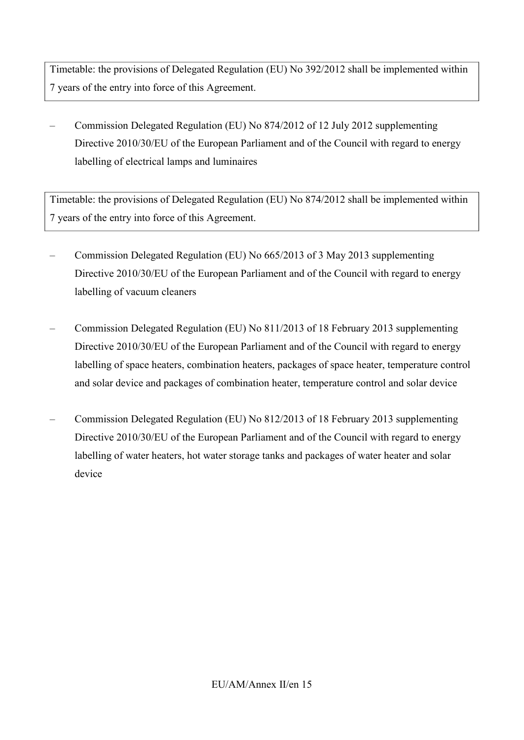Timetable: the provisions of Delegated Regulation (EU) No 392/2012 shall be implemented within 7 years of the entry into force of this Agreement.

– Commission Delegated Regulation (EU) No 874/2012 of 12 July 2012 supplementing Directive 2010/30/EU of the European Parliament and of the Council with regard to energy labelling of electrical lamps and luminaires

Timetable: the provisions of Delegated Regulation (EU) No 874/2012 shall be implemented within 7 years of the entry into force of this Agreement.

– Commission Delegated Regulation (EU) No 665/2013 of 3 May 2013 supplementing Directive 2010/30/EU of the European Parliament and of the Council with regard to energy labelling of vacuum cleaners

– Commission Delegated Regulation (EU) No 811/2013 of 18 February 2013 supplementing Directive 2010/30/EU of the European Parliament and of the Council with regard to energy labelling of space heaters, combination heaters, packages of space heater, temperature control and solar device and packages of combination heater, temperature control and solar device

– Commission Delegated Regulation (EU) No 812/2013 of 18 February 2013 supplementing Directive 2010/30/EU of the European Parliament and of the Council with regard to energy labelling of water heaters, hot water storage tanks and packages of water heater and solar device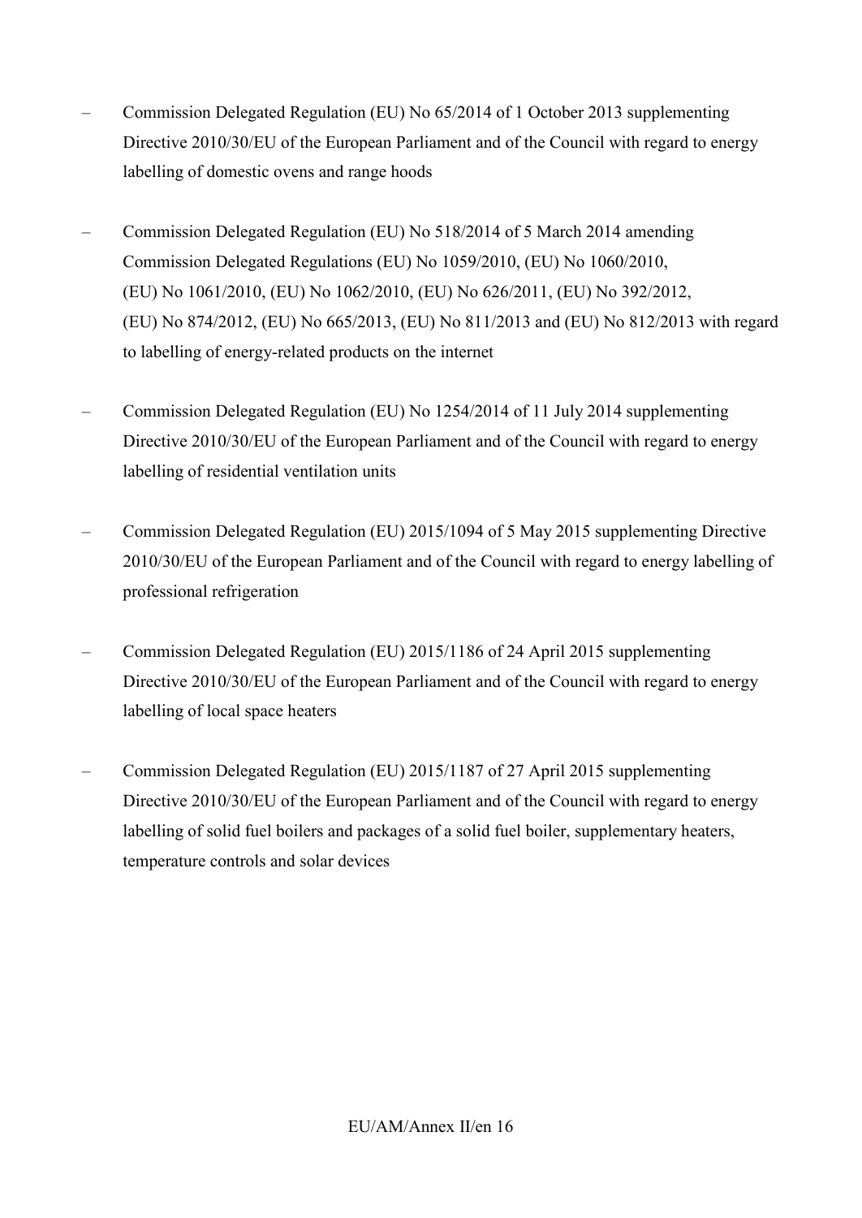- Commission Delegated Regulation (EU) No 65/2014 of 1 October 2013 supplementing Directive 2010/30/EU of the European Parliament and of the Council with regard to energy labelling of domestic ovens and range hoods

- Commission Delegated Regulation (EU) No 518/2014 of 5 March 2014 amending Commission Delegated Regulations (EU) No 1059/2010, (EU) No 1060/2010, (EU) No 1061/2010, (EU) No 1062/2010, (EU) No 626/2011, (EU) No 392/2012, (EU) No 874/2012, (EU) No 665/2013, (EU) No 811/2013 and (EU) No 812/2013 with regard to labelling of energy-related products on the internet

- Commission Delegated Regulation (EU) No 1254/2014 of 11 July 2014 supplementing Directive 2010/30/EU of the European Parliament and of the Council with regard to energy labelling of residential ventilation units

- Commission Delegated Regulation (EU) 2015/1094 of 5 May 2015 supplementing Directive 2010/30/EU of the European Parliament and of the Council with regard to energy labelling of professional refrigeration

- Commission Delegated Regulation (EU) 2015/1186 of 24 April 2015 supplementing Directive 2010/30/EU of the European Parliament and of the Council with regard to energy labelling of local space heaters

- Commission Delegated Regulation (EU) 2015/1187 of 27 April 2015 supplementing Directive 2010/30/EU of the European Parliament and of the Council with regard to energy labelling of solid fuel boilers and packages of a solid fuel boiler, supplementary heaters, temperature controls and solar devices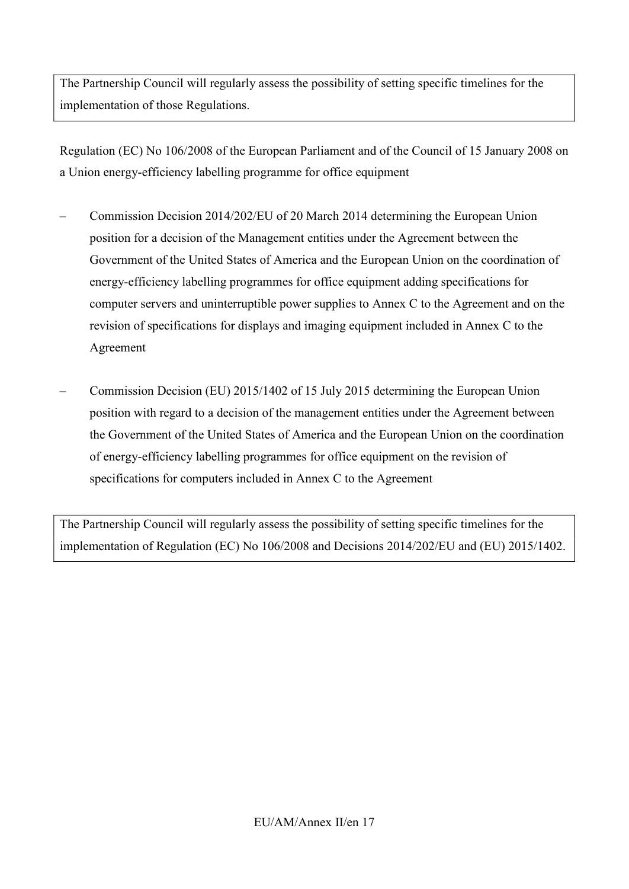The Partnership Council will regularly assess the possibility of setting specific timelines for the implementation of those Regulations.

Regulation (EC) No 106/2008 of the European Parliament and of the Council of 15 January 2008 on a Union energy-efficiency labelling programme for office equipment

– Commission Decision 2014/202/EU of 20 March 2014 determining the European Union position for a decision of the Management entities under the Agreement between the Government of the United States of America and the European Union on the coordination of energy-efficiency labelling programmes for office equipment adding specifications for computer servers and uninterruptible power supplies to Annex C to the Agreement and on the revision of specifications for displays and imaging equipment included in Annex C to the Agreement

– Commission Decision (EU) 2015/1402 of 15 July 2015 determining the European Union position with regard to a decision of the management entities under the Agreement between the Government of the United States of America and the European Union on the coordination of energy-efficiency labelling programmes for office equipment on the revision of specifications for computers included in Annex C to the Agreement

The Partnership Council will regularly assess the possibility of setting specific timelines for the implementation of Regulation (EC) No 106/2008 and Decisions 2014/202/EU and (EU) 2015/1402.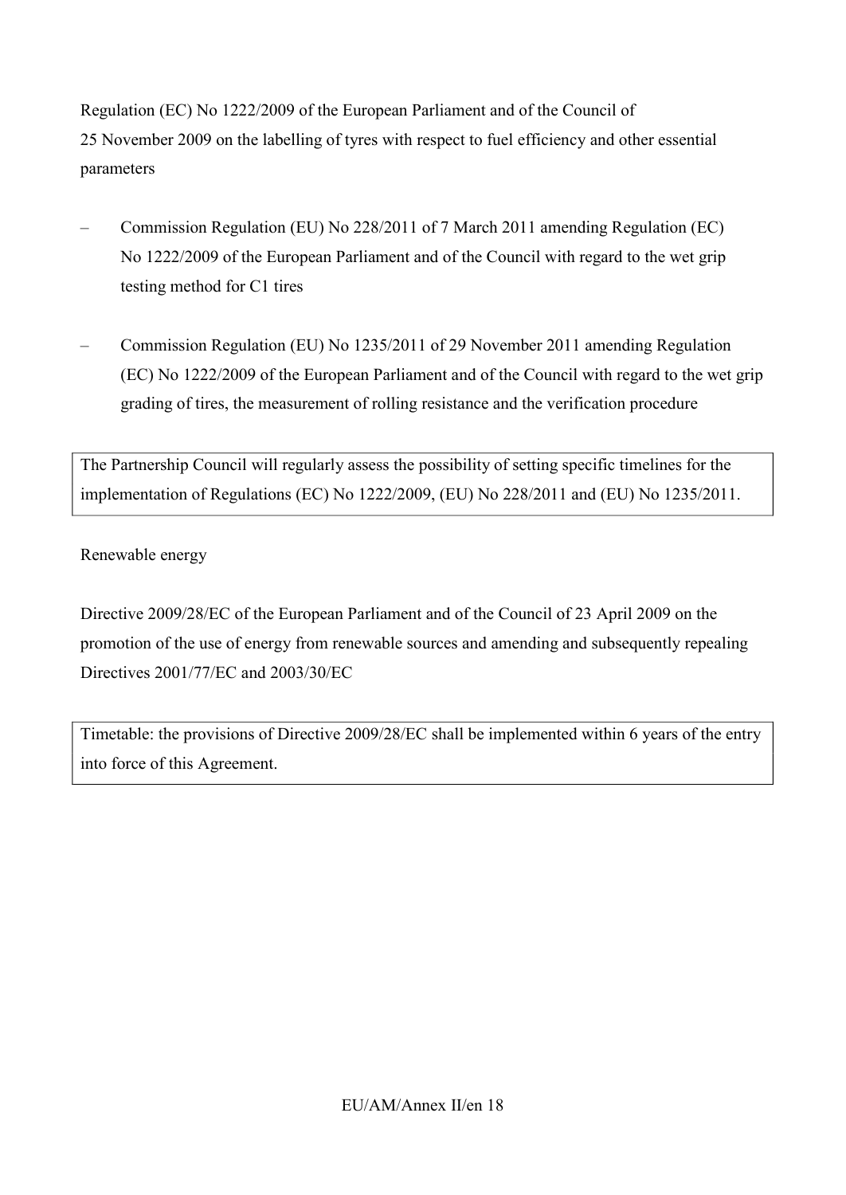Regulation (EC) No 1222/2009 of the European Parliament and of the Council of 25 November 2009 on the labelling of tyres with respect to fuel efficiency and other essential parameters

– Commission Regulation (EU) No 228/2011 of 7 March 2011 amending Regulation (EC) No 1222/2009 of the European Parliament and of the Council with regard to the wet grip testing method for C1 tires

– Commission Regulation (EU) No 1235/2011 of 29 November 2011 amending Regulation (EC) No 1222/2009 of the European Parliament and of the Council with regard to the wet grip grading of tires, the measurement of rolling resistance and the verification procedure

| The Partnership Council will regularly assess the possibility of setting specific timelines for the implementation of Regulations (EC) No 1222/2009, (EU) No 228/2011 and (EU) No 1235/2011. |
|---|

Renewable energy

Directive 2009/28/EC of the European Parliament and of the Council of 23 April 2009 on the promotion of the use of energy from renewable sources and amending and subsequently repealing Directives 2001/77/EC and 2003/30/EC

| Timetable: the provisions of Directive 2009/28/EC shall be implemented within 6 years of the entry into force of this Agreement. |
|---|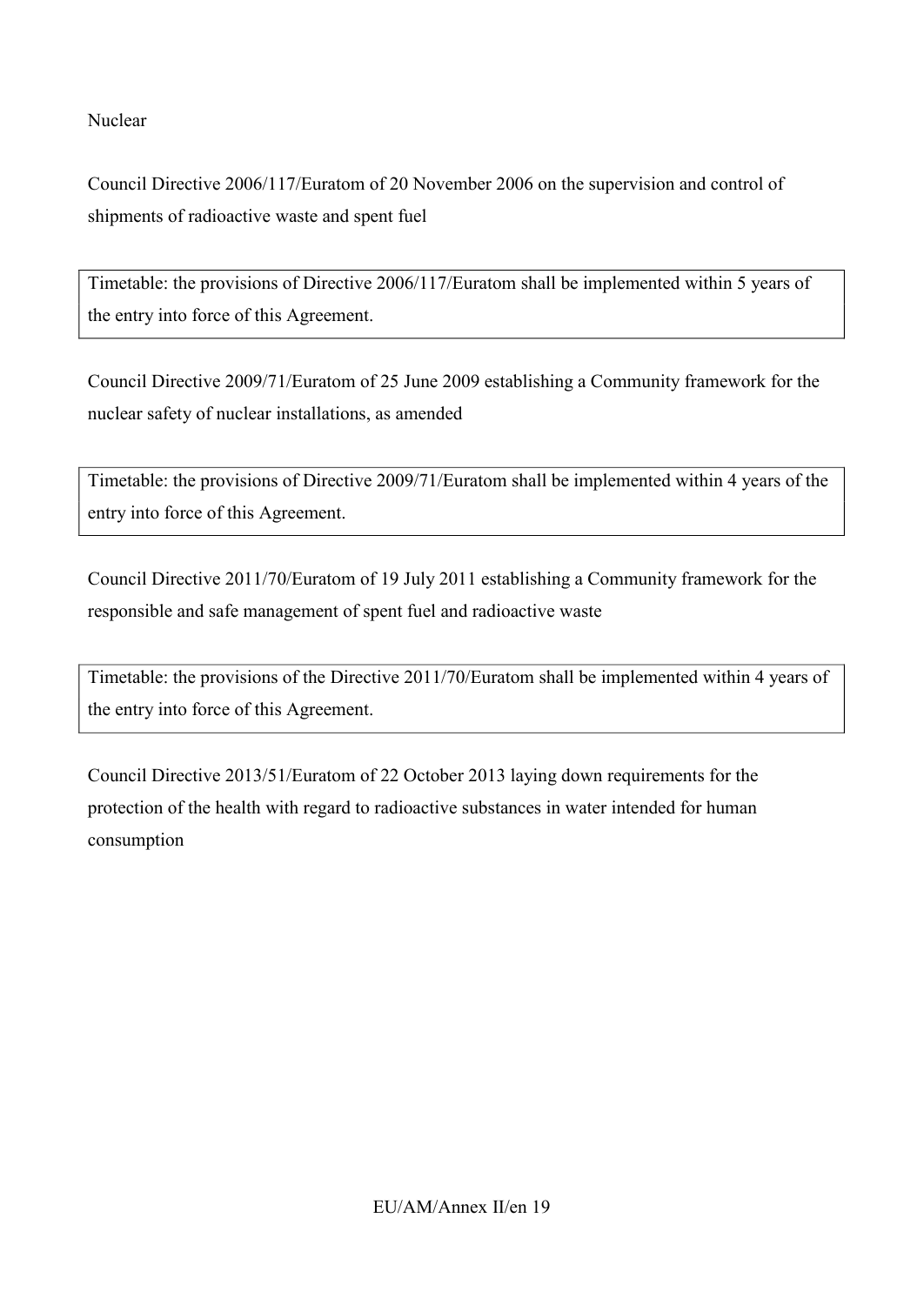Nuclear

Council Directive 2006/117/Euratom of 20 November 2006 on the supervision and control of shipments of radioactive waste and spent fuel

| Timetable: the provisions of Directive 2006/117/Euratom shall be implemented within 5 years of the entry into force of this Agreement. |
| --- |

Council Directive 2009/71/Euratom of 25 June 2009 establishing a Community framework for the nuclear safety of nuclear installations, as amended

| Timetable: the provisions of Directive 2009/71/Euratom shall be implemented within 4 years of the entry into force of this Agreement. |
| --- |

Council Directive 2011/70/Euratom of 19 July 2011 establishing a Community framework for the responsible and safe management of spent fuel and radioactive waste

| Timetable: the provisions of the Directive 2011/70/Euratom shall be implemented within 4 years of the entry into force of this Agreement. |
| --- |

Council Directive 2013/51/Euratom of 22 October 2013 laying down requirements for the protection of the health with regard to radioactive substances in water intended for human consumption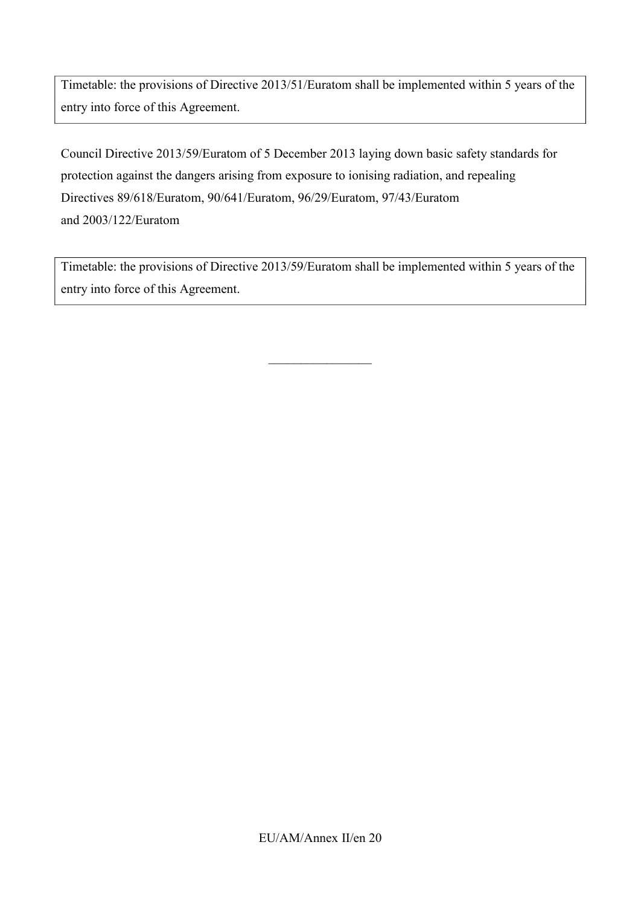Timetable: the provisions of Directive 2013/51/Euratom shall be implemented within 5 years of the entry into force of this Agreement.

Council Directive 2013/59/Euratom of 5 December 2013 laying down basic safety standards for protection against the dangers arising from exposure to ionising radiation, and repealing Directives 89/618/Euratom, 90/641/Euratom, 96/29/Euratom, 97/43/Euratom and 2003/122/Euratom

Timetable: the provisions of Directive 2013/59/Euratom shall be implemented within 5 years of the entry into force of this Agreement.

________________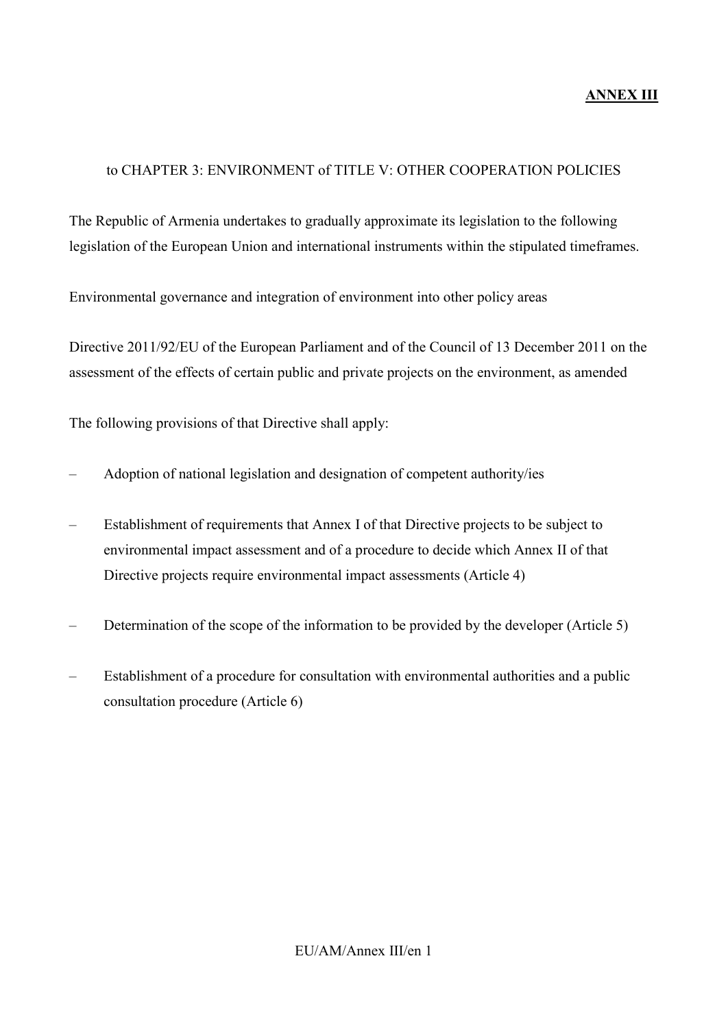**ANNEX III**

to CHAPTER 3: ENVIRONMENT of TITLE V: OTHER COOPERATION POLICIES

The Republic of Armenia undertakes to gradually approximate its legislation to the following legislation of the European Union and international instruments within the stipulated timeframes.

Environmental governance and integration of environment into other policy areas

Directive 2011/92/EU of the European Parliament and of the Council of 13 December 2011 on the assessment of the effects of certain public and private projects on the environment, as amended

The following provisions of that Directive shall apply:

– Adoption of national legislation and designation of competent authority/ies

– Establishment of requirements that Annex I of that Directive projects to be subject to environmental impact assessment and of a procedure to decide which Annex II of that Directive projects require environmental impact assessments (Article 4)

– Determination of the scope of the information to be provided by the developer (Article 5)

– Establishment of a procedure for consultation with environmental authorities and a public consultation procedure (Article 6)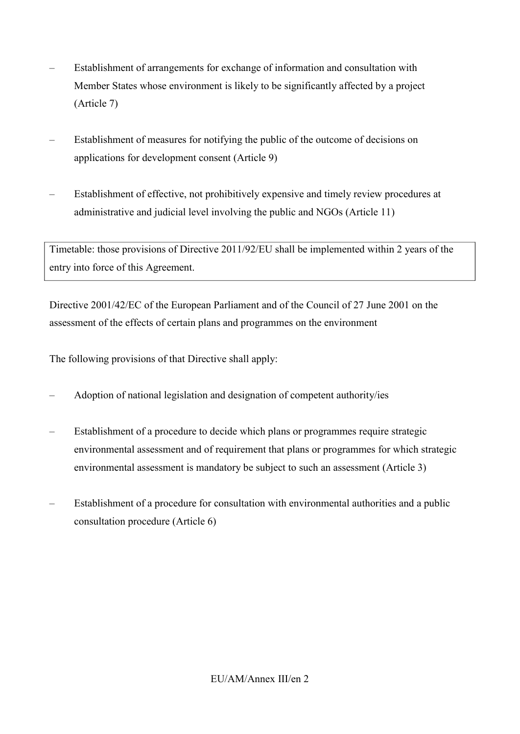- Establishment of arrangements for exchange of information and consultation with Member States whose environment is likely to be significantly affected by a project (Article 7)

- Establishment of measures for notifying the public of the outcome of decisions on applications for development consent (Article 9)

- Establishment of effective, not prohibitively expensive and timely review procedures at administrative and judicial level involving the public and NGOs (Article 11)

| Timetable: those provisions of Directive 2011/92/EU shall be implemented within 2 years of the entry into force of this Agreement. |
| --- |

Directive 2001/42/EC of the European Parliament and of the Council of 27 June 2001 on the assessment of the effects of certain plans and programmes on the environment

The following provisions of that Directive shall apply:

- Adoption of national legislation and designation of competent authority/ies

- Establishment of a procedure to decide which plans or programmes require strategic environmental assessment and of requirement that plans or programmes for which strategic environmental assessment is mandatory be subject to such an assessment (Article 3)

- Establishment of a procedure for consultation with environmental authorities and a public consultation procedure (Article 6)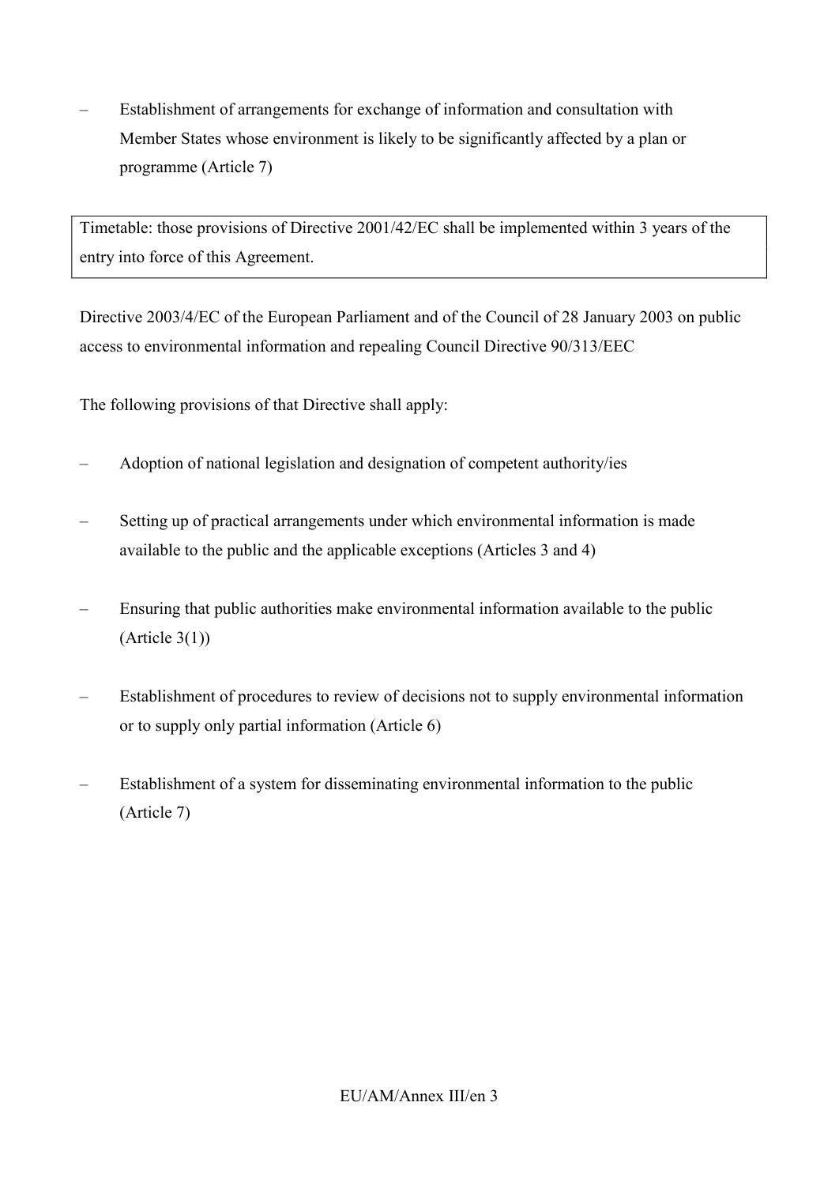- Establishment of arrangements for exchange of information and consultation with Member States whose environment is likely to be significantly affected by a plan or programme (Article 7)

| Timetable: those provisions of Directive 2001/42/EC shall be implemented within 3 years of the entry into force of this Agreement. |
| --- |

Directive 2003/4/EC of the European Parliament and of the Council of 28 January 2003 on public access to environmental information and repealing Council Directive 90/313/EEC

The following provisions of that Directive shall apply:

- Adoption of national legislation and designation of competent authority/ies
- Setting up of practical arrangements under which environmental information is made available to the public and the applicable exceptions (Articles 3 and 4)
- Ensuring that public authorities make environmental information available to the public (Article 3(1))
- Establishment of procedures to review of decisions not to supply environmental information or to supply only partial information (Article 6)
- Establishment of a system for disseminating environmental information to the public (Article 7)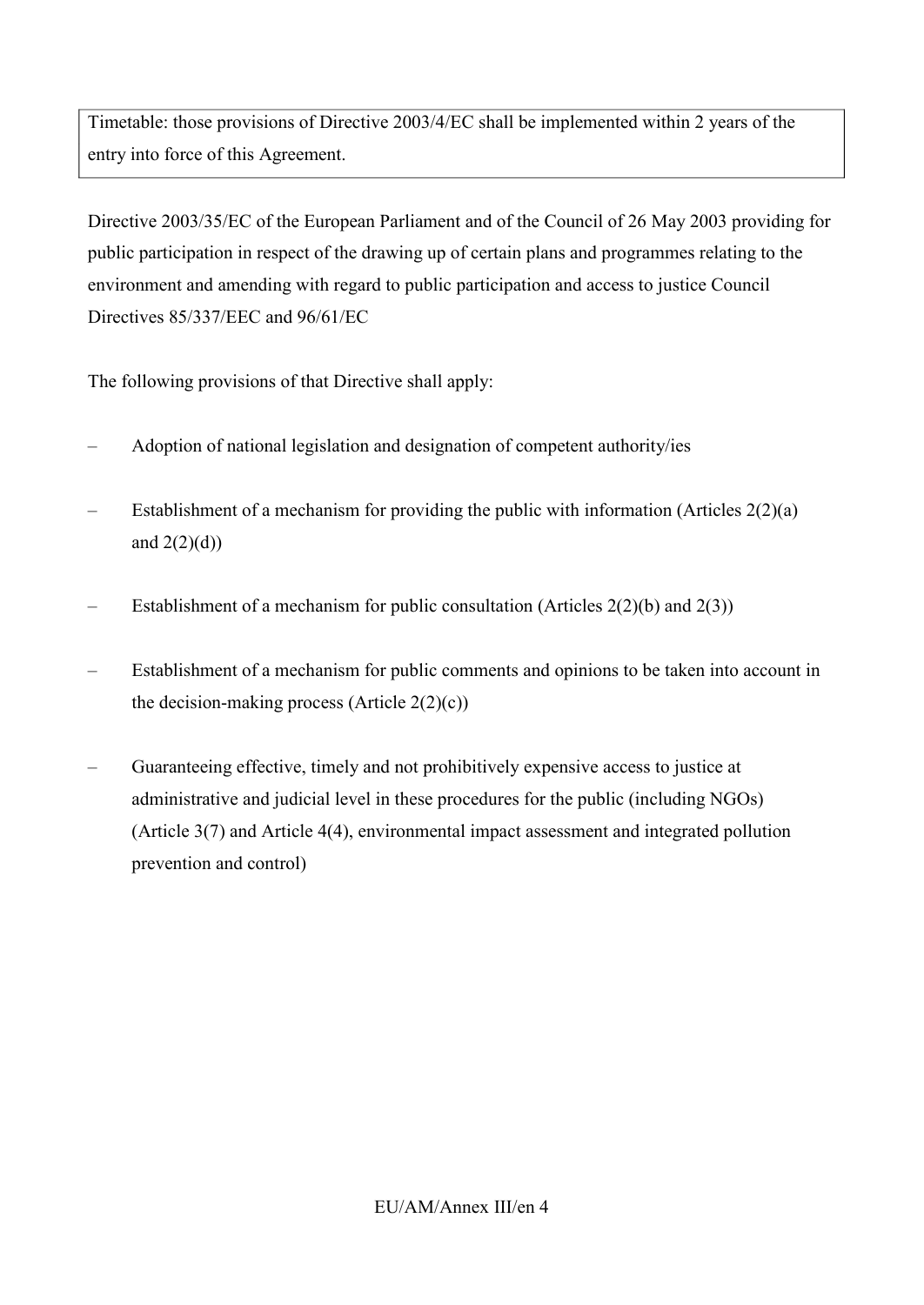| Timetable: those provisions of Directive 2003/4/EC shall be implemented within 2 years of the entry into force of this Agreement. |
|---|

Directive 2003/35/EC of the European Parliament and of the Council of 26 May 2003 providing for public participation in respect of the drawing up of certain plans and programmes relating to the environment and amending with regard to public participation and access to justice Council Directives 85/337/EEC and 96/61/EC

The following provisions of that Directive shall apply:

- Adoption of national legislation and designation of competent authority/ies
- Establishment of a mechanism for providing the public with information (Articles 2(2)(a) and 2(2)(d))
- Establishment of a mechanism for public consultation (Articles 2(2)(b) and 2(3))
- Establishment of a mechanism for public comments and opinions to be taken into account in the decision-making process (Article 2(2)(c))
- Guaranteeing effective, timely and not prohibitively expensive access to justice at administrative and judicial level in these procedures for the public (including NGOs) (Article 3(7) and Article 4(4), environmental impact assessment and integrated pollution prevention and control)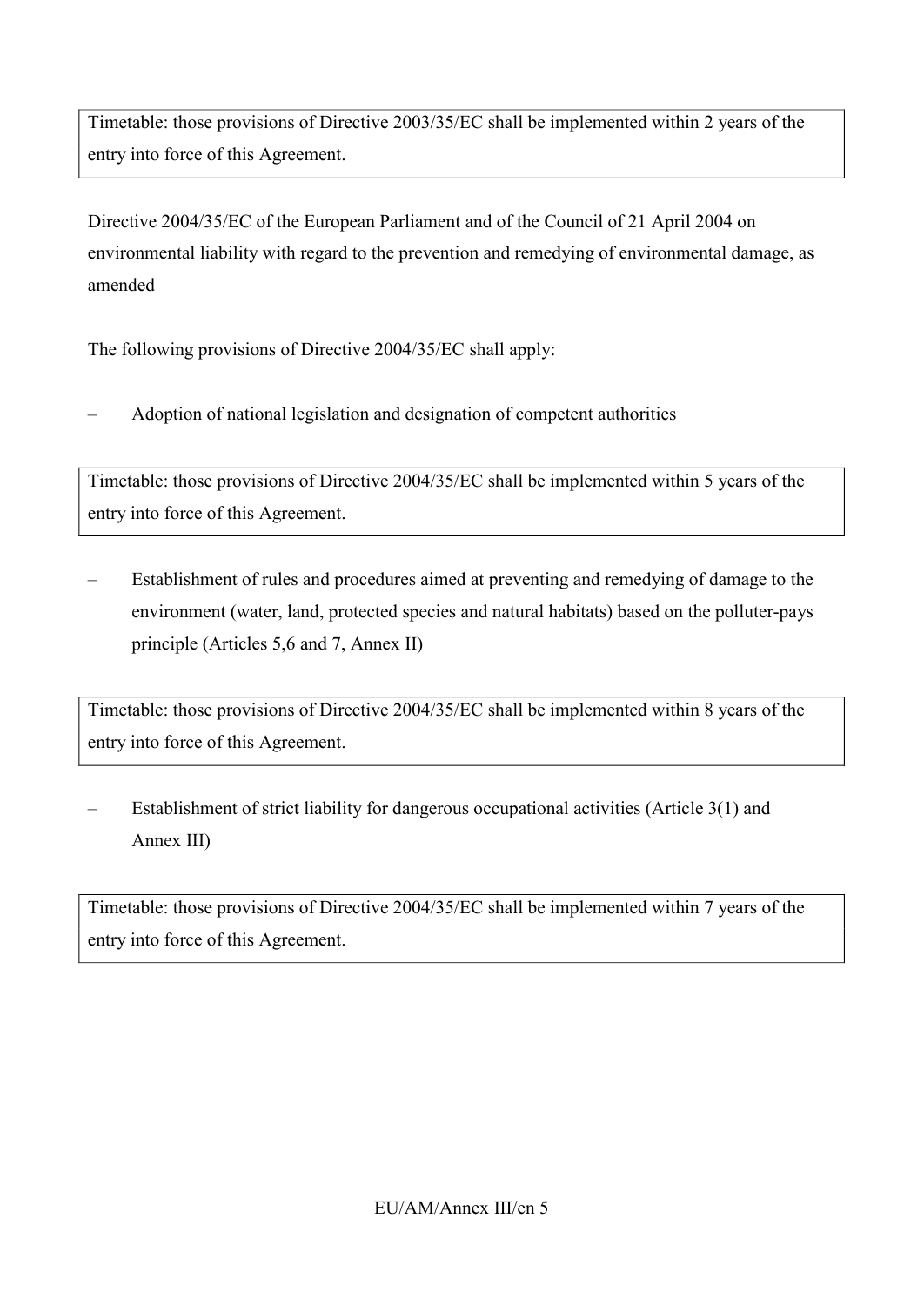Timetable: those provisions of Directive 2003/35/EC shall be implemented within 2 years of the entry into force of this Agreement.

Directive 2004/35/EC of the European Parliament and of the Council of 21 April 2004 on environmental liability with regard to the prevention and remedying of environmental damage, as amended

The following provisions of Directive 2004/35/EC shall apply:

– Adoption of national legislation and designation of competent authorities

Timetable: those provisions of Directive 2004/35/EC shall be implemented within 5 years of the entry into force of this Agreement.

– Establishment of rules and procedures aimed at preventing and remedying of damage to the environment (water, land, protected species and natural habitats) based on the polluter-pays principle (Articles 5,6 and 7, Annex II)

Timetable: those provisions of Directive 2004/35/EC shall be implemented within 8 years of the entry into force of this Agreement.

– Establishment of strict liability for dangerous occupational activities (Article 3(1) and Annex III)

Timetable: those provisions of Directive 2004/35/EC shall be implemented within 7 years of the entry into force of this Agreement.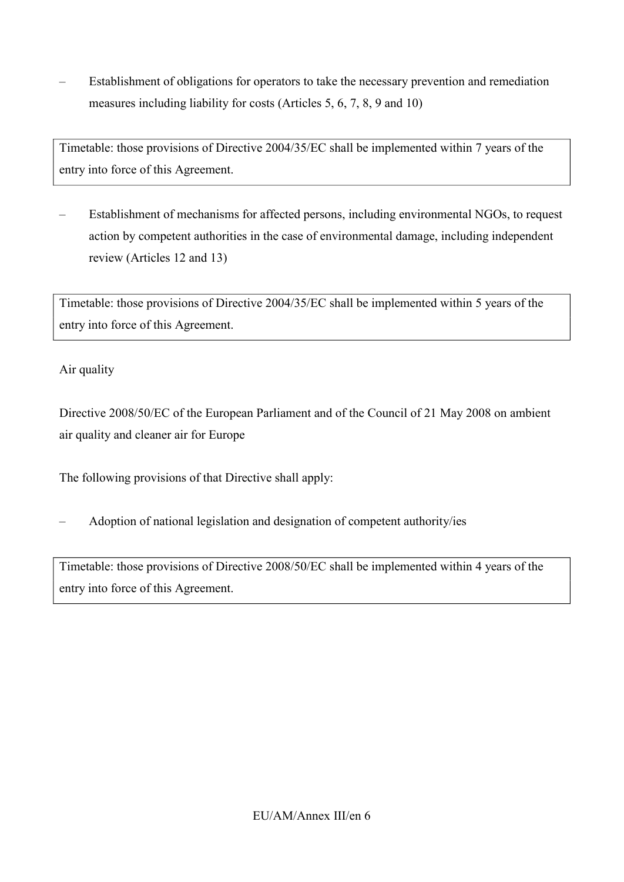– Establishment of obligations for operators to take the necessary prevention and remediation measures including liability for costs (Articles 5, 6, 7, 8, 9 and 10)

| Timetable: those provisions of Directive 2004/35/EC shall be implemented within 7 years of the entry into force of this Agreement. |
|---|

– Establishment of mechanisms for affected persons, including environmental NGOs, to request action by competent authorities in the case of environmental damage, including independent review (Articles 12 and 13)

| Timetable: those provisions of Directive 2004/35/EC shall be implemented within 5 years of the entry into force of this Agreement. |
|---|

Air quality

Directive 2008/50/EC of the European Parliament and of the Council of 21 May 2008 on ambient air quality and cleaner air for Europe

The following provisions of that Directive shall apply:

– Adoption of national legislation and designation of competent authority/ies

| Timetable: those provisions of Directive 2008/50/EC shall be implemented within 4 years of the entry into force of this Agreement. |
|---|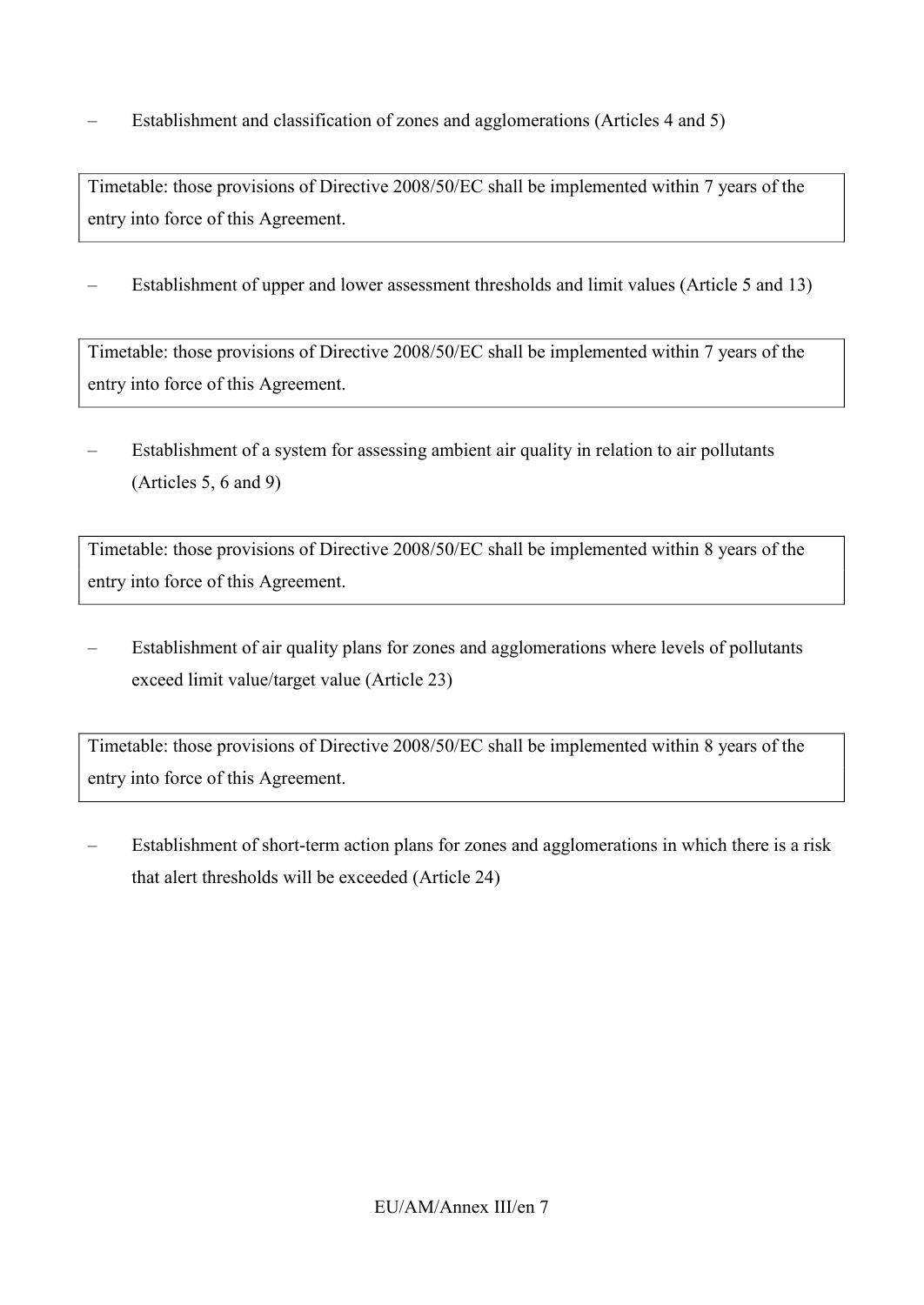– Establishment and classification of zones and agglomerations (Articles 4 and 5)

| Timetable: those provisions of Directive 2008/50/EC shall be implemented within 7 years of the entry into force of this Agreement. |
|---|

– Establishment of upper and lower assessment thresholds and limit values (Article 5 and 13)

| Timetable: those provisions of Directive 2008/50/EC shall be implemented within 7 years of the entry into force of this Agreement. |
|---|

– Establishment of a system for assessing ambient air quality in relation to air pollutants (Articles 5, 6 and 9)

| Timetable: those provisions of Directive 2008/50/EC shall be implemented within 8 years of the entry into force of this Agreement. |
|---|

– Establishment of air quality plans for zones and agglomerations where levels of pollutants exceed limit value/target value (Article 23)

| Timetable: those provisions of Directive 2008/50/EC shall be implemented within 8 years of the entry into force of this Agreement. |
|---|

– Establishment of short-term action plans for zones and agglomerations in which there is a risk that alert thresholds will be exceeded (Article 24)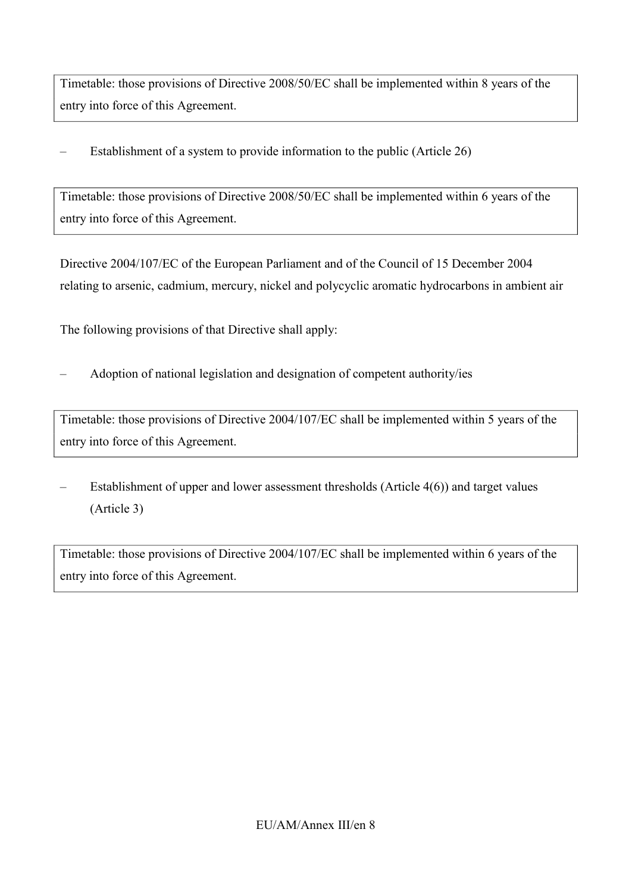Timetable: those provisions of Directive 2008/50/EC shall be implemented within 8 years of the entry into force of this Agreement.

– Establishment of a system to provide information to the public (Article 26)

Timetable: those provisions of Directive 2008/50/EC shall be implemented within 6 years of the entry into force of this Agreement.

Directive 2004/107/EC of the European Parliament and of the Council of 15 December 2004 relating to arsenic, cadmium, mercury, nickel and polycyclic aromatic hydrocarbons in ambient air

The following provisions of that Directive shall apply:

– Adoption of national legislation and designation of competent authority/ies

Timetable: those provisions of Directive 2004/107/EC shall be implemented within 5 years of the entry into force of this Agreement.

– Establishment of upper and lower assessment thresholds (Article 4(6)) and target values (Article 3)

Timetable: those provisions of Directive 2004/107/EC shall be implemented within 6 years of the entry into force of this Agreement.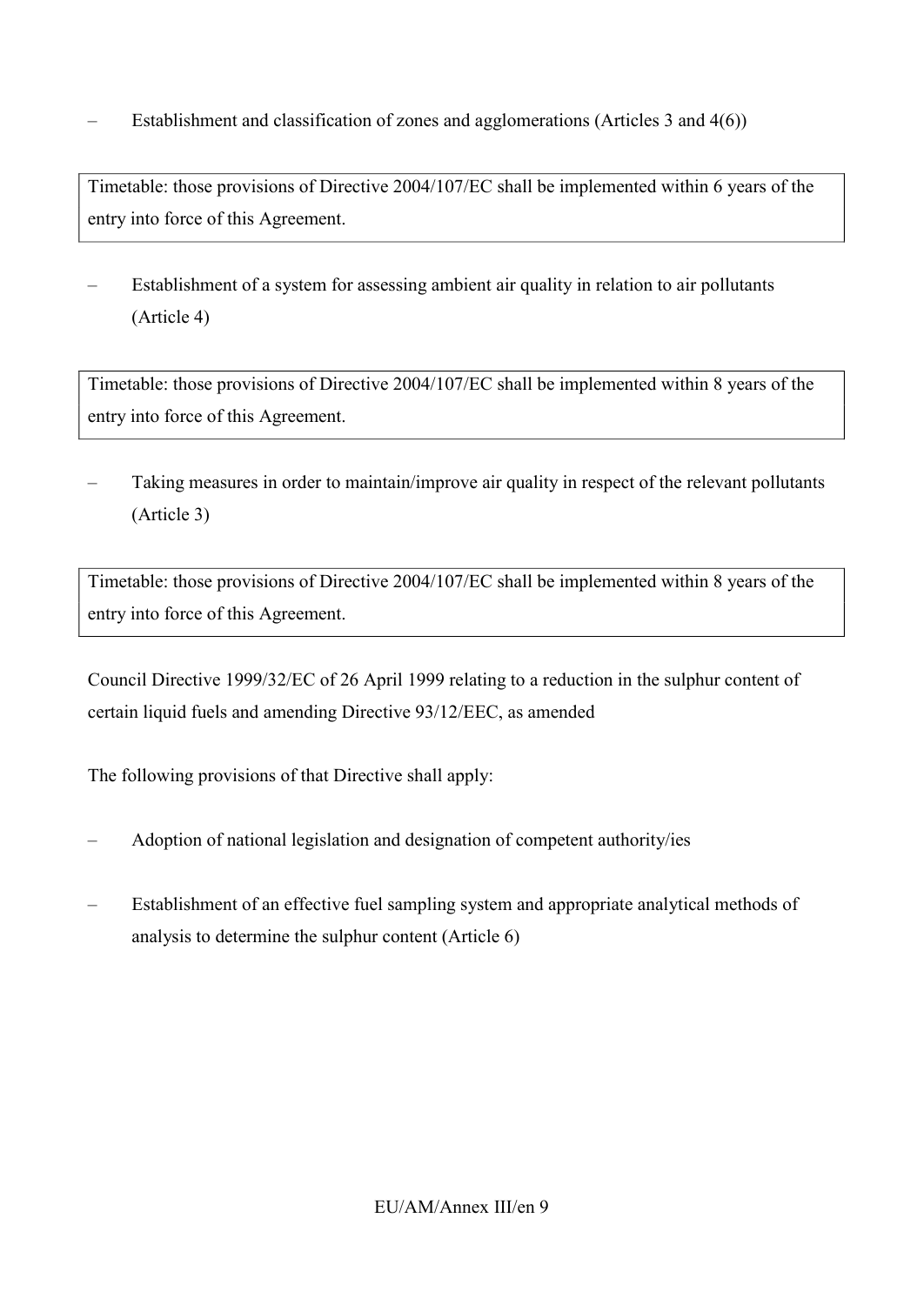– Establishment and classification of zones and agglomerations (Articles 3 and 4(6))

| Timetable: those provisions of Directive 2004/107/EC shall be implemented within 6 years of the entry into force of this Agreement. |
|---|

– Establishment of a system for assessing ambient air quality in relation to air pollutants (Article 4)

| Timetable: those provisions of Directive 2004/107/EC shall be implemented within 8 years of the entry into force of this Agreement. |
|---|

– Taking measures in order to maintain/improve air quality in respect of the relevant pollutants (Article 3)

| Timetable: those provisions of Directive 2004/107/EC shall be implemented within 8 years of the entry into force of this Agreement. |
|---|

Council Directive 1999/32/EC of 26 April 1999 relating to a reduction in the sulphur content of certain liquid fuels and amending Directive 93/12/EEC, as amended

The following provisions of that Directive shall apply:

– Adoption of national legislation and designation of competent authority/ies

– Establishment of an effective fuel sampling system and appropriate analytical methods of analysis to determine the sulphur content (Article 6)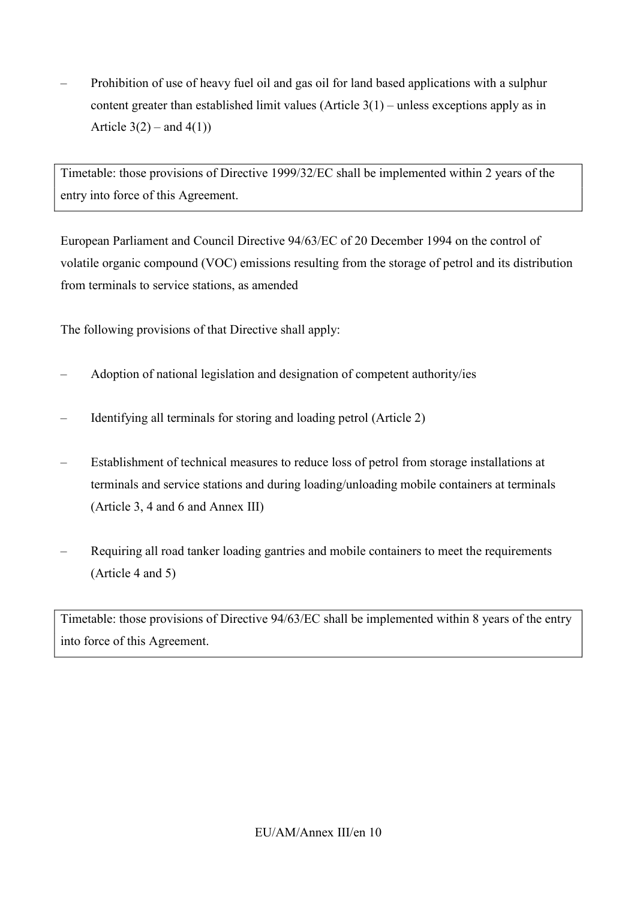– Prohibition of use of heavy fuel oil and gas oil for land based applications with a sulphur content greater than established limit values (Article 3(1) – unless exceptions apply as in Article 3(2) – and 4(1))

Timetable: those provisions of Directive 1999/32/EC shall be implemented within 2 years of the entry into force of this Agreement.

European Parliament and Council Directive 94/63/EC of 20 December 1994 on the control of volatile organic compound (VOC) emissions resulting from the storage of petrol and its distribution from terminals to service stations, as amended

The following provisions of that Directive shall apply:

– Adoption of national legislation and designation of competent authority/ies

– Identifying all terminals for storing and loading petrol (Article 2)

– Establishment of technical measures to reduce loss of petrol from storage installations at terminals and service stations and during loading/unloading mobile containers at terminals (Article 3, 4 and 6 and Annex III)

– Requiring all road tanker loading gantries and mobile containers to meet the requirements (Article 4 and 5)

Timetable: those provisions of Directive 94/63/EC shall be implemented within 8 years of the entry into force of this Agreement.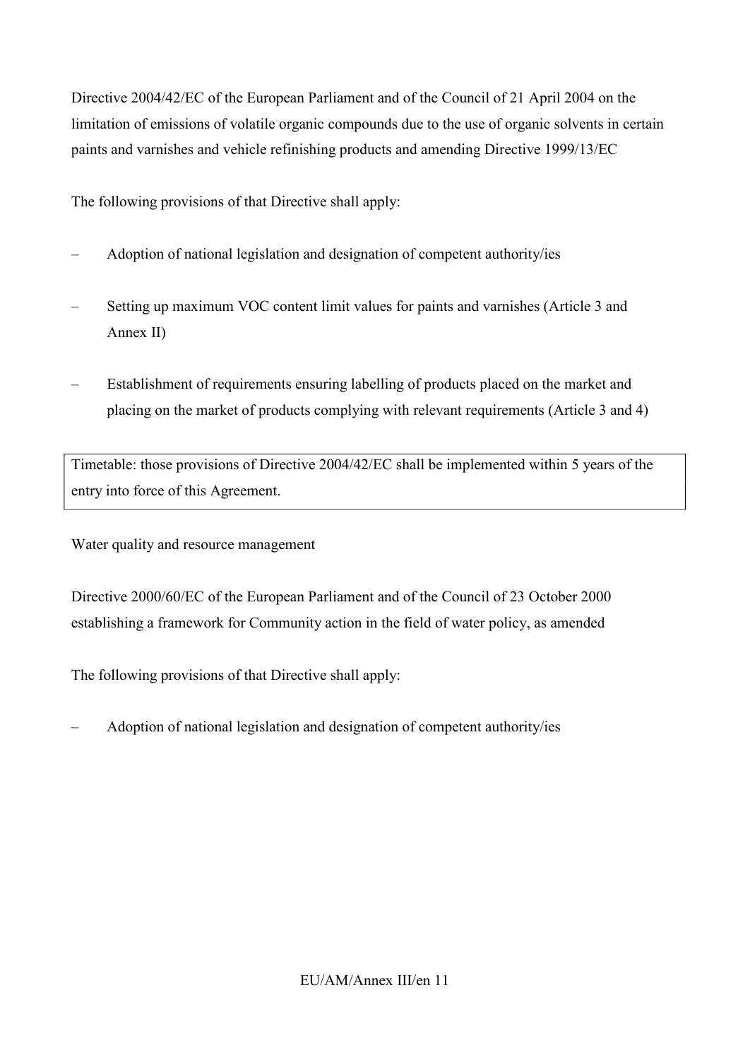Directive 2004/42/EC of the European Parliament and of the Council of 21 April 2004 on the limitation of emissions of volatile organic compounds due to the use of organic solvents in certain paints and varnishes and vehicle refinishing products and amending Directive 1999/13/EC

The following provisions of that Directive shall apply:

– Adoption of national legislation and designation of competent authority/ies

– Setting up maximum VOC content limit values for paints and varnishes (Article 3 and Annex II)

– Establishment of requirements ensuring labelling of products placed on the market and placing on the market of products complying with relevant requirements (Article 3 and 4)

| Timetable: those provisions of Directive 2004/42/EC shall be implemented within 5 years of the entry into force of this Agreement. |
|---|

Water quality and resource management

Directive 2000/60/EC of the European Parliament and of the Council of 23 October 2000 establishing a framework for Community action in the field of water policy, as amended

The following provisions of that Directive shall apply:

– Adoption of national legislation and designation of competent authority/ies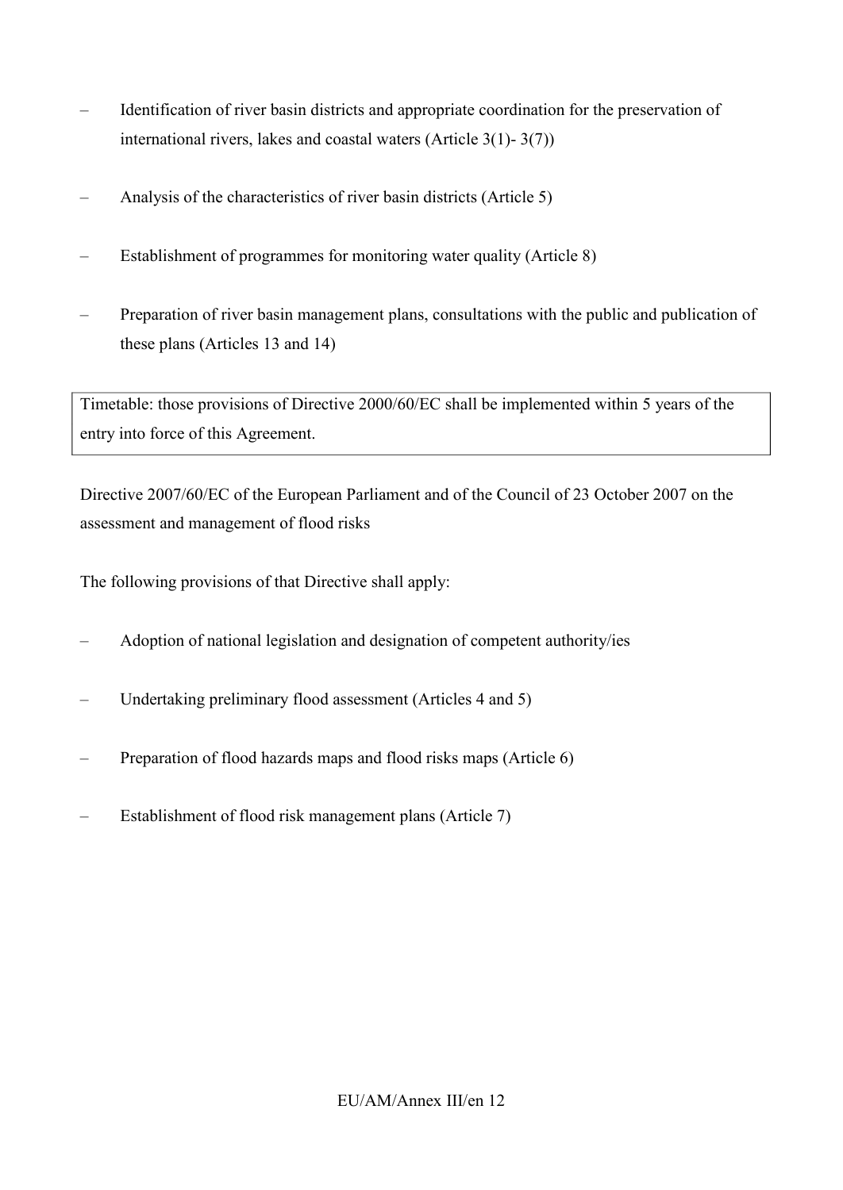- Identification of river basin districts and appropriate coordination for the preservation of international rivers, lakes and coastal waters (Article 3(1)- 3(7))
- Analysis of the characteristics of river basin districts (Article 5)
- Establishment of programmes for monitoring water quality (Article 8)
- Preparation of river basin management plans, consultations with the public and publication of these plans (Articles 13 and 14)

| Timetable: those provisions of Directive 2000/60/EC shall be implemented within 5 years of the entry into force of this Agreement. |
|---|

Directive 2007/60/EC of the European Parliament and of the Council of 23 October 2007 on the assessment and management of flood risks

The following provisions of that Directive shall apply:

- Adoption of national legislation and designation of competent authority/ies
- Undertaking preliminary flood assessment (Articles 4 and 5)
- Preparation of flood hazards maps and flood risks maps (Article 6)
- Establishment of flood risk management plans (Article 7)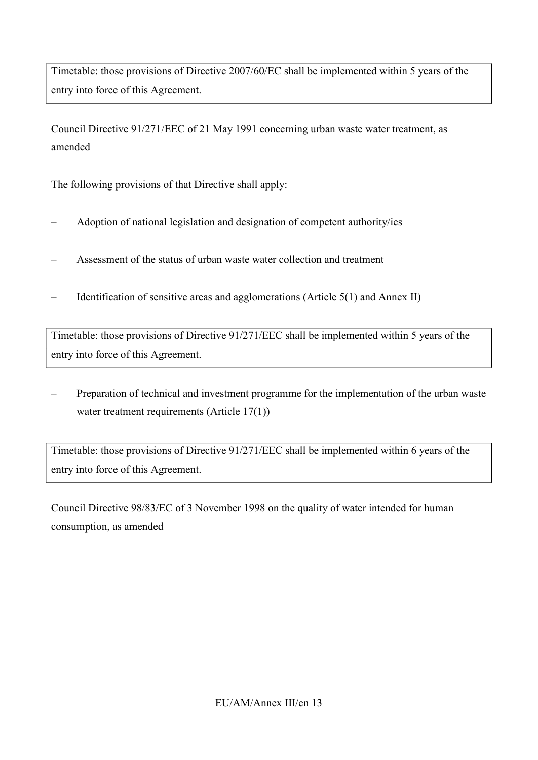Timetable: those provisions of Directive 2007/60/EC shall be implemented within 5 years of the entry into force of this Agreement.

Council Directive 91/271/EEC of 21 May 1991 concerning urban waste water treatment, as amended

The following provisions of that Directive shall apply:

- Adoption of national legislation and designation of competent authority/ies
- Assessment of the status of urban waste water collection and treatment
- Identification of sensitive areas and agglomerations (Article 5(1) and Annex II)

Timetable: those provisions of Directive 91/271/EEC shall be implemented within 5 years of the entry into force of this Agreement.

- Preparation of technical and investment programme for the implementation of the urban waste water treatment requirements (Article 17(1))

Timetable: those provisions of Directive 91/271/EEC shall be implemented within 6 years of the entry into force of this Agreement.

Council Directive 98/83/EC of 3 November 1998 on the quality of water intended for human consumption, as amended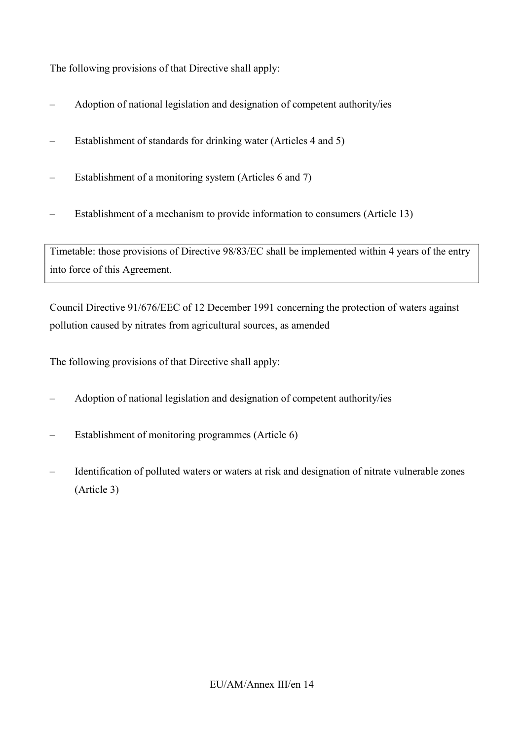The following provisions of that Directive shall apply:

– Adoption of national legislation and designation of competent authority/ies

– Establishment of standards for drinking water (Articles 4 and 5)

– Establishment of a monitoring system (Articles 6 and 7)

– Establishment of a mechanism to provide information to consumers (Article 13)

| Timetable: those provisions of Directive 98/83/EC shall be implemented within 4 years of the entry into force of this Agreement. |
| --- |

Council Directive 91/676/EEC of 12 December 1991 concerning the protection of waters against pollution caused by nitrates from agricultural sources, as amended

The following provisions of that Directive shall apply:

– Adoption of national legislation and designation of competent authority/ies

– Establishment of monitoring programmes (Article 6)

– Identification of polluted waters or waters at risk and designation of nitrate vulnerable zones (Article 3)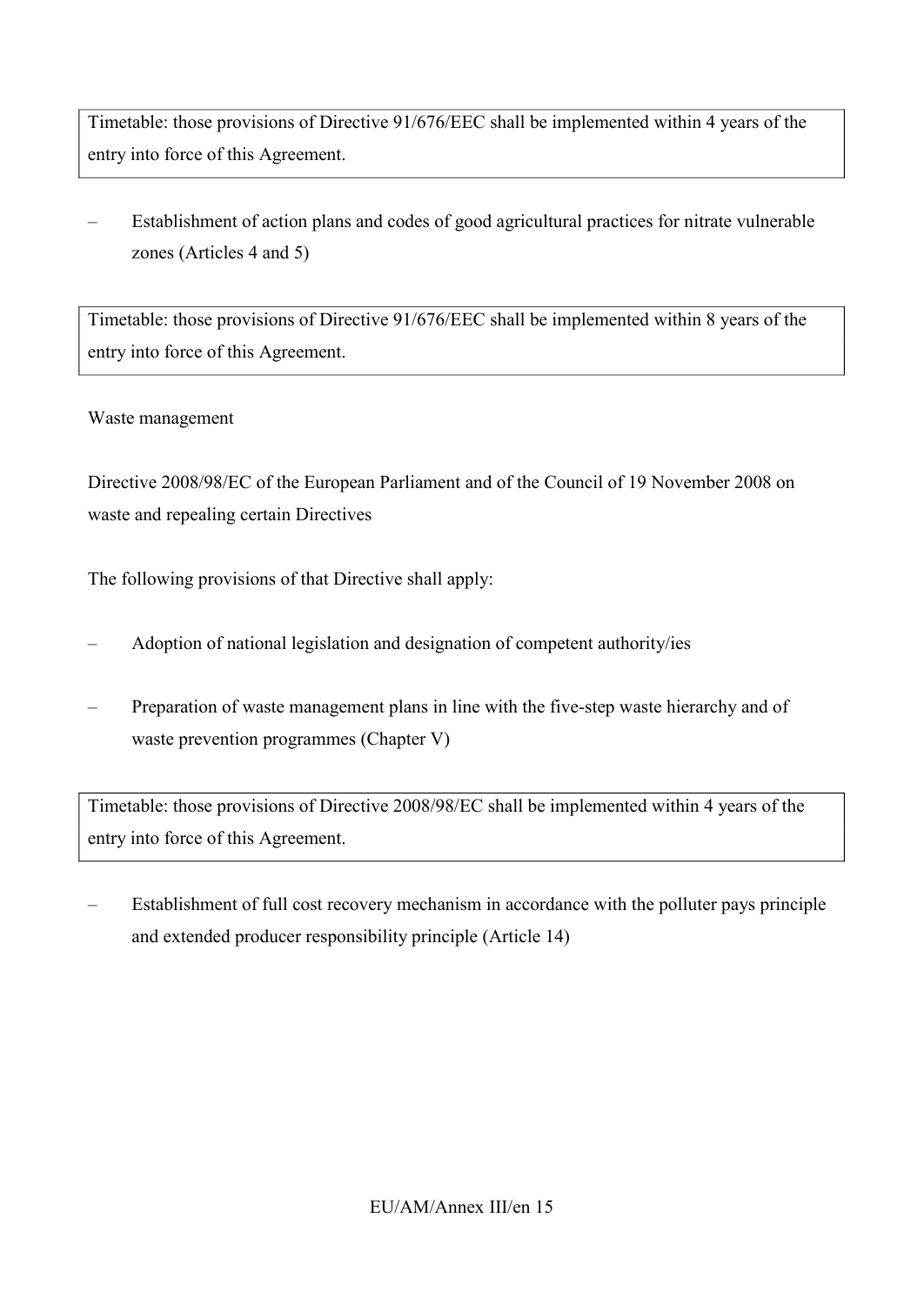Timetable: those provisions of Directive 91/676/EEC shall be implemented within 4 years of the entry into force of this Agreement.

- Establishment of action plans and codes of good agricultural practices for nitrate vulnerable zones (Articles 4 and 5)

Timetable: those provisions of Directive 91/676/EEC shall be implemented within 8 years of the entry into force of this Agreement.

Waste management

Directive 2008/98/EC of the European Parliament and of the Council of 19 November 2008 on waste and repealing certain Directives

The following provisions of that Directive shall apply:

- Adoption of national legislation and designation of competent authority/ies
- Preparation of waste management plans in line with the five-step waste hierarchy and of waste prevention programmes (Chapter V)

Timetable: those provisions of Directive 2008/98/EC shall be implemented within 4 years of the entry into force of this Agreement.

- Establishment of full cost recovery mechanism in accordance with the polluter pays principle and extended producer responsibility principle (Article 14)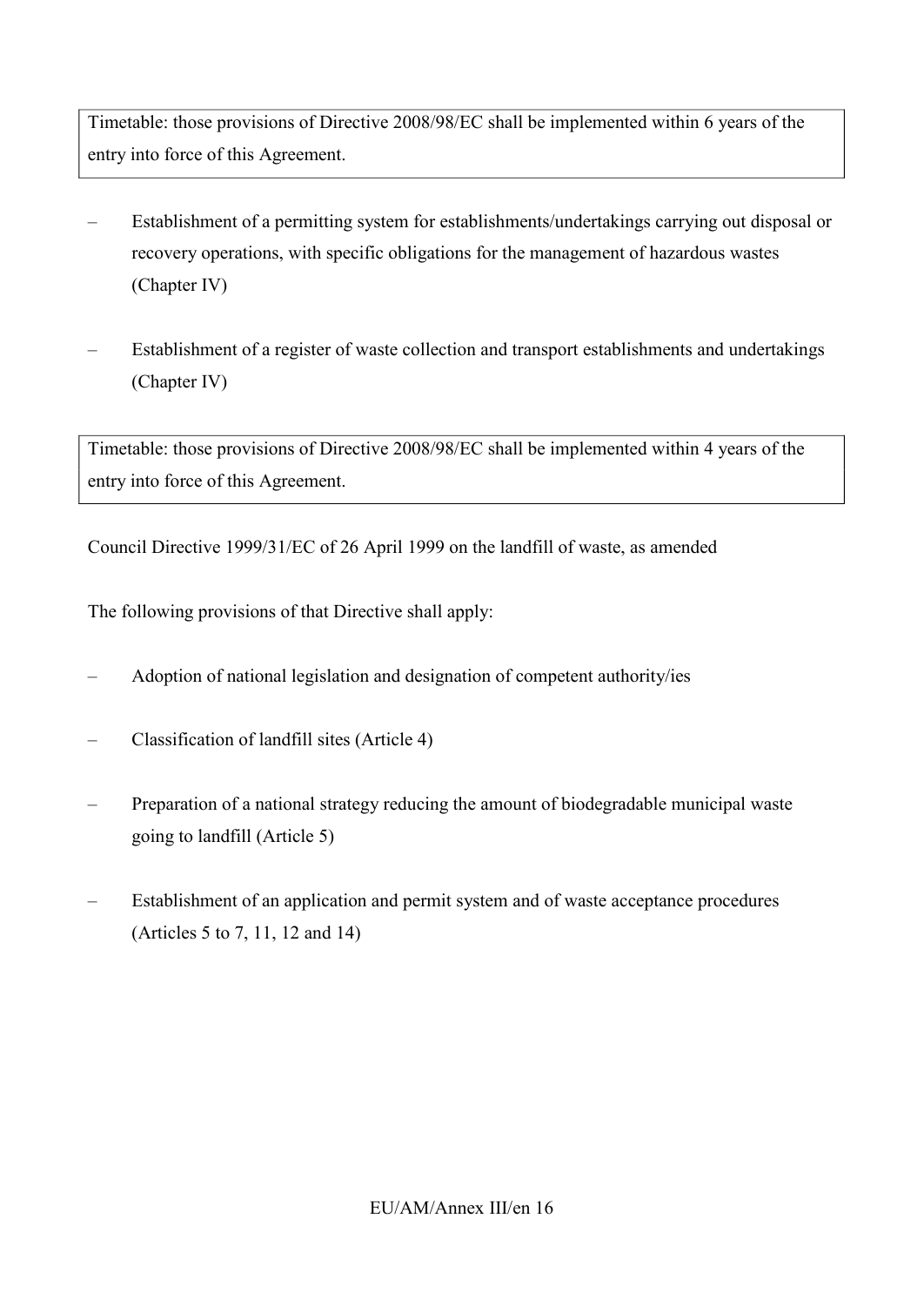Timetable: those provisions of Directive 2008/98/EC shall be implemented within 6 years of the entry into force of this Agreement.

- Establishment of a permitting system for establishments/undertakings carrying out disposal or recovery operations, with specific obligations for the management of hazardous wastes (Chapter IV)
- Establishment of a register of waste collection and transport establishments and undertakings (Chapter IV)

Timetable: those provisions of Directive 2008/98/EC shall be implemented within 4 years of the entry into force of this Agreement.

Council Directive 1999/31/EC of 26 April 1999 on the landfill of waste, as amended

The following provisions of that Directive shall apply:

- Adoption of national legislation and designation of competent authority/ies
- Classification of landfill sites (Article 4)
- Preparation of a national strategy reducing the amount of biodegradable municipal waste going to landfill (Article 5)
- Establishment of an application and permit system and of waste acceptance procedures (Articles 5 to 7, 11, 12 and 14)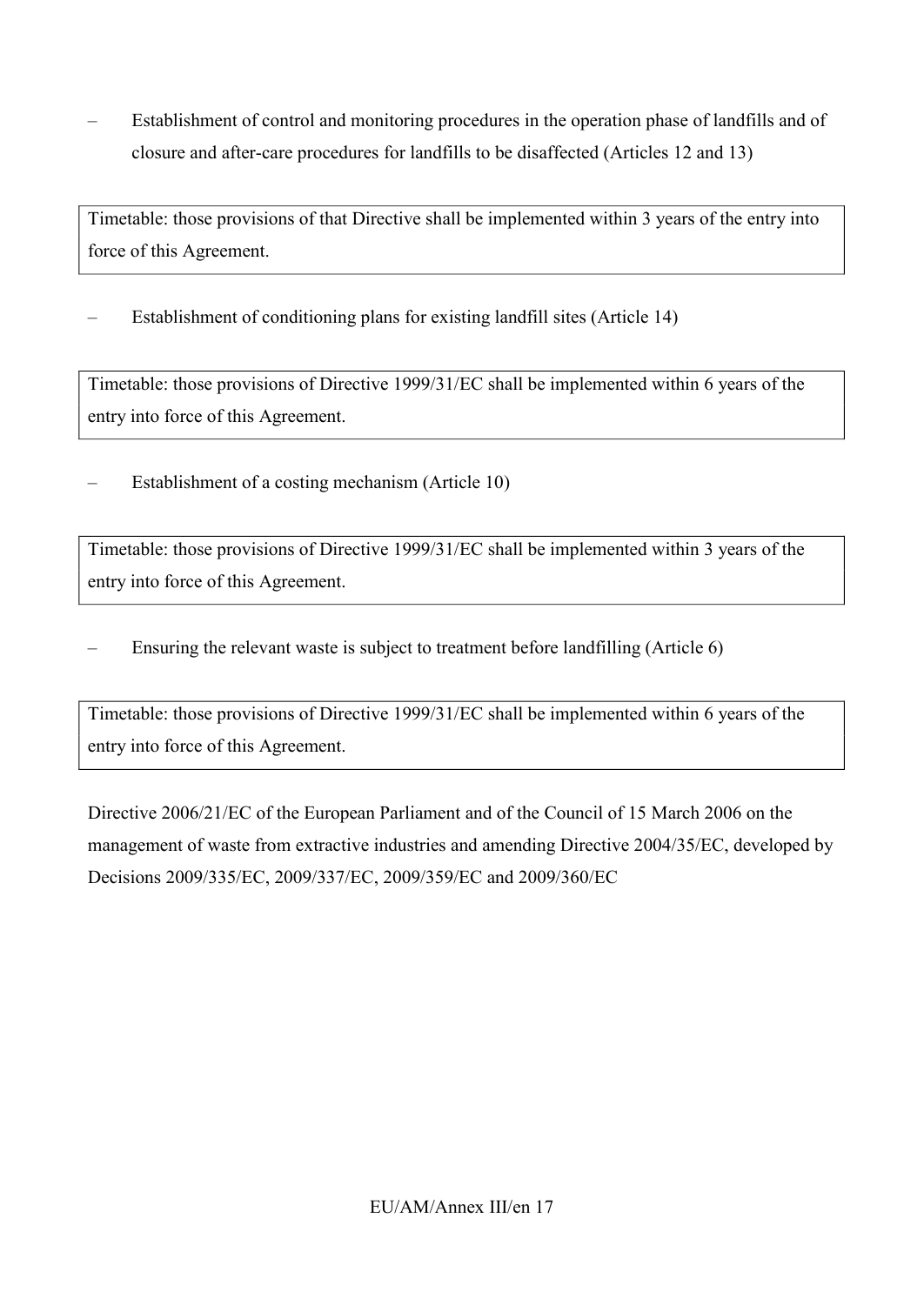– Establishment of control and monitoring procedures in the operation phase of landfills and of closure and after-care procedures for landfills to be disaffected (Articles 12 and 13)

| Timetable: those provisions of that Directive shall be implemented within 3 years of the entry into force of this Agreement. |
|---|

– Establishment of conditioning plans for existing landfill sites (Article 14)

| Timetable: those provisions of Directive 1999/31/EC shall be implemented within 6 years of the entry into force of this Agreement. |
|---|

– Establishment of a costing mechanism (Article 10)

| Timetable: those provisions of Directive 1999/31/EC shall be implemented within 3 years of the entry into force of this Agreement. |
|---|

– Ensuring the relevant waste is subject to treatment before landfilling (Article 6)

| Timetable: those provisions of Directive 1999/31/EC shall be implemented within 6 years of the entry into force of this Agreement. |
|---|

Directive 2006/21/EC of the European Parliament and of the Council of 15 March 2006 on the management of waste from extractive industries and amending Directive 2004/35/EC, developed by Decisions 2009/335/EC, 2009/337/EC, 2009/359/EC and 2009/360/EC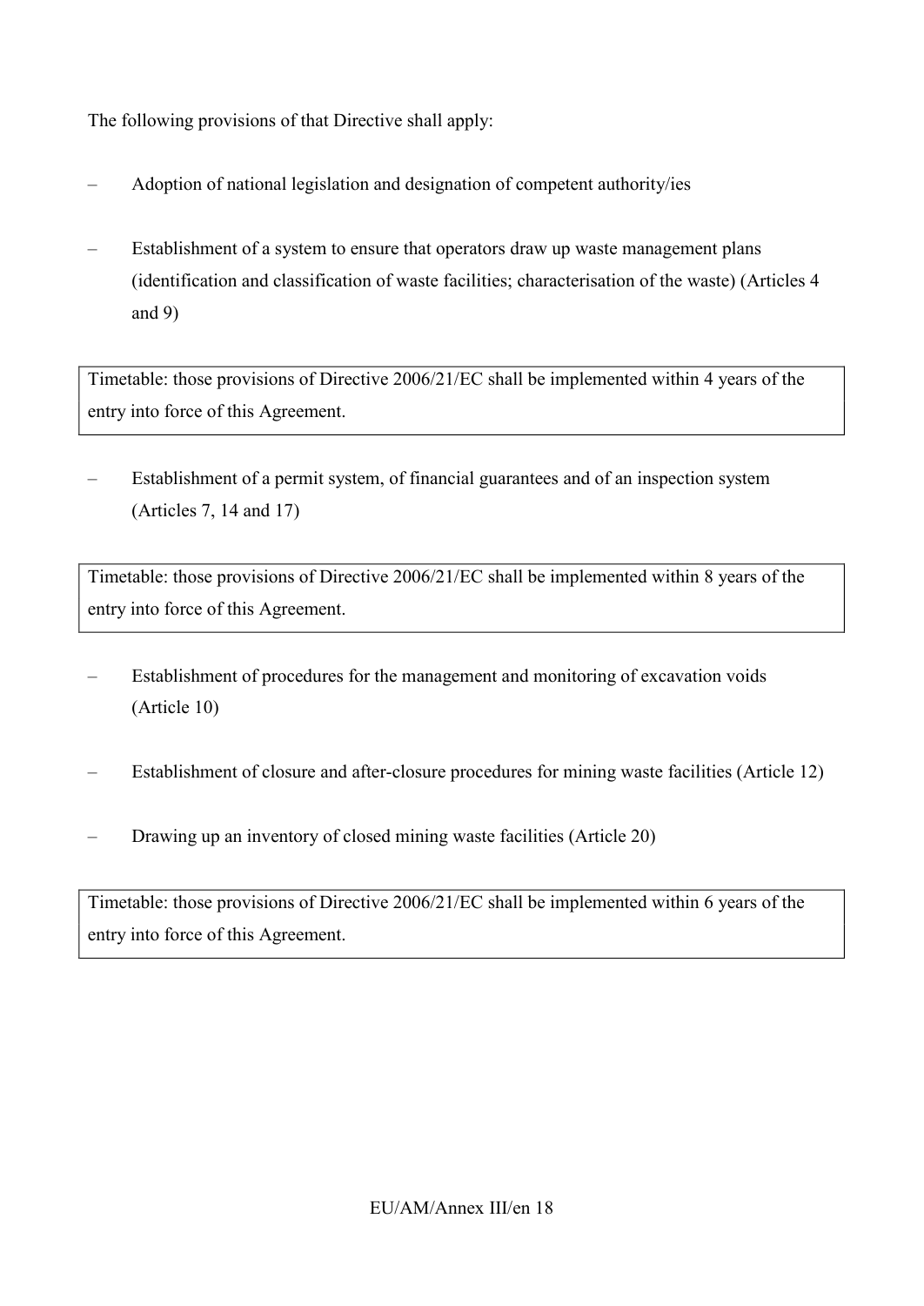The following provisions of that Directive shall apply:

- Adoption of national legislation and designation of competent authority/ies
- Establishment of a system to ensure that operators draw up waste management plans (identification and classification of waste facilities; characterisation of the waste) (Articles 4 and 9)

| Timetable: those provisions of Directive 2006/21/EC shall be implemented within 4 years of the entry into force of this Agreement. |
|---|

- Establishment of a permit system, of financial guarantees and of an inspection system (Articles 7, 14 and 17)

| Timetable: those provisions of Directive 2006/21/EC shall be implemented within 8 years of the entry into force of this Agreement. |
|---|

- Establishment of procedures for the management and monitoring of excavation voids (Article 10)
- Establishment of closure and after-closure procedures for mining waste facilities (Article 12)
- Drawing up an inventory of closed mining waste facilities (Article 20)

| Timetable: those provisions of Directive 2006/21/EC shall be implemented within 6 years of the entry into force of this Agreement. |
|---|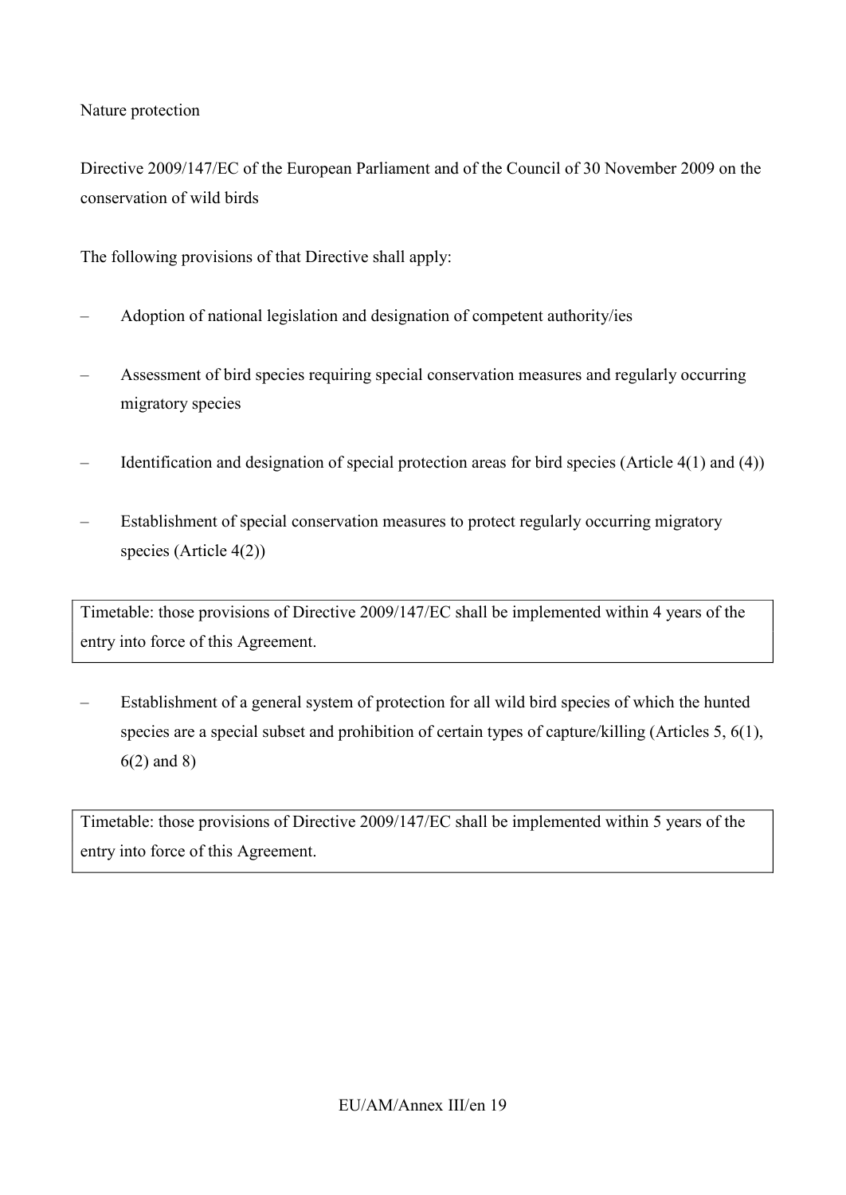Nature protection

Directive 2009/147/EC of the European Parliament and of the Council of 30 November 2009 on the conservation of wild birds

The following provisions of that Directive shall apply:

- Adoption of national legislation and designation of competent authority/ies
- Assessment of bird species requiring special conservation measures and regularly occurring migratory species
- Identification and designation of special protection areas for bird species (Article 4(1) and (4))
- Establishment of special conservation measures to protect regularly occurring migratory species (Article 4(2))

| Timetable: those provisions of Directive 2009/147/EC shall be implemented within 4 years of the entry into force of this Agreement. |
|---|

- Establishment of a general system of protection for all wild bird species of which the hunted species are a special subset and prohibition of certain types of capture/killing (Articles 5, 6(1), 6(2) and 8)

| Timetable: those provisions of Directive 2009/147/EC shall be implemented within 5 years of the entry into force of this Agreement. |
|---|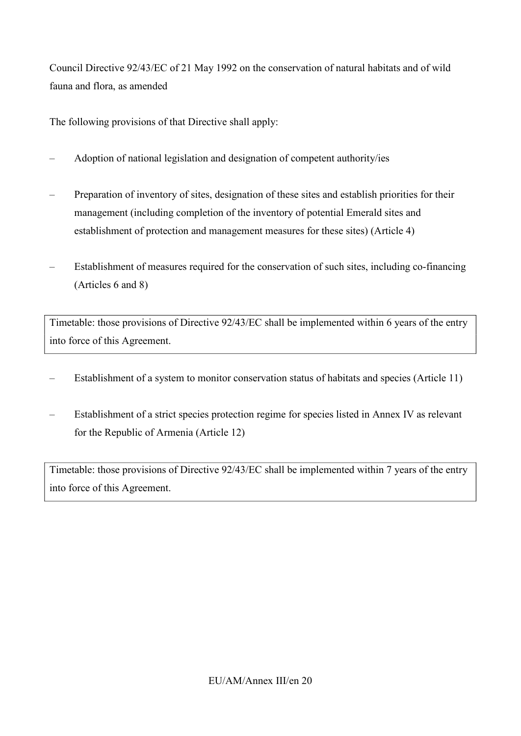Council Directive 92/43/EC of 21 May 1992 on the conservation of natural habitats and of wild fauna and flora, as amended

The following provisions of that Directive shall apply:

– Adoption of national legislation and designation of competent authority/ies

– Preparation of inventory of sites, designation of these sites and establish priorities for their management (including completion of the inventory of potential Emerald sites and establishment of protection and management measures for these sites) (Article 4)

– Establishment of measures required for the conservation of such sites, including co-financing (Articles 6 and 8)

Timetable: those provisions of Directive 92/43/EC shall be implemented within 6 years of the entry into force of this Agreement.

– Establishment of a system to monitor conservation status of habitats and species (Article 11)

– Establishment of a strict species protection regime for species listed in Annex IV as relevant for the Republic of Armenia (Article 12)

Timetable: those provisions of Directive 92/43/EC shall be implemented within 7 years of the entry into force of this Agreement.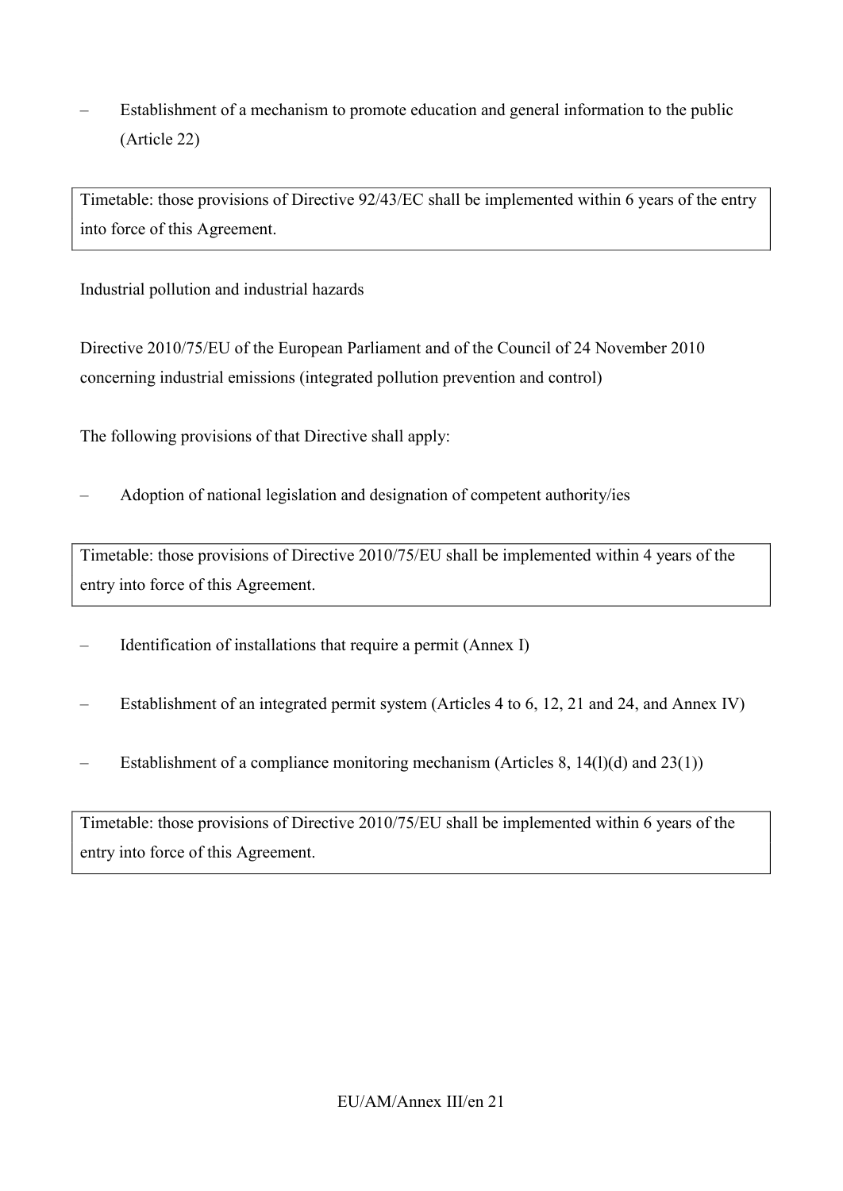– Establishment of a mechanism to promote education and general information to the public (Article 22)

| Timetable: those provisions of Directive 92/43/EC shall be implemented within 6 years of the entry into force of this Agreement. |
| --- |

Industrial pollution and industrial hazards

Directive 2010/75/EU of the European Parliament and of the Council of 24 November 2010 concerning industrial emissions (integrated pollution prevention and control)

The following provisions of that Directive shall apply:

– Adoption of national legislation and designation of competent authority/ies

| Timetable: those provisions of Directive 2010/75/EU shall be implemented within 4 years of the entry into force of this Agreement. |
| --- |

– Identification of installations that require a permit (Annex I)

– Establishment of an integrated permit system (Articles 4 to 6, 12, 21 and 24, and Annex IV)

– Establishment of a compliance monitoring mechanism (Articles 8, 14(l)(d) and 23(1))

| Timetable: those provisions of Directive 2010/75/EU shall be implemented within 6 years of the entry into force of this Agreement. |
| --- |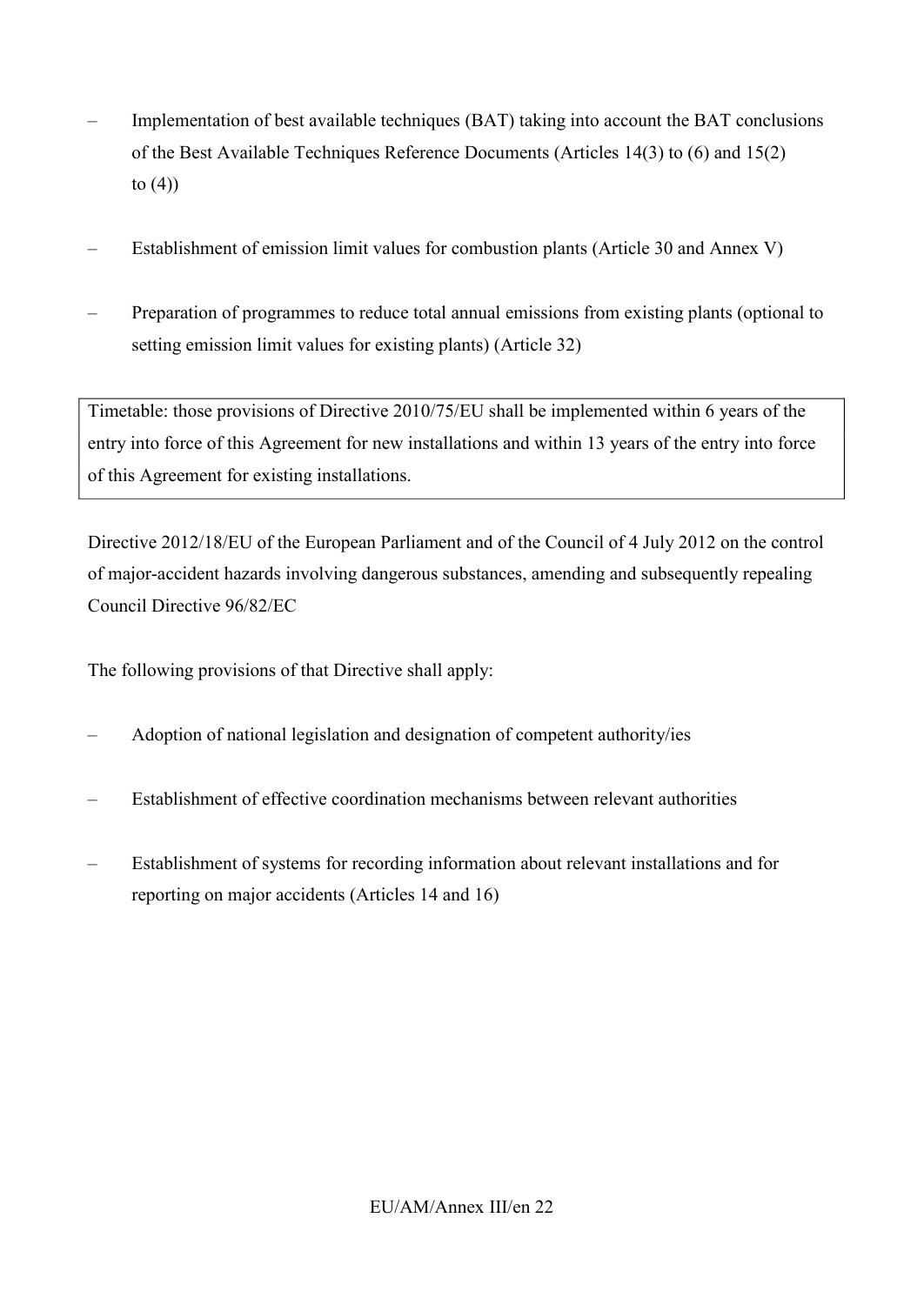– Implementation of best available techniques (BAT) taking into account the BAT conclusions of the Best Available Techniques Reference Documents (Articles 14(3) to (6) and 15(2) to (4))

– Establishment of emission limit values for combustion plants (Article 30 and Annex V)

– Preparation of programmes to reduce total annual emissions from existing plants (optional to setting emission limit values for existing plants) (Article 32)

| Timetable: those provisions of Directive 2010/75/EU shall be implemented within 6 years of the entry into force of this Agreement for new installations and within 13 years of the entry into force of this Agreement for existing installations. |
| --- |

Directive 2012/18/EU of the European Parliament and of the Council of 4 July 2012 on the control of major-accident hazards involving dangerous substances, amending and subsequently repealing Council Directive 96/82/EC

The following provisions of that Directive shall apply:

– Adoption of national legislation and designation of competent authority/ies

– Establishment of effective coordination mechanisms between relevant authorities

– Establishment of systems for recording information about relevant installations and for reporting on major accidents (Articles 14 and 16)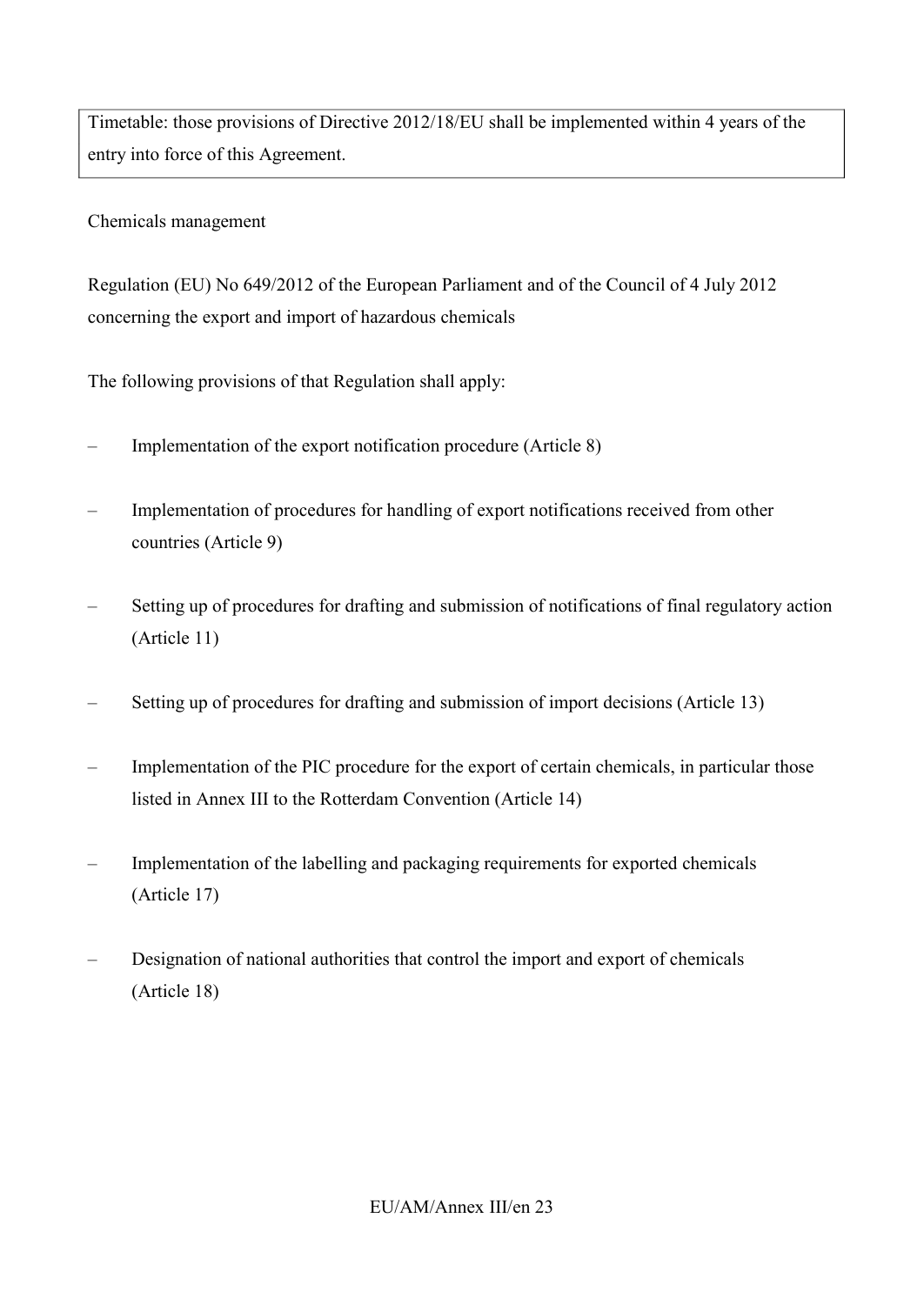Timetable: those provisions of Directive 2012/18/EU shall be implemented within 4 years of the entry into force of this Agreement.

Chemicals management

Regulation (EU) No 649/2012 of the European Parliament and of the Council of 4 July 2012 concerning the export and import of hazardous chemicals

The following provisions of that Regulation shall apply:

- Implementation of the export notification procedure (Article 8)
- Implementation of procedures for handling of export notifications received from other countries (Article 9)
- Setting up of procedures for drafting and submission of notifications of final regulatory action (Article 11)
- Setting up of procedures for drafting and submission of import decisions (Article 13)
- Implementation of the PIC procedure for the export of certain chemicals, in particular those listed in Annex III to the Rotterdam Convention (Article 14)
- Implementation of the labelling and packaging requirements for exported chemicals (Article 17)
- Designation of national authorities that control the import and export of chemicals (Article 18)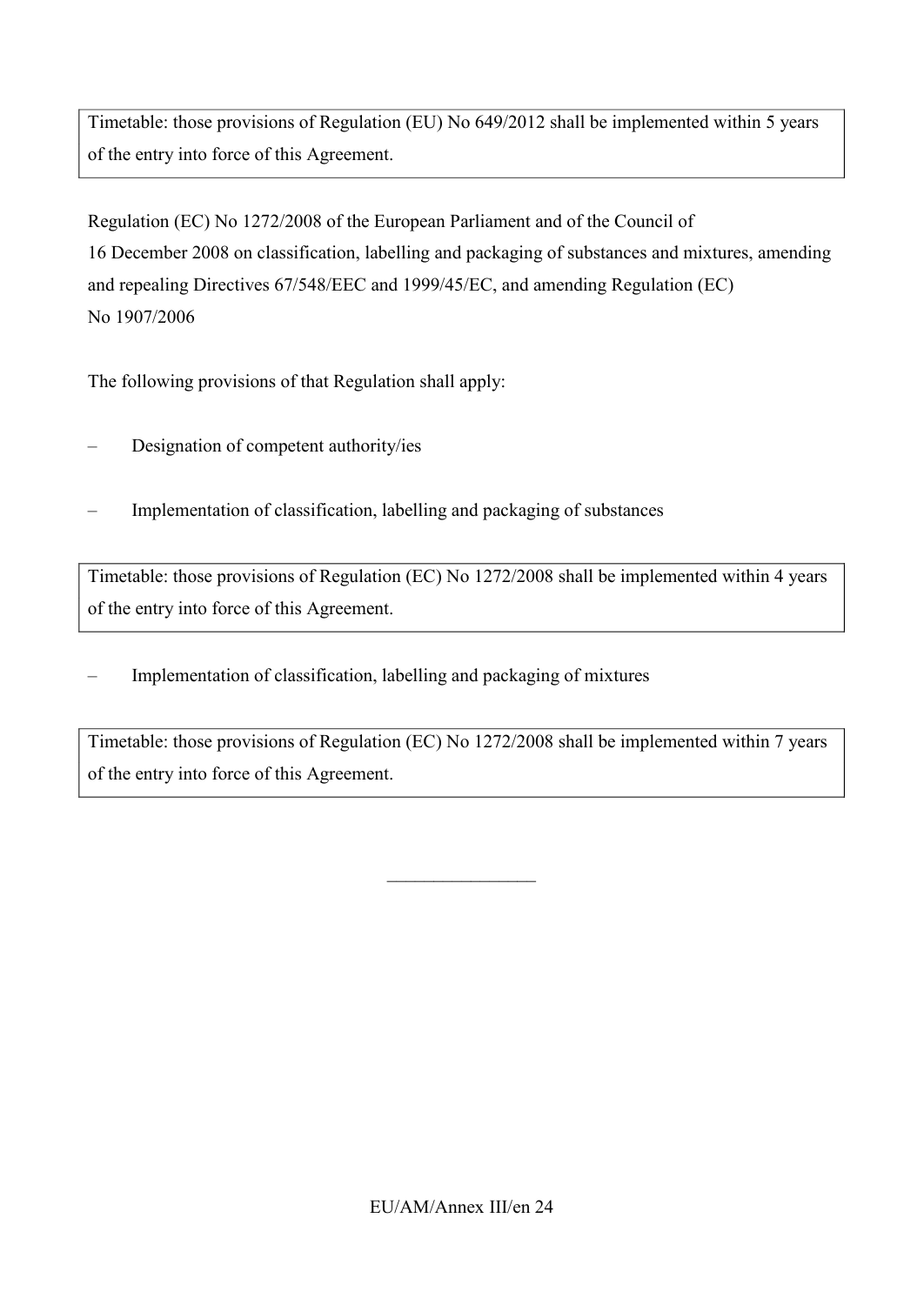| Timetable: those provisions of Regulation (EU) No 649/2012 shall be implemented within 5 years of the entry into force of this Agreement. |
|---|

Regulation (EC) No 1272/2008 of the European Parliament and of the Council of 16 December 2008 on classification, labelling and packaging of substances and mixtures, amending and repealing Directives 67/548/EEC and 1999/45/EC, and amending Regulation (EC) No 1907/2006

The following provisions of that Regulation shall apply:

– Designation of competent authority/ies

– Implementation of classification, labelling and packaging of substances

| Timetable: those provisions of Regulation (EC) No 1272/2008 shall be implemented within 4 years of the entry into force of this Agreement. |
|---|

– Implementation of classification, labelling and packaging of mixtures

| Timetable: those provisions of Regulation (EC) No 1272/2008 shall be implemented within 7 years of the entry into force of this Agreement. |
|---|

________________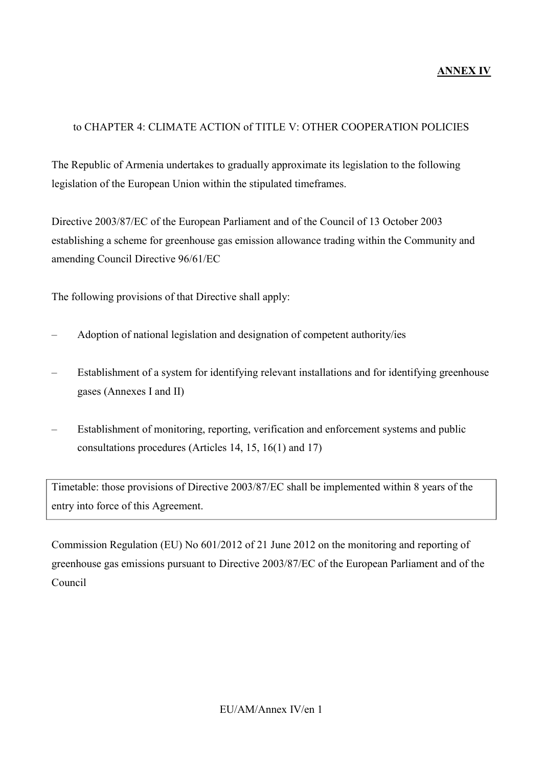**ANNEX IV**

to CHAPTER 4: CLIMATE ACTION of TITLE V: OTHER COOPERATION POLICIES

The Republic of Armenia undertakes to gradually approximate its legislation to the following legislation of the European Union within the stipulated timeframes.

Directive 2003/87/EC of the European Parliament and of the Council of 13 October 2003 establishing a scheme for greenhouse gas emission allowance trading within the Community and amending Council Directive 96/61/EC

The following provisions of that Directive shall apply:

– Adoption of national legislation and designation of competent authority/ies

– Establishment of a system for identifying relevant installations and for identifying greenhouse gases (Annexes I and II)

– Establishment of monitoring, reporting, verification and enforcement systems and public consultations procedures (Articles 14, 15, 16(1) and 17)

| Timetable: those provisions of Directive 2003/87/EC shall be implemented within 8 years of the entry into force of this Agreement. |
|---|

Commission Regulation (EU) No 601/2012 of 21 June 2012 on the monitoring and reporting of greenhouse gas emissions pursuant to Directive 2003/87/EC of the European Parliament and of the Council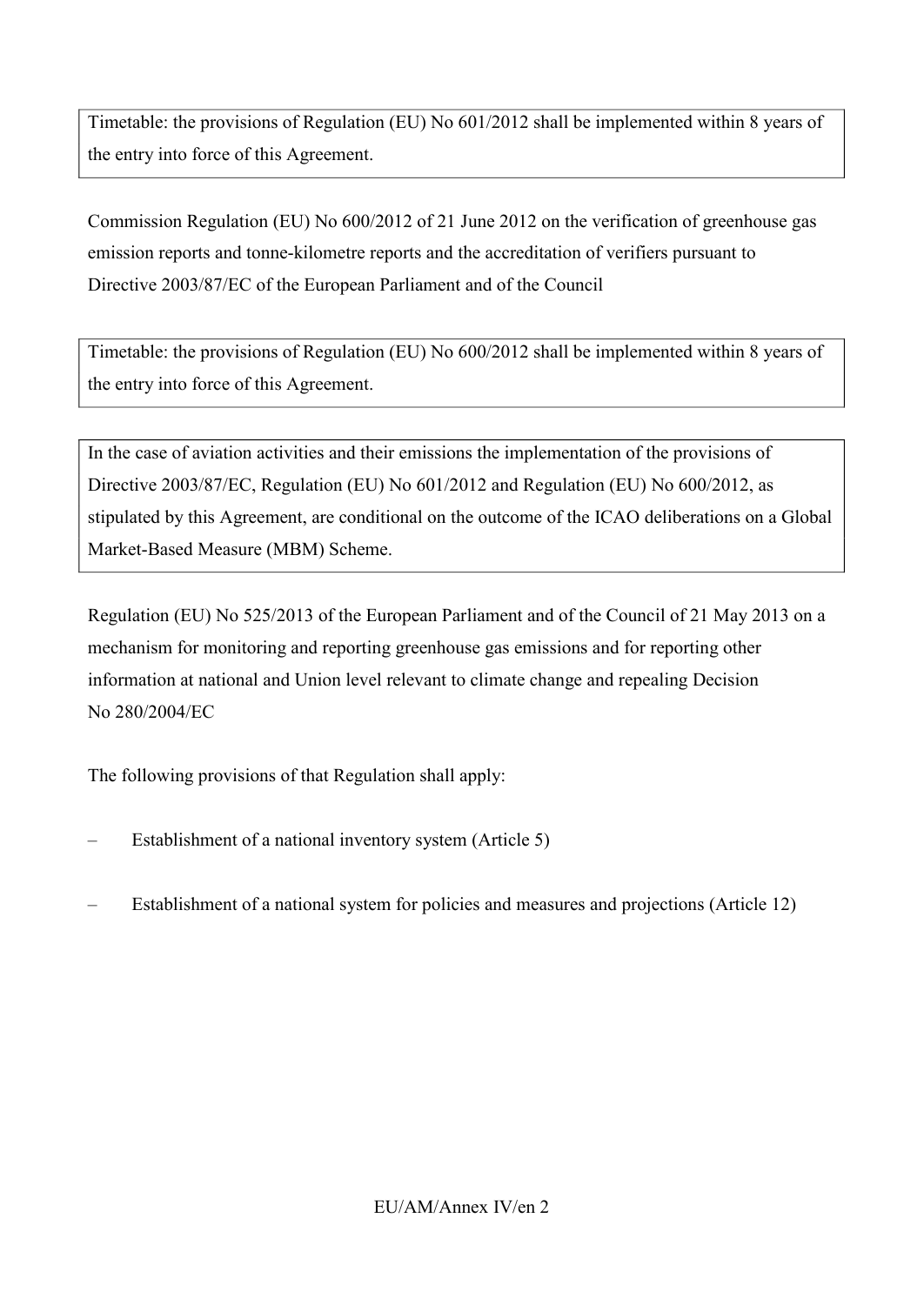Timetable: the provisions of Regulation (EU) No 601/2012 shall be implemented within 8 years of the entry into force of this Agreement.

Commission Regulation (EU) No 600/2012 of 21 June 2012 on the verification of greenhouse gas emission reports and tonne-kilometre reports and the accreditation of verifiers pursuant to Directive 2003/87/EC of the European Parliament and of the Council

Timetable: the provisions of Regulation (EU) No 600/2012 shall be implemented within 8 years of the entry into force of this Agreement.

In the case of aviation activities and their emissions the implementation of the provisions of Directive 2003/87/EC, Regulation (EU) No 601/2012 and Regulation (EU) No 600/2012, as stipulated by this Agreement, are conditional on the outcome of the ICAO deliberations on a Global Market-Based Measure (MBM) Scheme.

Regulation (EU) No 525/2013 of the European Parliament and of the Council of 21 May 2013 on a mechanism for monitoring and reporting greenhouse gas emissions and for reporting other information at national and Union level relevant to climate change and repealing Decision No 280/2004/EC

The following provisions of that Regulation shall apply:

– Establishment of a national inventory system (Article 5)

– Establishment of a national system for policies and measures and projections (Article 12)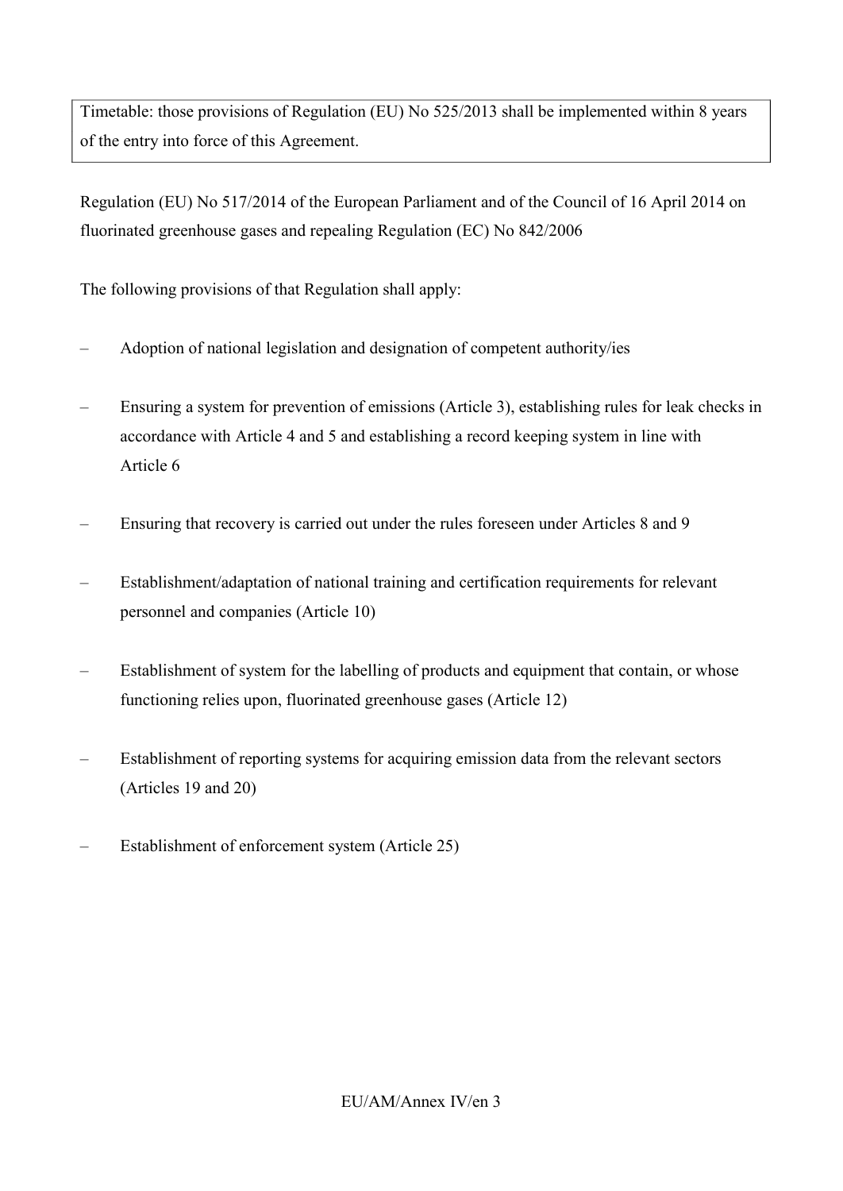| Timetable: those provisions of Regulation (EU) No 525/2013 shall be implemented within 8 years of the entry into force of this Agreement. |
| --- |

Regulation (EU) No 517/2014 of the European Parliament and of the Council of 16 April 2014 on fluorinated greenhouse gases and repealing Regulation (EC) No 842/2006

The following provisions of that Regulation shall apply:

- Adoption of national legislation and designation of competent authority/ies
- Ensuring a system for prevention of emissions (Article 3), establishing rules for leak checks in accordance with Article 4 and 5 and establishing a record keeping system in line with Article 6
- Ensuring that recovery is carried out under the rules foreseen under Articles 8 and 9
- Establishment/adaptation of national training and certification requirements for relevant personnel and companies (Article 10)
- Establishment of system for the labelling of products and equipment that contain, or whose functioning relies upon, fluorinated greenhouse gases (Article 12)
- Establishment of reporting systems for acquiring emission data from the relevant sectors (Articles 19 and 20)
- Establishment of enforcement system (Article 25)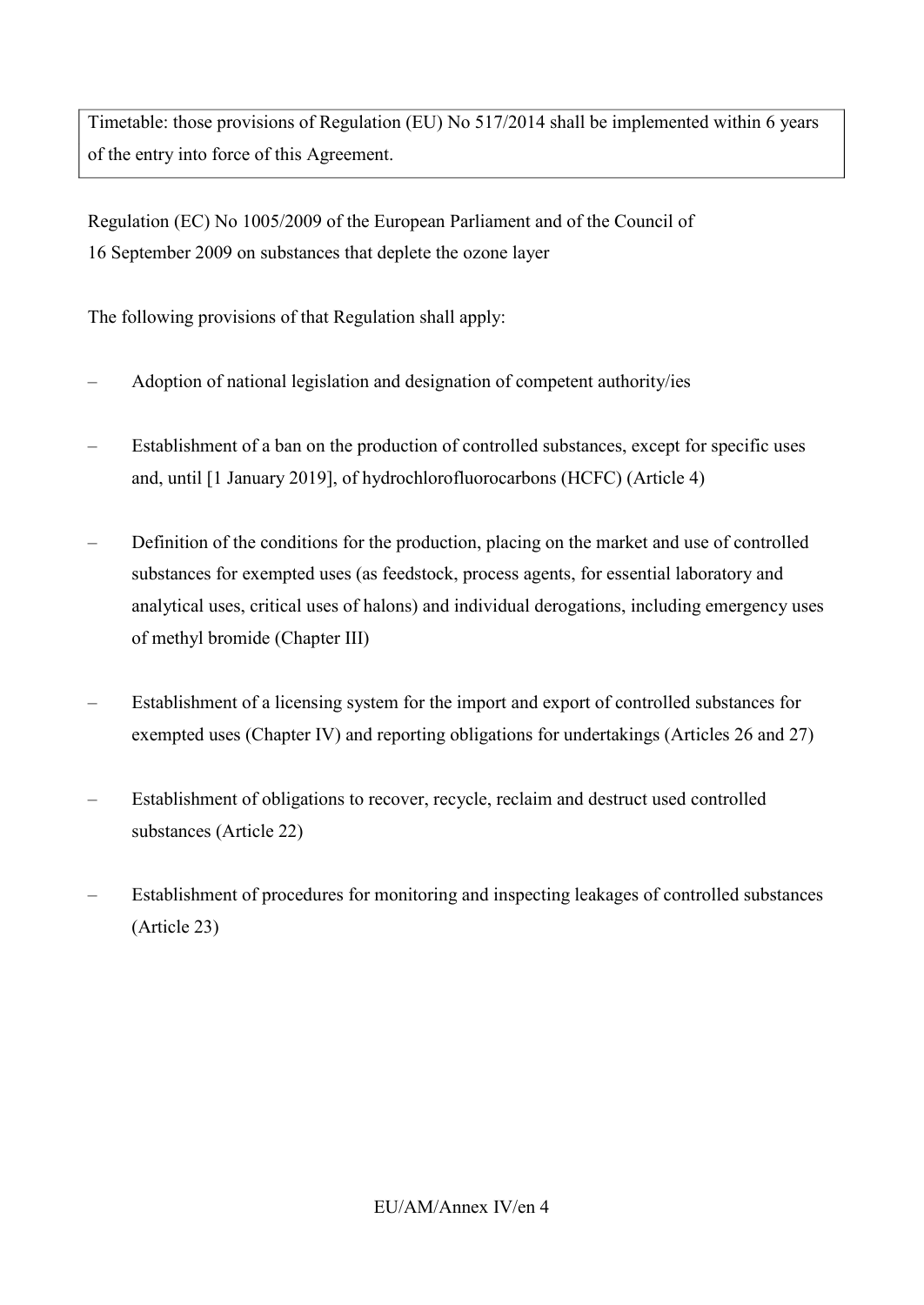| Timetable: those provisions of Regulation (EU) No 517/2014 shall be implemented within 6 years of the entry into force of this Agreement. |
| --- |

Regulation (EC) No 1005/2009 of the European Parliament and of the Council of 16 September 2009 on substances that deplete the ozone layer

The following provisions of that Regulation shall apply:

– Adoption of national legislation and designation of competent authority/ies

– Establishment of a ban on the production of controlled substances, except for specific uses and, until [1 January 2019], of hydrochlorofluorocarbons (HCFC) (Article 4)

– Definition of the conditions for the production, placing on the market and use of controlled substances for exempted uses (as feedstock, process agents, for essential laboratory and analytical uses, critical uses of halons) and individual derogations, including emergency uses of methyl bromide (Chapter III)

– Establishment of a licensing system for the import and export of controlled substances for exempted uses (Chapter IV) and reporting obligations for undertakings (Articles 26 and 27)

– Establishment of obligations to recover, recycle, reclaim and destruct used controlled substances (Article 22)

– Establishment of procedures for monitoring and inspecting leakages of controlled substances (Article 23)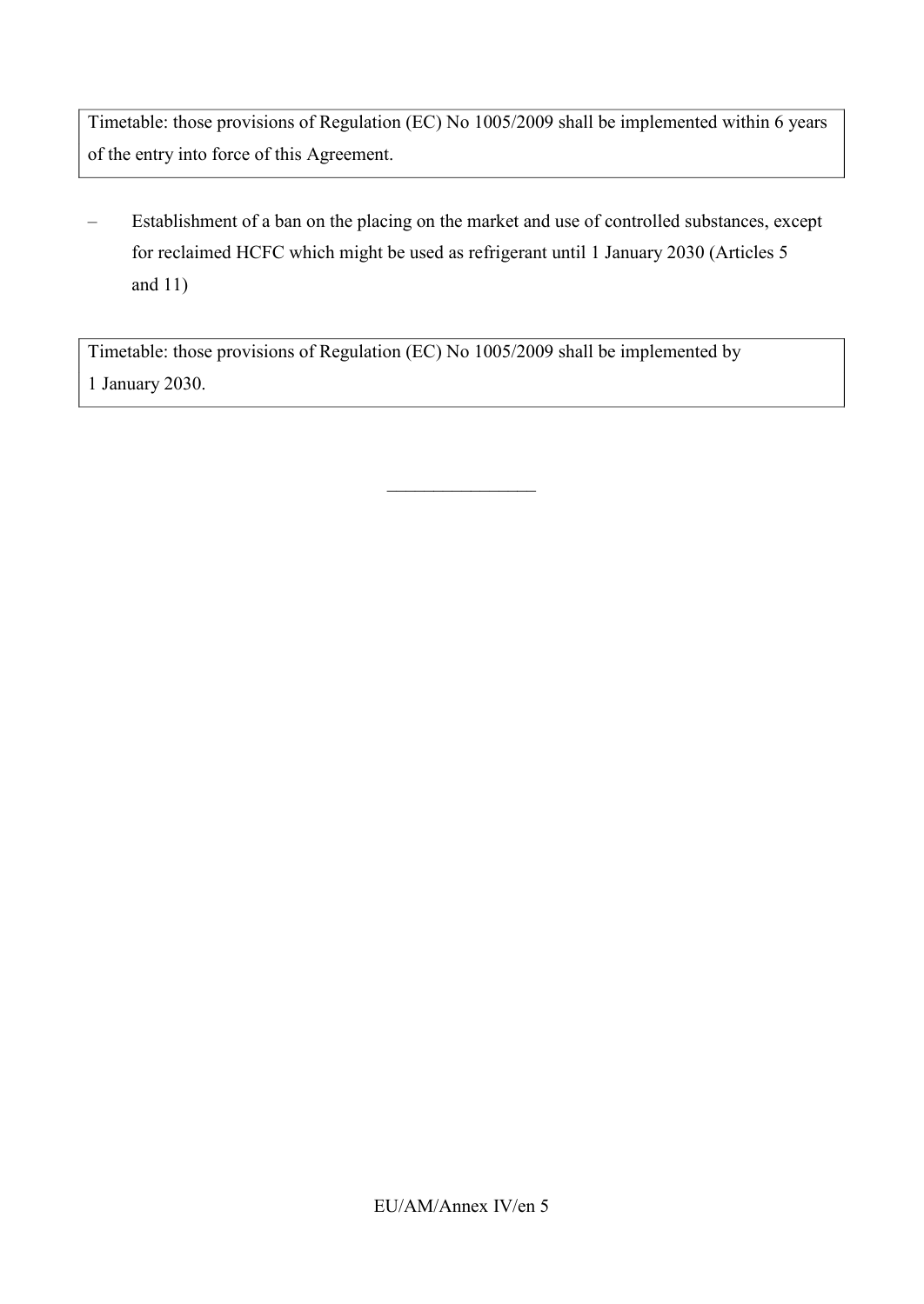Timetable: those provisions of Regulation (EC) No 1005/2009 shall be implemented within 6 years of the entry into force of this Agreement.

– Establishment of a ban on the placing on the market and use of controlled substances, except for reclaimed HCFC which might be used as refrigerant until 1 January 2030 (Articles 5 and 11)

Timetable: those provisions of Regulation (EC) No 1005/2009 shall be implemented by 1 January 2030.

________________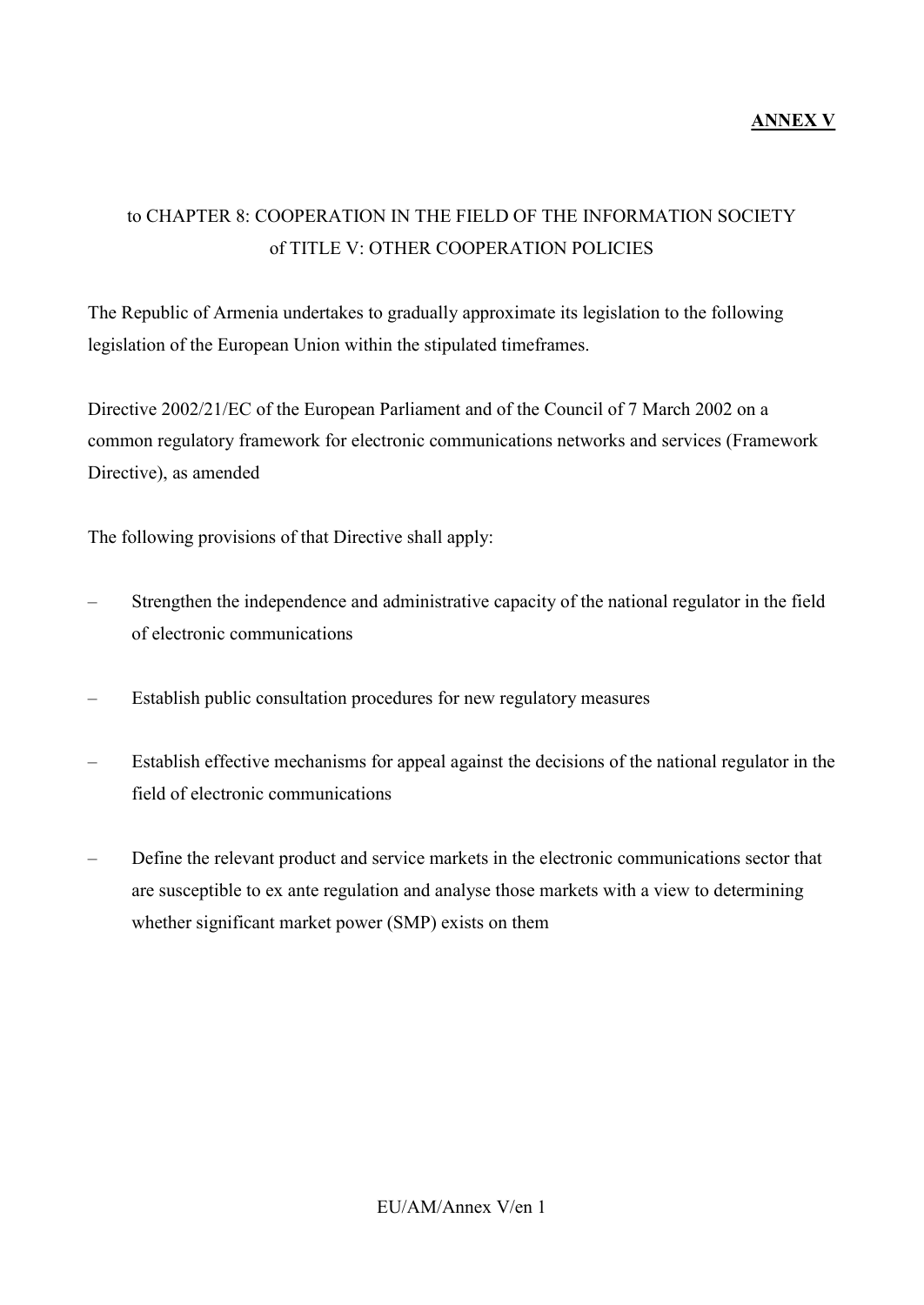**ANNEX V**

to CHAPTER 8: COOPERATION IN THE FIELD OF THE INFORMATION SOCIETY of TITLE V: OTHER COOPERATION POLICIES

The Republic of Armenia undertakes to gradually approximate its legislation to the following legislation of the European Union within the stipulated timeframes.

Directive 2002/21/EC of the European Parliament and of the Council of 7 March 2002 on a common regulatory framework for electronic communications networks and services (Framework Directive), as amended

The following provisions of that Directive shall apply:

– Strengthen the independence and administrative capacity of the national regulator in the field of electronic communications

– Establish public consultation procedures for new regulatory measures

– Establish effective mechanisms for appeal against the decisions of the national regulator in the field of electronic communications

– Define the relevant product and service markets in the electronic communications sector that are susceptible to ex ante regulation and analyse those markets with a view to determining whether significant market power (SMP) exists on them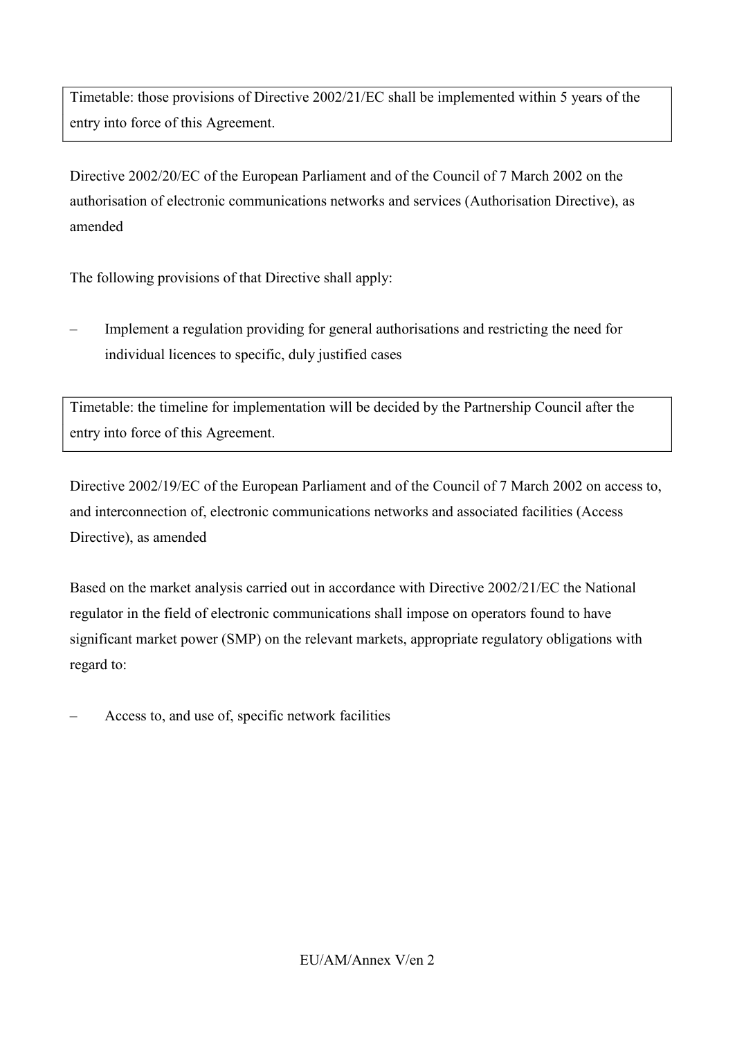Timetable: those provisions of Directive 2002/21/EC shall be implemented within 5 years of the entry into force of this Agreement.

Directive 2002/20/EC of the European Parliament and of the Council of 7 March 2002 on the authorisation of electronic communications networks and services (Authorisation Directive), as amended

The following provisions of that Directive shall apply:

– Implement a regulation providing for general authorisations and restricting the need for individual licences to specific, duly justified cases

Timetable: the timeline for implementation will be decided by the Partnership Council after the entry into force of this Agreement.

Directive 2002/19/EC of the European Parliament and of the Council of 7 March 2002 on access to, and interconnection of, electronic communications networks and associated facilities (Access Directive), as amended

Based on the market analysis carried out in accordance with Directive 2002/21/EC the National regulator in the field of electronic communications shall impose on operators found to have significant market power (SMP) on the relevant markets, appropriate regulatory obligations with regard to:

– Access to, and use of, specific network facilities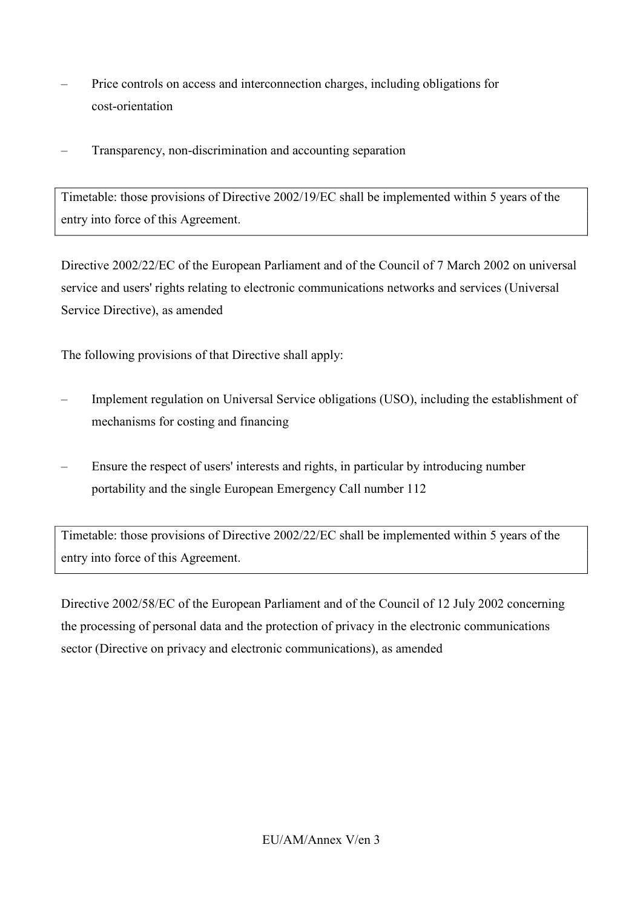– Price controls on access and interconnection charges, including obligations for cost-orientation

– Transparency, non-discrimination and accounting separation

| Timetable: those provisions of Directive 2002/19/EC shall be implemented within 5 years of the entry into force of this Agreement. |
|---|

Directive 2002/22/EC of the European Parliament and of the Council of 7 March 2002 on universal service and users' rights relating to electronic communications networks and services (Universal Service Directive), as amended

The following provisions of that Directive shall apply:

– Implement regulation on Universal Service obligations (USO), including the establishment of mechanisms for costing and financing

– Ensure the respect of users' interests and rights, in particular by introducing number portability and the single European Emergency Call number 112

| Timetable: those provisions of Directive 2002/22/EC shall be implemented within 5 years of the entry into force of this Agreement. |
|---|

Directive 2002/58/EC of the European Parliament and of the Council of 12 July 2002 concerning the processing of personal data and the protection of privacy in the electronic communications sector (Directive on privacy and electronic communications), as amended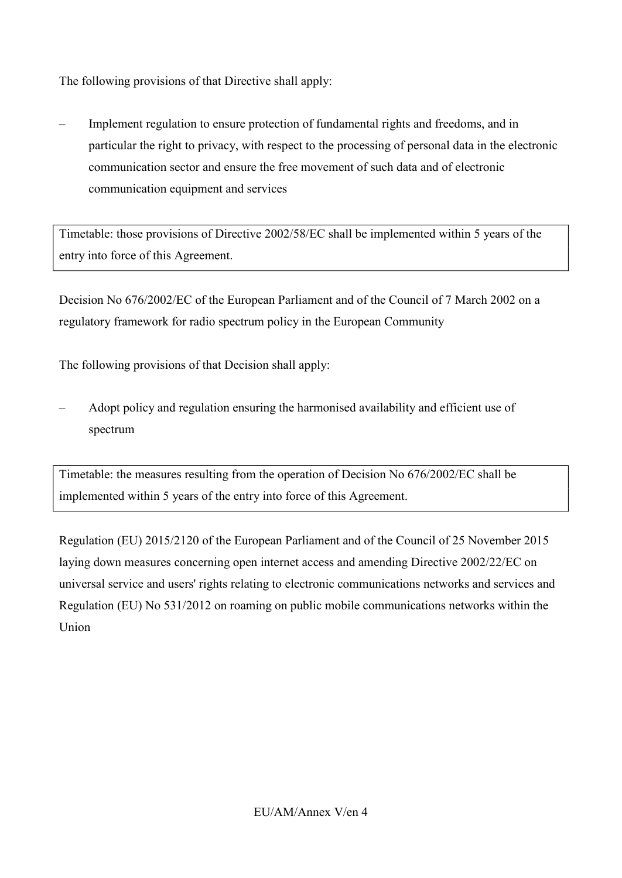The following provisions of that Directive shall apply:

- Implement regulation to ensure protection of fundamental rights and freedoms, and in particular the right to privacy, with respect to the processing of personal data in the electronic communication sector and ensure the free movement of such data and of electronic communication equipment and services

| Timetable: those provisions of Directive 2002/58/EC shall be implemented within 5 years of the entry into force of this Agreement. |
| --- |

Decision No 676/2002/EC of the European Parliament and of the Council of 7 March 2002 on a regulatory framework for radio spectrum policy in the European Community

The following provisions of that Decision shall apply:

- Adopt policy and regulation ensuring the harmonised availability and efficient use of spectrum

| Timetable: the measures resulting from the operation of Decision No 676/2002/EC shall be implemented within 5 years of the entry into force of this Agreement. |
| --- |

Regulation (EU) 2015/2120 of the European Parliament and of the Council of 25 November 2015 laying down measures concerning open internet access and amending Directive 2002/22/EC on universal service and users' rights relating to electronic communications networks and services and Regulation (EU) No 531/2012 on roaming on public mobile communications networks within the Union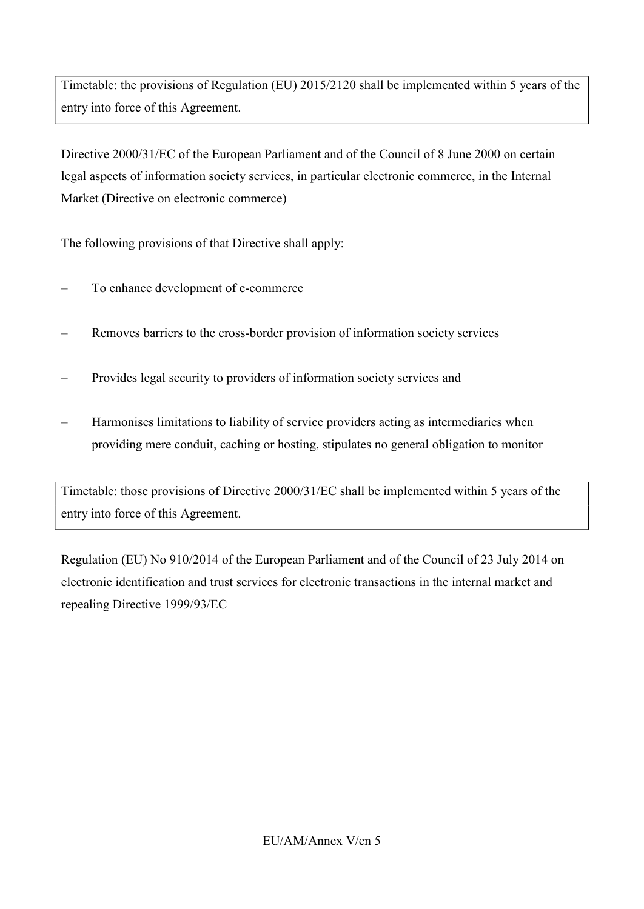Timetable: the provisions of Regulation (EU) 2015/2120 shall be implemented within 5 years of the entry into force of this Agreement.

Directive 2000/31/EC of the European Parliament and of the Council of 8 June 2000 on certain legal aspects of information society services, in particular electronic commerce, in the Internal Market (Directive on electronic commerce)

The following provisions of that Directive shall apply:

– To enhance development of e-commerce

– Removes barriers to the cross-border provision of information society services

– Provides legal security to providers of information society services and

– Harmonises limitations to liability of service providers acting as intermediaries when providing mere conduit, caching or hosting, stipulates no general obligation to monitor

Timetable: those provisions of Directive 2000/31/EC shall be implemented within 5 years of the entry into force of this Agreement.

Regulation (EU) No 910/2014 of the European Parliament and of the Council of 23 July 2014 on electronic identification and trust services for electronic transactions in the internal market and repealing Directive 1999/93/EC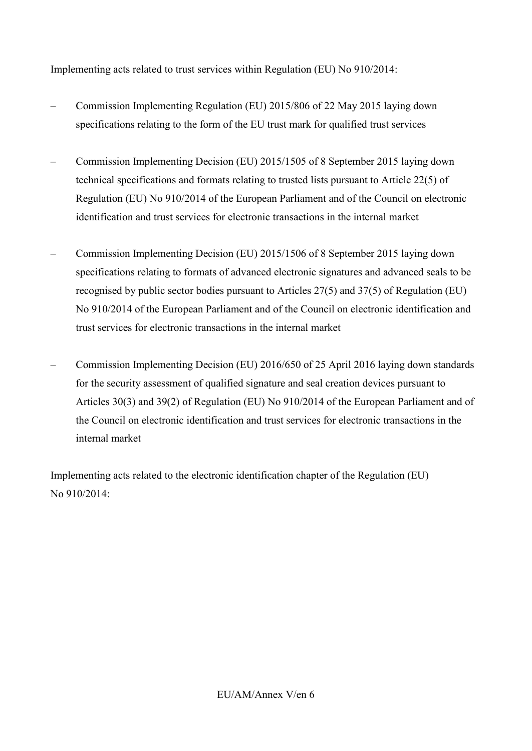Implementing acts related to trust services within Regulation (EU) No 910/2014:

– Commission Implementing Regulation (EU) 2015/806 of 22 May 2015 laying down specifications relating to the form of the EU trust mark for qualified trust services

– Commission Implementing Decision (EU) 2015/1505 of 8 September 2015 laying down technical specifications and formats relating to trusted lists pursuant to Article 22(5) of Regulation (EU) No 910/2014 of the European Parliament and of the Council on electronic identification and trust services for electronic transactions in the internal market

– Commission Implementing Decision (EU) 2015/1506 of 8 September 2015 laying down specifications relating to formats of advanced electronic signatures and advanced seals to be recognised by public sector bodies pursuant to Articles 27(5) and 37(5) of Regulation (EU) No 910/2014 of the European Parliament and of the Council on electronic identification and trust services for electronic transactions in the internal market

– Commission Implementing Decision (EU) 2016/650 of 25 April 2016 laying down standards for the security assessment of qualified signature and seal creation devices pursuant to Articles 30(3) and 39(2) of Regulation (EU) No 910/2014 of the European Parliament and of the Council on electronic identification and trust services for electronic transactions in the internal market

Implementing acts related to the electronic identification chapter of the Regulation (EU) No 910/2014: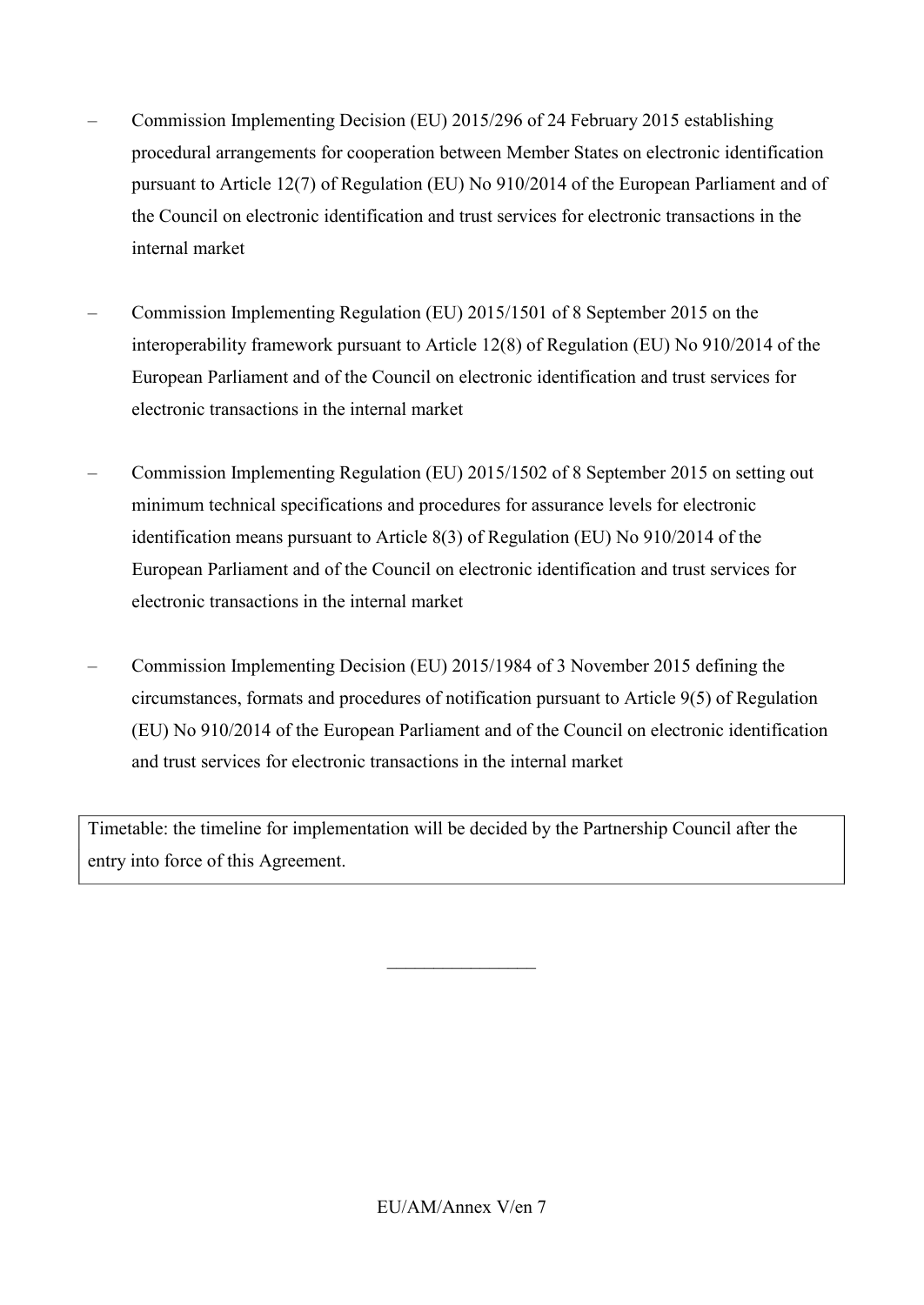- Commission Implementing Decision (EU) 2015/296 of 24 February 2015 establishing procedural arrangements for cooperation between Member States on electronic identification pursuant to Article 12(7) of Regulation (EU) No 910/2014 of the European Parliament and of the Council on electronic identification and trust services for electronic transactions in the internal market

- Commission Implementing Regulation (EU) 2015/1501 of 8 September 2015 on the interoperability framework pursuant to Article 12(8) of Regulation (EU) No 910/2014 of the European Parliament and of the Council on electronic identification and trust services for electronic transactions in the internal market

- Commission Implementing Regulation (EU) 2015/1502 of 8 September 2015 on setting out minimum technical specifications and procedures for assurance levels for electronic identification means pursuant to Article 8(3) of Regulation (EU) No 910/2014 of the European Parliament and of the Council on electronic identification and trust services for electronic transactions in the internal market

- Commission Implementing Decision (EU) 2015/1984 of 3 November 2015 defining the circumstances, formats and procedures of notification pursuant to Article 9(5) of Regulation (EU) No 910/2014 of the European Parliament and of the Council on electronic identification and trust services for electronic transactions in the internal market

| Timetable: the timeline for implementation will be decided by the Partnership Council after the entry into force of this Agreement. |
| --- |

________________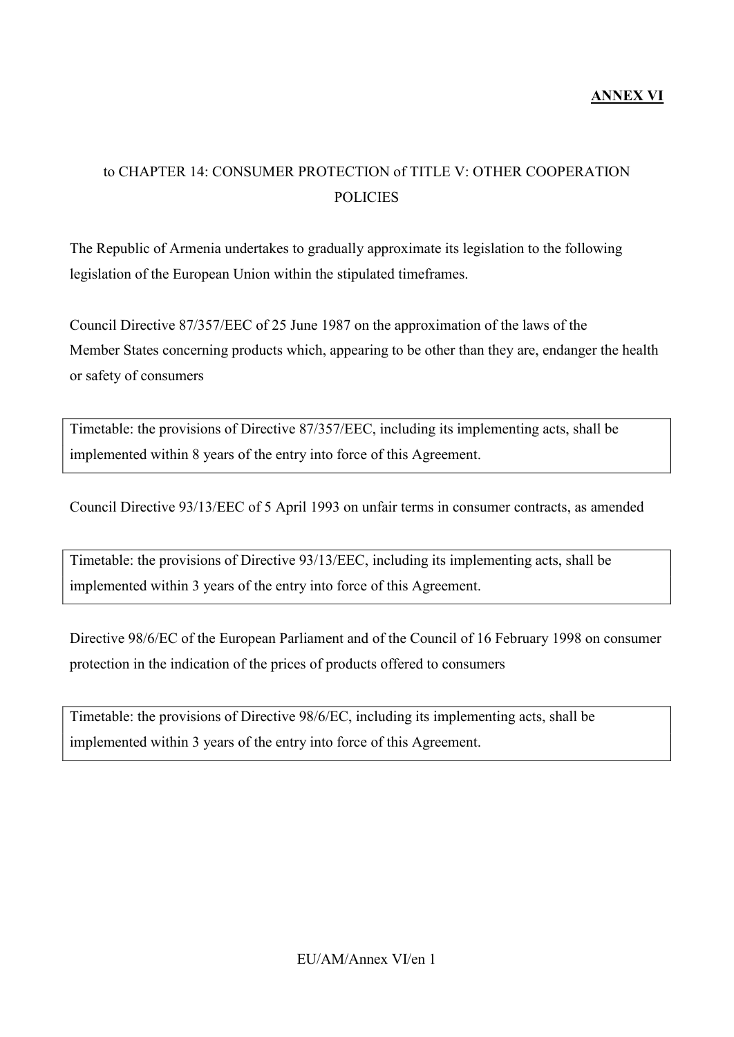**ANNEX VI**

to CHAPTER 14: CONSUMER PROTECTION of TITLE V: OTHER COOPERATION POLICIES

The Republic of Armenia undertakes to gradually approximate its legislation to the following legislation of the European Union within the stipulated timeframes.

Council Directive 87/357/EEC of 25 June 1987 on the approximation of the laws of the Member States concerning products which, appearing to be other than they are, endanger the health or safety of consumers

| Timetable: the provisions of Directive 87/357/EEC, including its implementing acts, shall be implemented within 8 years of the entry into force of this Agreement. |
| --- |

Council Directive 93/13/EEC of 5 April 1993 on unfair terms in consumer contracts, as amended

| Timetable: the provisions of Directive 93/13/EEC, including its implementing acts, shall be implemented within 3 years of the entry into force of this Agreement. |
| --- |

Directive 98/6/EC of the European Parliament and of the Council of 16 February 1998 on consumer protection in the indication of the prices of products offered to consumers

| Timetable: the provisions of Directive 98/6/EC, including its implementing acts, shall be implemented within 3 years of the entry into force of this Agreement. |
| --- |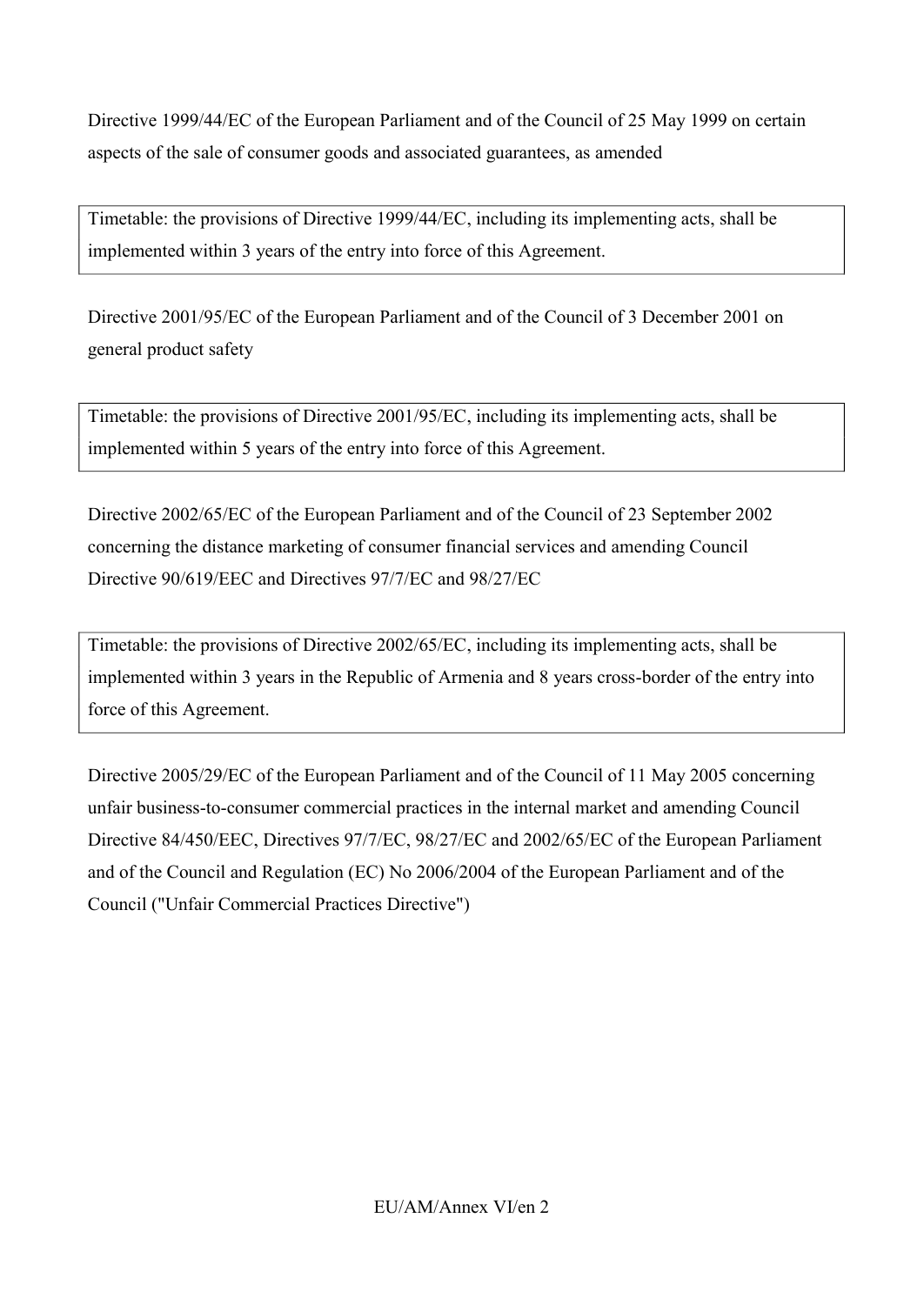Directive 1999/44/EC of the European Parliament and of the Council of 25 May 1999 on certain aspects of the sale of consumer goods and associated guarantees, as amended

| Timetable: the provisions of Directive 1999/44/EC, including its implementing acts, shall be implemented within 3 years of the entry into force of this Agreement. |
|---|

Directive 2001/95/EC of the European Parliament and of the Council of 3 December 2001 on general product safety

| Timetable: the provisions of Directive 2001/95/EC, including its implementing acts, shall be implemented within 5 years of the entry into force of this Agreement. |
|---|

Directive 2002/65/EC of the European Parliament and of the Council of 23 September 2002 concerning the distance marketing of consumer financial services and amending Council Directive 90/619/EEC and Directives 97/7/EC and 98/27/EC

| Timetable: the provisions of Directive 2002/65/EC, including its implementing acts, shall be implemented within 3 years in the Republic of Armenia and 8 years cross-border of the entry into force of this Agreement. |
|---|

Directive 2005/29/EC of the European Parliament and of the Council of 11 May 2005 concerning unfair business-to-consumer commercial practices in the internal market and amending Council Directive 84/450/EEC, Directives 97/7/EC, 98/27/EC and 2002/65/EC of the European Parliament and of the Council and Regulation (EC) No 2006/2004 of the European Parliament and of the Council ("Unfair Commercial Practices Directive")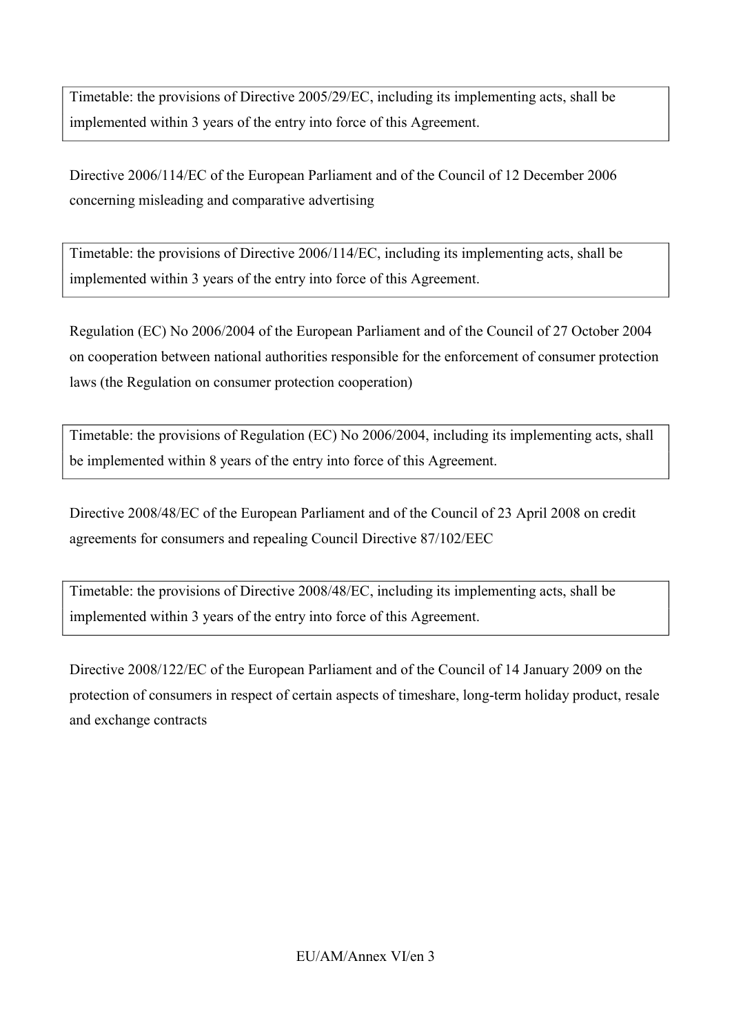Timetable: the provisions of Directive 2005/29/EC, including its implementing acts, shall be implemented within 3 years of the entry into force of this Agreement.

Directive 2006/114/EC of the European Parliament and of the Council of 12 December 2006 concerning misleading and comparative advertising

Timetable: the provisions of Directive 2006/114/EC, including its implementing acts, shall be implemented within 3 years of the entry into force of this Agreement.

Regulation (EC) No 2006/2004 of the European Parliament and of the Council of 27 October 2004 on cooperation between national authorities responsible for the enforcement of consumer protection laws (the Regulation on consumer protection cooperation)

Timetable: the provisions of Regulation (EC) No 2006/2004, including its implementing acts, shall be implemented within 8 years of the entry into force of this Agreement.

Directive 2008/48/EC of the European Parliament and of the Council of 23 April 2008 on credit agreements for consumers and repealing Council Directive 87/102/EEC

Timetable: the provisions of Directive 2008/48/EC, including its implementing acts, shall be implemented within 3 years of the entry into force of this Agreement.

Directive 2008/122/EC of the European Parliament and of the Council of 14 January 2009 on the protection of consumers in respect of certain aspects of timeshare, long-term holiday product, resale and exchange contracts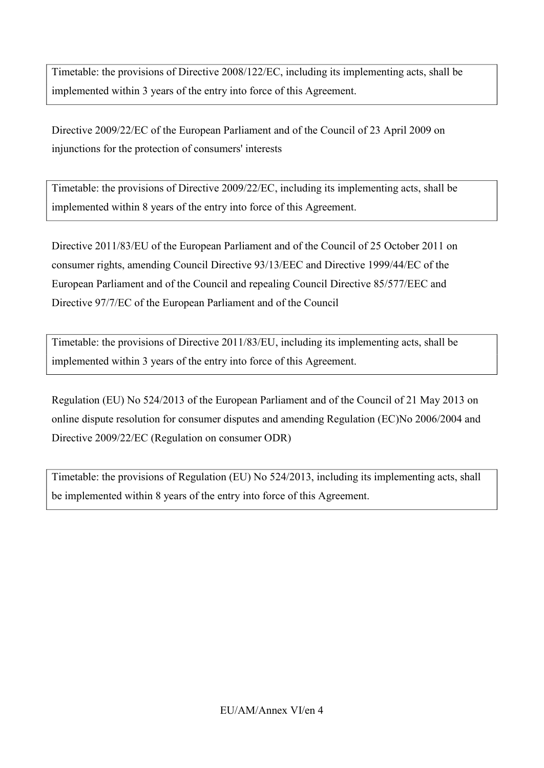Timetable: the provisions of Directive 2008/122/EC, including its implementing acts, shall be implemented within 3 years of the entry into force of this Agreement.

Directive 2009/22/EC of the European Parliament and of the Council of 23 April 2009 on injunctions for the protection of consumers' interests

Timetable: the provisions of Directive 2009/22/EC, including its implementing acts, shall be implemented within 8 years of the entry into force of this Agreement.

Directive 2011/83/EU of the European Parliament and of the Council of 25 October 2011 on consumer rights, amending Council Directive 93/13/EEC and Directive 1999/44/EC of the European Parliament and of the Council and repealing Council Directive 85/577/EEC and Directive 97/7/EC of the European Parliament and of the Council

Timetable: the provisions of Directive 2011/83/EU, including its implementing acts, shall be implemented within 3 years of the entry into force of this Agreement.

Regulation (EU) No 524/2013 of the European Parliament and of the Council of 21 May 2013 on online dispute resolution for consumer disputes and amending Regulation (EC)No 2006/2004 and Directive 2009/22/EC (Regulation on consumer ODR)

Timetable: the provisions of Regulation (EU) No 524/2013, including its implementing acts, shall be implemented within 8 years of the entry into force of this Agreement.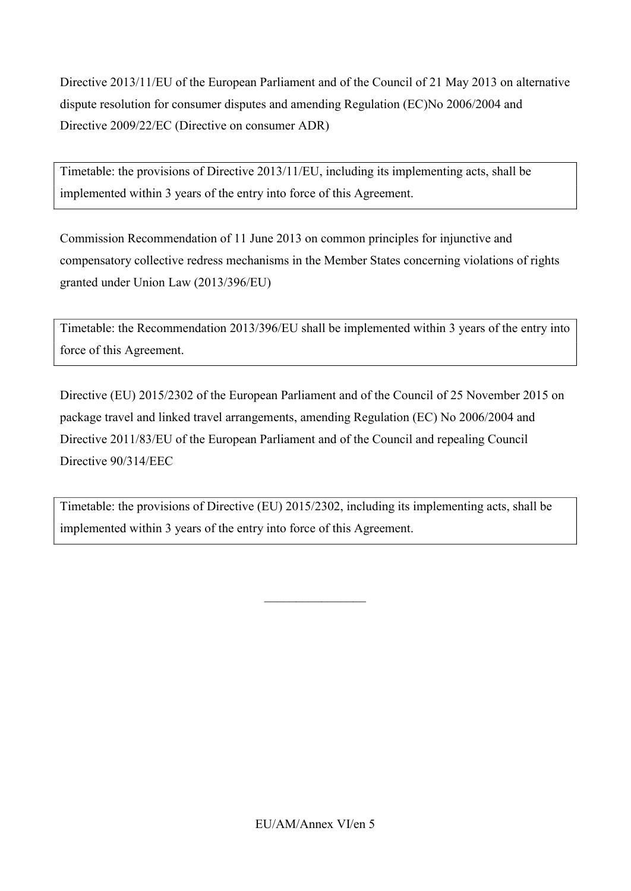Directive 2013/11/EU of the European Parliament and of the Council of 21 May 2013 on alternative dispute resolution for consumer disputes and amending Regulation (EC)No 2006/2004 and Directive 2009/22/EC (Directive on consumer ADR)

| Timetable: the provisions of Directive 2013/11/EU, including its implementing acts, shall be implemented within 3 years of the entry into force of this Agreement. |
| --- |

Commission Recommendation of 11 June 2013 on common principles for injunctive and compensatory collective redress mechanisms in the Member States concerning violations of rights granted under Union Law (2013/396/EU)

| Timetable: the Recommendation 2013/396/EU shall be implemented within 3 years of the entry into force of this Agreement. |
| --- |

Directive (EU) 2015/2302 of the European Parliament and of the Council of 25 November 2015 on package travel and linked travel arrangements, amending Regulation (EC) No 2006/2004 and Directive 2011/83/EU of the European Parliament and of the Council and repealing Council Directive 90/314/EEC

| Timetable: the provisions of Directive (EU) 2015/2302, including its implementing acts, shall be implemented within 3 years of the entry into force of this Agreement. |
| --- |

________________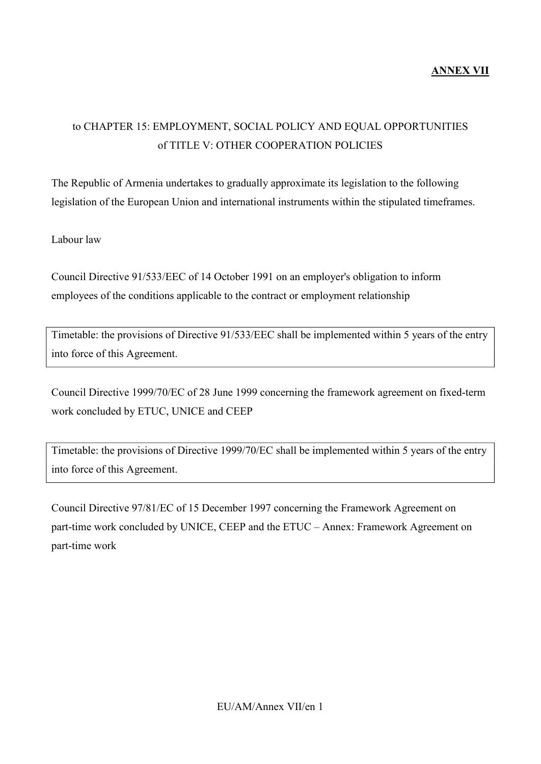**ANNEX VII**

to CHAPTER 15: EMPLOYMENT, SOCIAL POLICY AND EQUAL OPPORTUNITIES
of TITLE V: OTHER COOPERATION POLICIES

The Republic of Armenia undertakes to gradually approximate its legislation to the following legislation of the European Union and international instruments within the stipulated timeframes.

Labour law

Council Directive 91/533/EEC of 14 October 1991 on an employer's obligation to inform employees of the conditions applicable to the contract or employment relationship

| Timetable: the provisions of Directive 91/533/EEC shall be implemented within 5 years of the entry into force of this Agreement. |
|---|

Council Directive 1999/70/EC of 28 June 1999 concerning the framework agreement on fixed-term work concluded by ETUC, UNICE and CEEP

| Timetable: the provisions of Directive 1999/70/EC shall be implemented within 5 years of the entry into force of this Agreement. |
|---|

Council Directive 97/81/EC of 15 December 1997 concerning the Framework Agreement on part-time work concluded by UNICE, CEEP and the ETUC – Annex: Framework Agreement on part-time work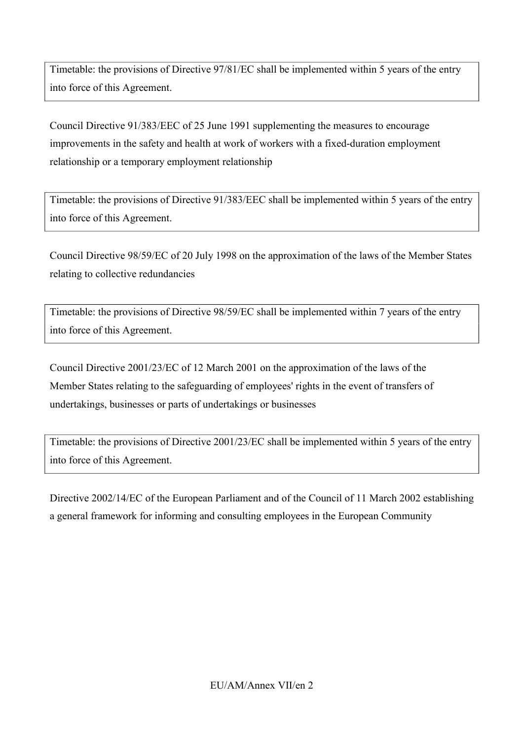Timetable: the provisions of Directive 97/81/EC shall be implemented within 5 years of the entry into force of this Agreement.

Council Directive 91/383/EEC of 25 June 1991 supplementing the measures to encourage improvements in the safety and health at work of workers with a fixed-duration employment relationship or a temporary employment relationship

Timetable: the provisions of Directive 91/383/EEC shall be implemented within 5 years of the entry into force of this Agreement.

Council Directive 98/59/EC of 20 July 1998 on the approximation of the laws of the Member States relating to collective redundancies

Timetable: the provisions of Directive 98/59/EC shall be implemented within 7 years of the entry into force of this Agreement.

Council Directive 2001/23/EC of 12 March 2001 on the approximation of the laws of the Member States relating to the safeguarding of employees' rights in the event of transfers of undertakings, businesses or parts of undertakings or businesses

Timetable: the provisions of Directive 2001/23/EC shall be implemented within 5 years of the entry into force of this Agreement.

Directive 2002/14/EC of the European Parliament and of the Council of 11 March 2002 establishing a general framework for informing and consulting employees in the European Community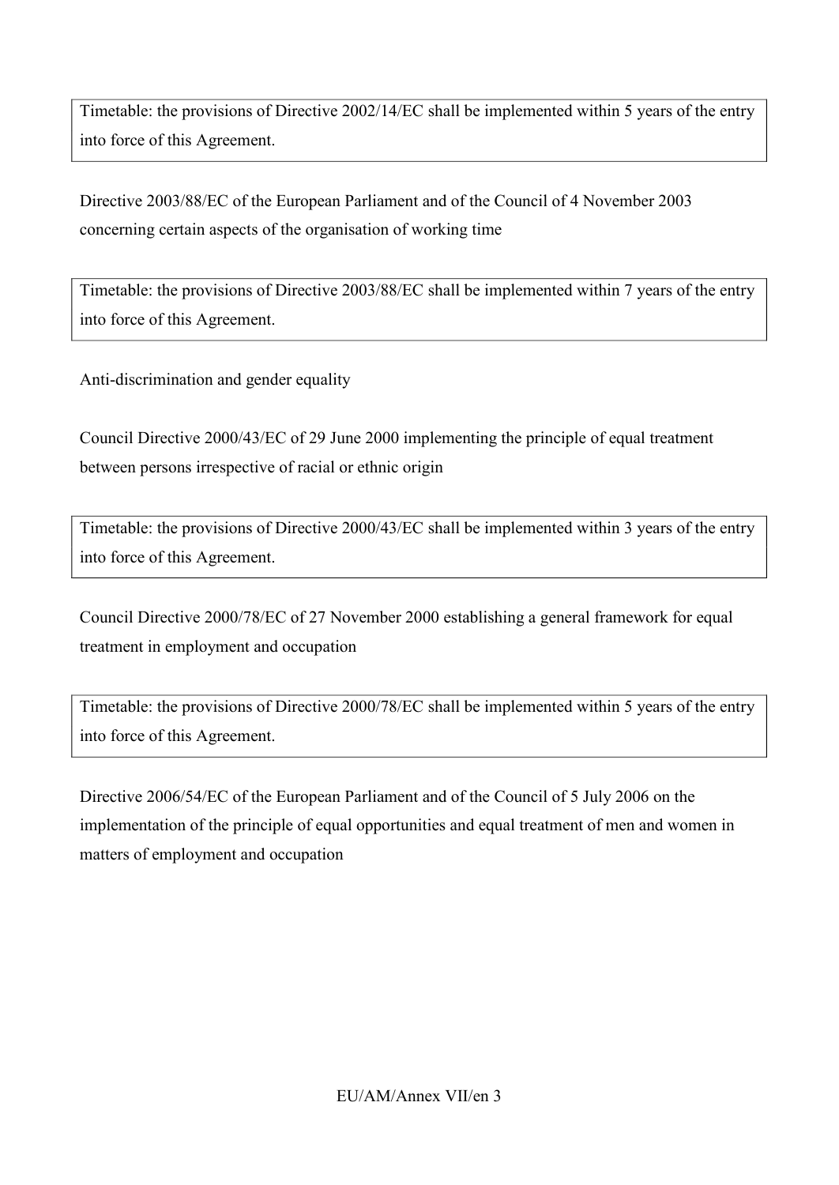Timetable: the provisions of Directive 2002/14/EC shall be implemented within 5 years of the entry into force of this Agreement.

Directive 2003/88/EC of the European Parliament and of the Council of 4 November 2003 concerning certain aspects of the organisation of working time

Timetable: the provisions of Directive 2003/88/EC shall be implemented within 7 years of the entry into force of this Agreement.

Anti-discrimination and gender equality

Council Directive 2000/43/EC of 29 June 2000 implementing the principle of equal treatment between persons irrespective of racial or ethnic origin

Timetable: the provisions of Directive 2000/43/EC shall be implemented within 3 years of the entry into force of this Agreement.

Council Directive 2000/78/EC of 27 November 2000 establishing a general framework for equal treatment in employment and occupation

Timetable: the provisions of Directive 2000/78/EC shall be implemented within 5 years of the entry into force of this Agreement.

Directive 2006/54/EC of the European Parliament and of the Council of 5 July 2006 on the implementation of the principle of equal opportunities and equal treatment of men and women in matters of employment and occupation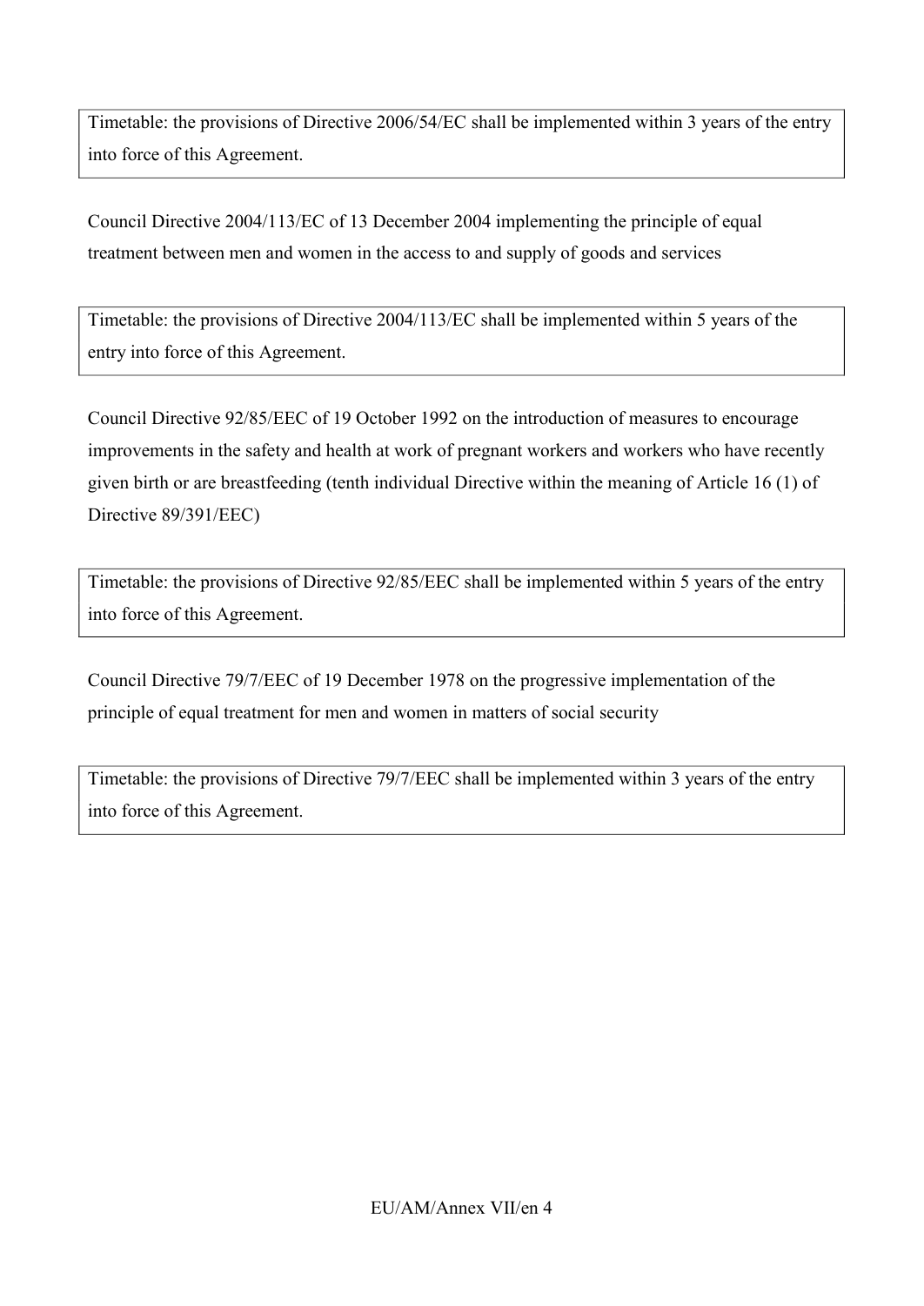Timetable: the provisions of Directive 2006/54/EC shall be implemented within 3 years of the entry into force of this Agreement.

Council Directive 2004/113/EC of 13 December 2004 implementing the principle of equal treatment between men and women in the access to and supply of goods and services

Timetable: the provisions of Directive 2004/113/EC shall be implemented within 5 years of the entry into force of this Agreement.

Council Directive 92/85/EEC of 19 October 1992 on the introduction of measures to encourage improvements in the safety and health at work of pregnant workers and workers who have recently given birth or are breastfeeding (tenth individual Directive within the meaning of Article 16 (1) of Directive 89/391/EEC)

Timetable: the provisions of Directive 92/85/EEC shall be implemented within 5 years of the entry into force of this Agreement.

Council Directive 79/7/EEC of 19 December 1978 on the progressive implementation of the principle of equal treatment for men and women in matters of social security

Timetable: the provisions of Directive 79/7/EEC shall be implemented within 3 years of the entry into force of this Agreement.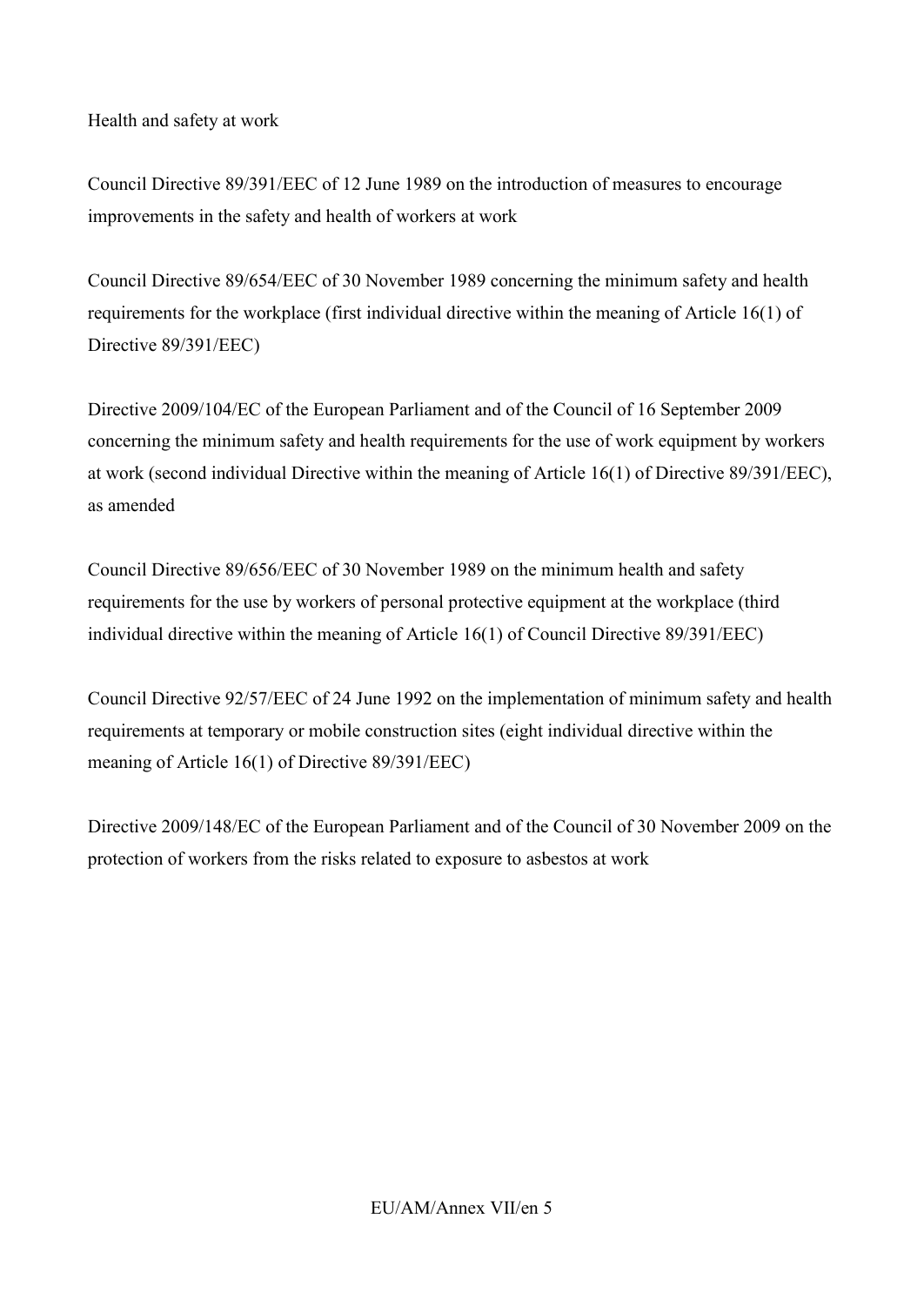Health and safety at work

Council Directive 89/391/EEC of 12 June 1989 on the introduction of measures to encourage improvements in the safety and health of workers at work

Council Directive 89/654/EEC of 30 November 1989 concerning the minimum safety and health requirements for the workplace (first individual directive within the meaning of Article 16(1) of Directive 89/391/EEC)

Directive 2009/104/EC of the European Parliament and of the Council of 16 September 2009 concerning the minimum safety and health requirements for the use of work equipment by workers at work (second individual Directive within the meaning of Article 16(1) of Directive 89/391/EEC), as amended

Council Directive 89/656/EEC of 30 November 1989 on the minimum health and safety requirements for the use by workers of personal protective equipment at the workplace (third individual directive within the meaning of Article 16(1) of Council Directive 89/391/EEC)

Council Directive 92/57/EEC of 24 June 1992 on the implementation of minimum safety and health requirements at temporary or mobile construction sites (eight individual directive within the meaning of Article 16(1) of Directive 89/391/EEC)

Directive 2009/148/EC of the European Parliament and of the Council of 30 November 2009 on the protection of workers from the risks related to exposure to asbestos at work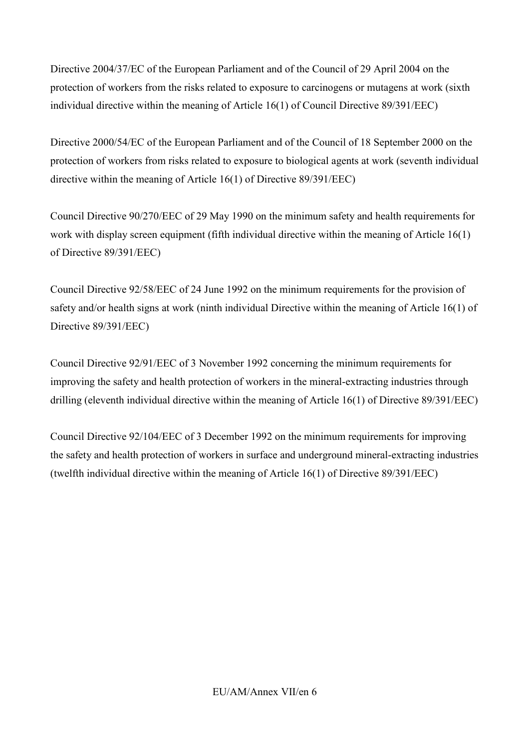Directive 2004/37/EC of the European Parliament and of the Council of 29 April 2004 on the protection of workers from the risks related to exposure to carcinogens or mutagens at work (sixth individual directive within the meaning of Article 16(1) of Council Directive 89/391/EEC)

Directive 2000/54/EC of the European Parliament and of the Council of 18 September 2000 on the protection of workers from risks related to exposure to biological agents at work (seventh individual directive within the meaning of Article 16(1) of Directive 89/391/EEC)

Council Directive 90/270/EEC of 29 May 1990 on the minimum safety and health requirements for work with display screen equipment (fifth individual directive within the meaning of Article 16(1) of Directive 89/391/EEC)

Council Directive 92/58/EEC of 24 June 1992 on the minimum requirements for the provision of safety and/or health signs at work (ninth individual Directive within the meaning of Article 16(1) of Directive 89/391/EEC)

Council Directive 92/91/EEC of 3 November 1992 concerning the minimum requirements for improving the safety and health protection of workers in the mineral-extracting industries through drilling (eleventh individual directive within the meaning of Article 16(1) of Directive 89/391/EEC)

Council Directive 92/104/EEC of 3 December 1992 on the minimum requirements for improving the safety and health protection of workers in surface and underground mineral-extracting industries (twelfth individual directive within the meaning of Article 16(1) of Directive 89/391/EEC)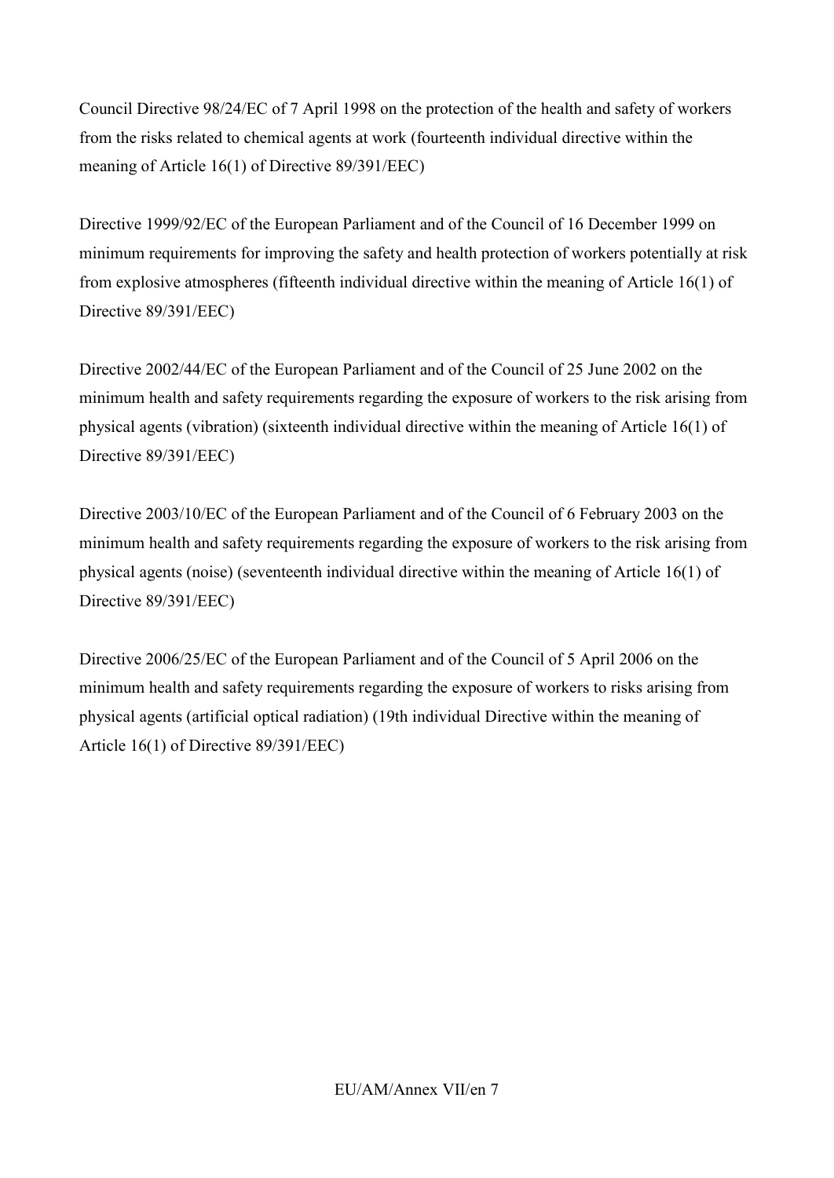Council Directive 98/24/EC of 7 April 1998 on the protection of the health and safety of workers from the risks related to chemical agents at work (fourteenth individual directive within the meaning of Article 16(1) of Directive 89/391/EEC)

Directive 1999/92/EC of the European Parliament and of the Council of 16 December 1999 on minimum requirements for improving the safety and health protection of workers potentially at risk from explosive atmospheres (fifteenth individual directive within the meaning of Article 16(1) of Directive 89/391/EEC)

Directive 2002/44/EC of the European Parliament and of the Council of 25 June 2002 on the minimum health and safety requirements regarding the exposure of workers to the risk arising from physical agents (vibration) (sixteenth individual directive within the meaning of Article 16(1) of Directive 89/391/EEC)

Directive 2003/10/EC of the European Parliament and of the Council of 6 February 2003 on the minimum health and safety requirements regarding the exposure of workers to the risk arising from physical agents (noise) (seventeenth individual directive within the meaning of Article 16(1) of Directive 89/391/EEC)

Directive 2006/25/EC of the European Parliament and of the Council of 5 April 2006 on the minimum health and safety requirements regarding the exposure of workers to risks arising from physical agents (artificial optical radiation) (19th individual Directive within the meaning of Article 16(1) of Directive 89/391/EEC)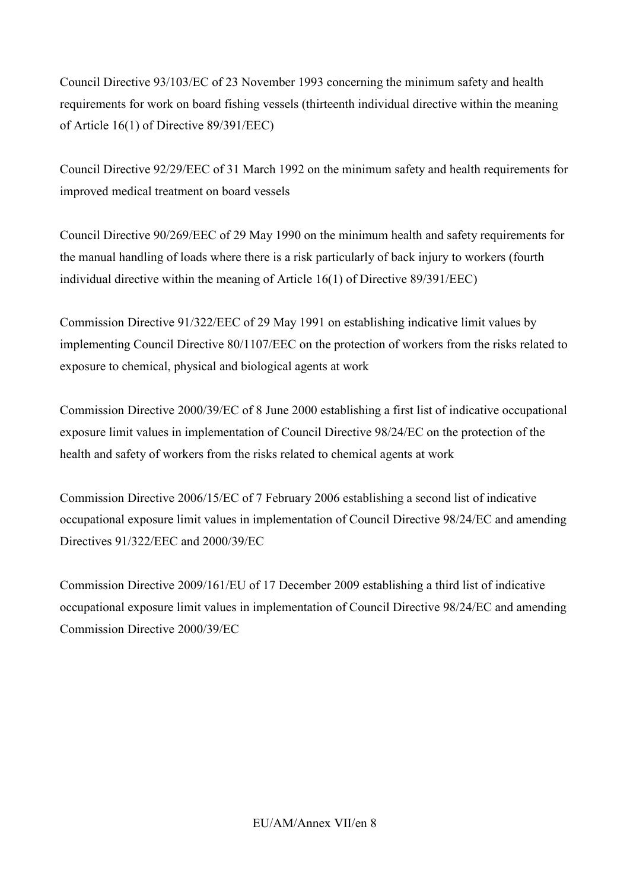Council Directive 93/103/EC of 23 November 1993 concerning the minimum safety and health requirements for work on board fishing vessels (thirteenth individual directive within the meaning of Article 16(1) of Directive 89/391/EEC)

Council Directive 92/29/EEC of 31 March 1992 on the minimum safety and health requirements for improved medical treatment on board vessels

Council Directive 90/269/EEC of 29 May 1990 on the minimum health and safety requirements for the manual handling of loads where there is a risk particularly of back injury to workers (fourth individual directive within the meaning of Article 16(1) of Directive 89/391/EEC)

Commission Directive 91/322/EEC of 29 May 1991 on establishing indicative limit values by implementing Council Directive 80/1107/EEC on the protection of workers from the risks related to exposure to chemical, physical and biological agents at work

Commission Directive 2000/39/EC of 8 June 2000 establishing a first list of indicative occupational exposure limit values in implementation of Council Directive 98/24/EC on the protection of the health and safety of workers from the risks related to chemical agents at work

Commission Directive 2006/15/EC of 7 February 2006 establishing a second list of indicative occupational exposure limit values in implementation of Council Directive 98/24/EC and amending Directives 91/322/EEC and 2000/39/EC

Commission Directive 2009/161/EU of 17 December 2009 establishing a third list of indicative occupational exposure limit values in implementation of Council Directive 98/24/EC and amending Commission Directive 2000/39/EC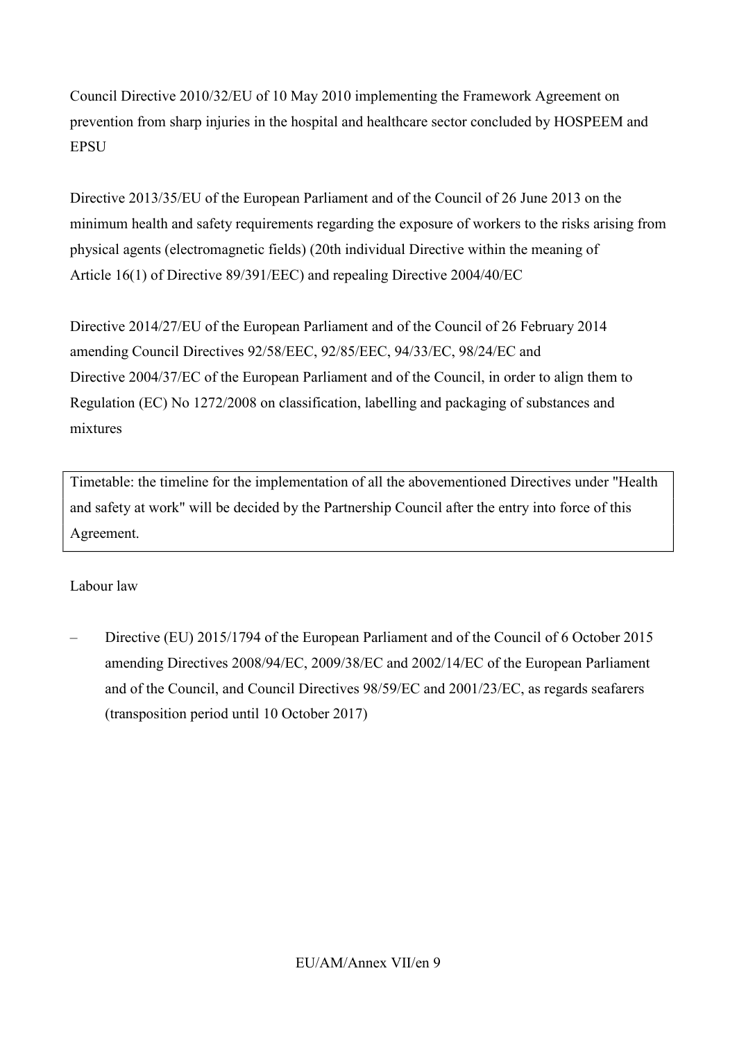Council Directive 2010/32/EU of 10 May 2010 implementing the Framework Agreement on prevention from sharp injuries in the hospital and healthcare sector concluded by HOSPEEM and EPSU

Directive 2013/35/EU of the European Parliament and of the Council of 26 June 2013 on the minimum health and safety requirements regarding the exposure of workers to the risks arising from physical agents (electromagnetic fields) (20th individual Directive within the meaning of Article 16(1) of Directive 89/391/EEC) and repealing Directive 2004/40/EC

Directive 2014/27/EU of the European Parliament and of the Council of 26 February 2014 amending Council Directives 92/58/EEC, 92/85/EEC, 94/33/EC, 98/24/EC and Directive 2004/37/EC of the European Parliament and of the Council, in order to align them to Regulation (EC) No 1272/2008 on classification, labelling and packaging of substances and mixtures

| Timetable: the timeline for the implementation of all the abovementioned Directives under "Health and safety at work" will be decided by the Partnership Council after the entry into force of this Agreement. |
|---|

Labour law

- Directive (EU) 2015/1794 of the European Parliament and of the Council of 6 October 2015 amending Directives 2008/94/EC, 2009/38/EC and 2002/14/EC of the European Parliament and of the Council, and Council Directives 98/59/EC and 2001/23/EC, as regards seafarers (transposition period until 10 October 2017)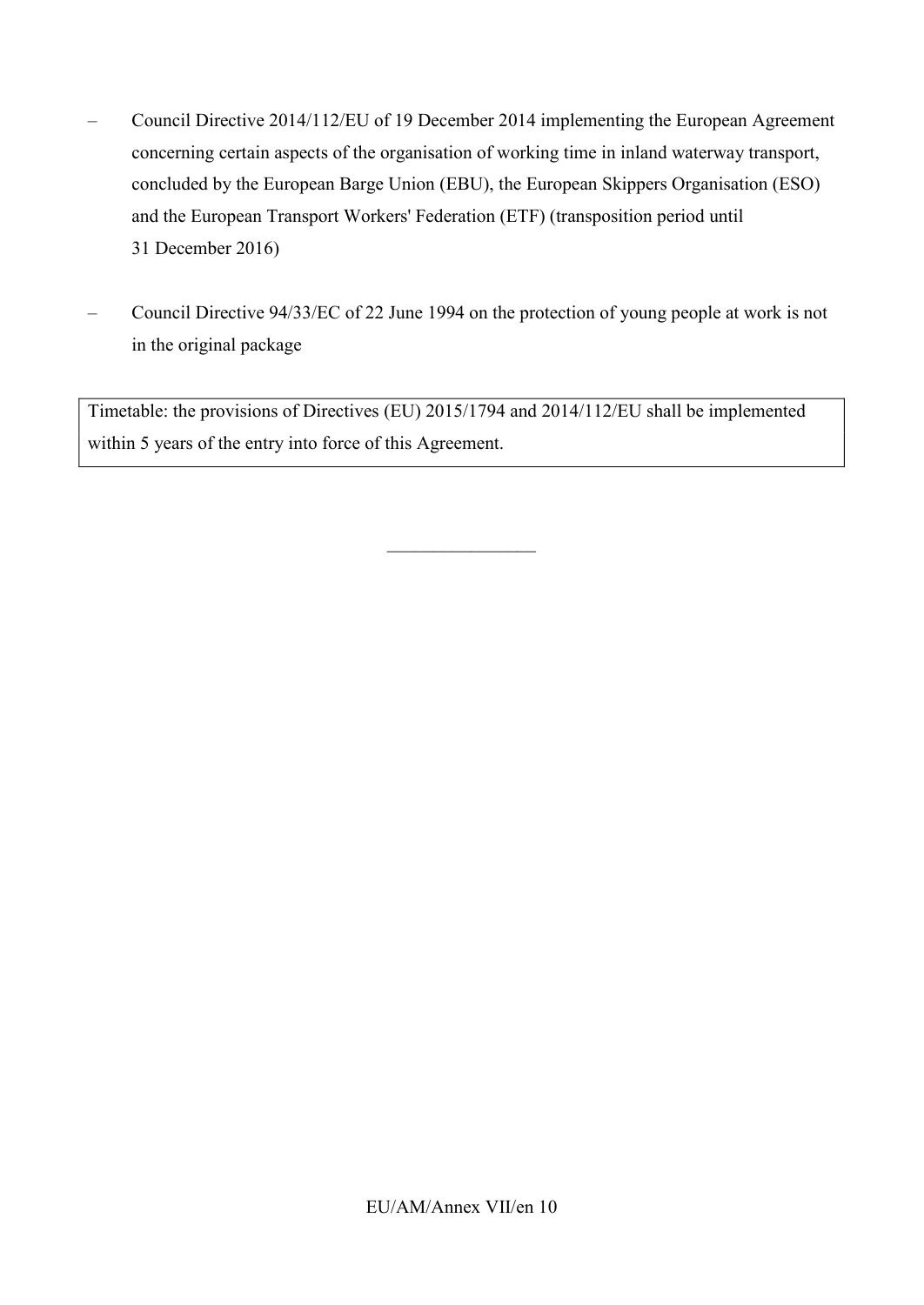- Council Directive 2014/112/EU of 19 December 2014 implementing the European Agreement concerning certain aspects of the organisation of working time in inland waterway transport, concluded by the European Barge Union (EBU), the European Skippers Organisation (ESO) and the European Transport Workers' Federation (ETF) (transposition period until 31 December 2016)

- Council Directive 94/33/EC of 22 June 1994 on the protection of young people at work is not in the original package

| |
|---|
| Timetable: the provisions of Directives (EU) 2015/1794 and 2014/112/EU shall be implemented within 5 years of the entry into force of this Agreement. |

________________